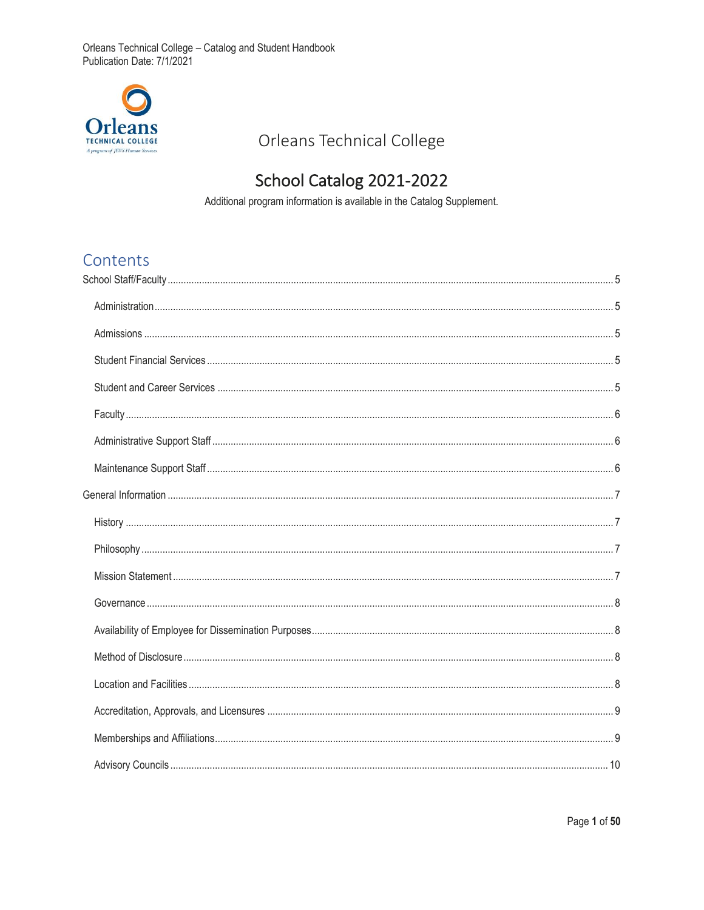# Orleans Technical College

## School Catalog 2021-2022

Additional program information is available in the Catalog Supplement.

## Contents

School Staff/Faculty ..... 5

- Administration ..... 5
- Admissions ..... 5
- Student Financial Services ..... 5
- Student and Career Services ..... 5
- Faculty ..... 6
- Administrative Support Staff ..... 6
- Maintenance Support Staff ..... 6

General Information ..... 7

- History ..... 7
- Philosophy ..... 7
- Mission Statement ..... 7
- Governance ..... 8
- Availability of Employee for Dissemination Purposes ..... 8
- Method of Disclosure ..... 8
- Location and Facilities ..... 8
- Accreditation, Approvals, and Licensures ..... 9
- Memberships and Affiliations ..... 9
- Advisory Councils ..... 10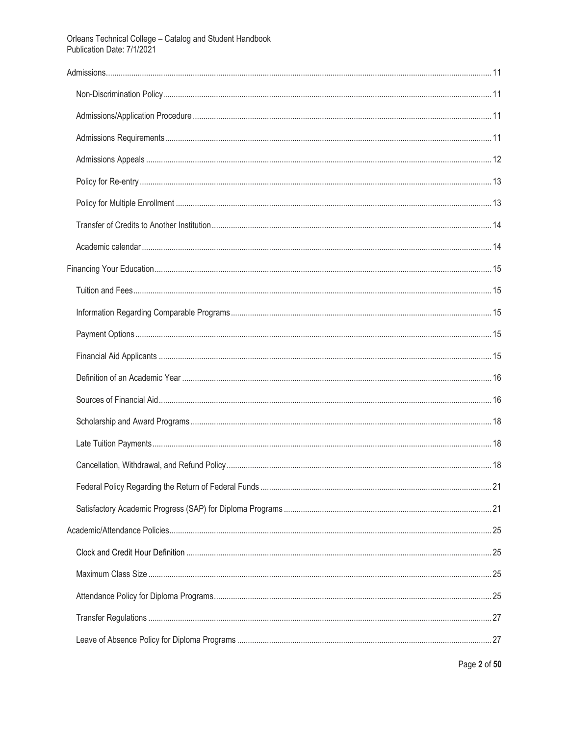Admissions ..... 11

- Non-Discrimination Policy ..... 11
- Admissions/Application Procedure ..... 11
- Admissions Requirements ..... 11
- Admissions Appeals ..... 12
- Policy for Re-entry ..... 13
- Policy for Multiple Enrollment ..... 13
- Transfer of Credits to Another Institution ..... 14
- Academic calendar ..... 14

Financing Your Education ..... 15

- Tuition and Fees ..... 15
- Information Regarding Comparable Programs ..... 15
- Payment Options ..... 15
- Financial Aid Applicants ..... 15
- Definition of an Academic Year ..... 16
- Sources of Financial Aid ..... 16
- Scholarship and Award Programs ..... 18
- Late Tuition Payments ..... 18
- Cancellation, Withdrawal, and Refund Policy ..... 18
- Federal Policy Regarding the Return of Federal Funds ..... 21
- Satisfactory Academic Progress (SAP) for Diploma Programs ..... 21

Academic/Attendance Policies ..... 25

- Clock and Credit Hour Definition ..... 25
- Maximum Class Size ..... 25
- Attendance Policy for Diploma Programs ..... 25
- Transfer Regulations ..... 27
- Leave of Absence Policy for Diploma Programs ..... 27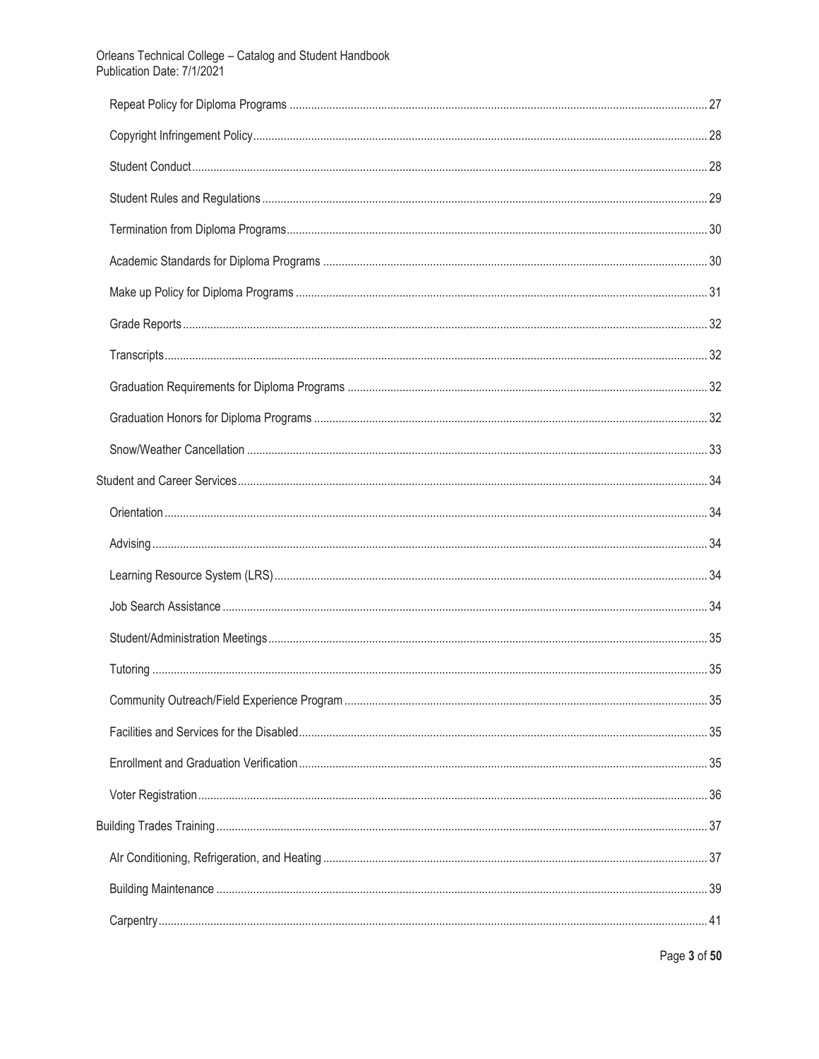- Repeat Policy for Diploma Programs ... 27
- Copyright Infringement Policy ... 28
- Student Conduct ... 28
- Student Rules and Regulations ... 29
- Termination from Diploma Programs ... 30
- Academic Standards for Diploma Programs ... 30
- Make up Policy for Diploma Programs ... 31
- Grade Reports ... 32
- Transcripts ... 32
- Graduation Requirements for Diploma Programs ... 32
- Graduation Honors for Diploma Programs ... 32
- Snow/Weather Cancellation ... 33

Student and Career Services ... 34

- Orientation ... 34
- Advising ... 34
- Learning Resource System (LRS) ... 34
- Job Search Assistance ... 34
- Student/Administration Meetings ... 35
- Tutoring ... 35
- Community Outreach/Field Experience Program ... 35
- Facilities and Services for the Disabled ... 35
- Enrollment and Graduation Verification ... 35
- Voter Registration ... 36

Building Trades Training ... 37

- AIr Conditioning, Refrigeration, and Heating ... 37
- Building Maintenance ... 39
- Carpentry ... 41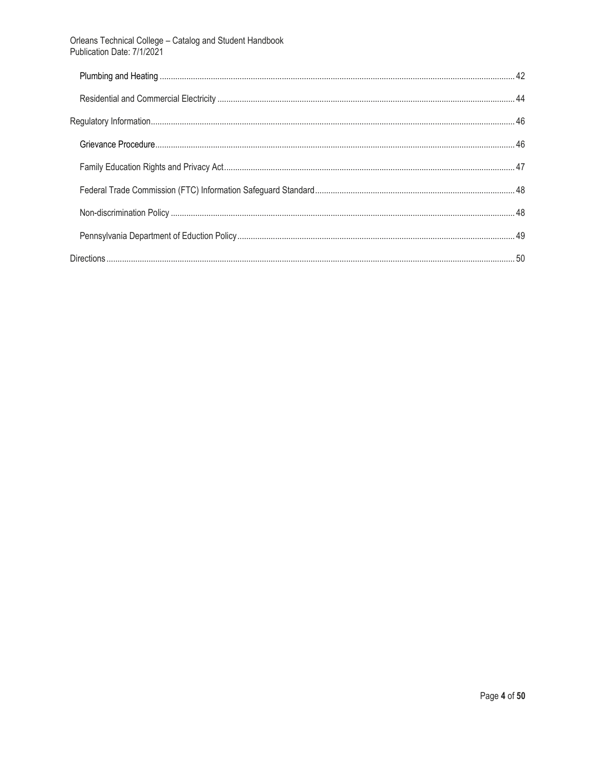- Plumbing and Heating ..... 42
- Residential and Commercial Electricity ..... 44

Regulatory Information ..... 46

- Grievance Procedure ..... 46
- Family Education Rights and Privacy Act ..... 47
- Federal Trade Commission (FTC) Information Safeguard Standard ..... 48
- Non-discrimination Policy ..... 48
- Pennsylvania Department of Eduction Policy ..... 49

Directions ..... 50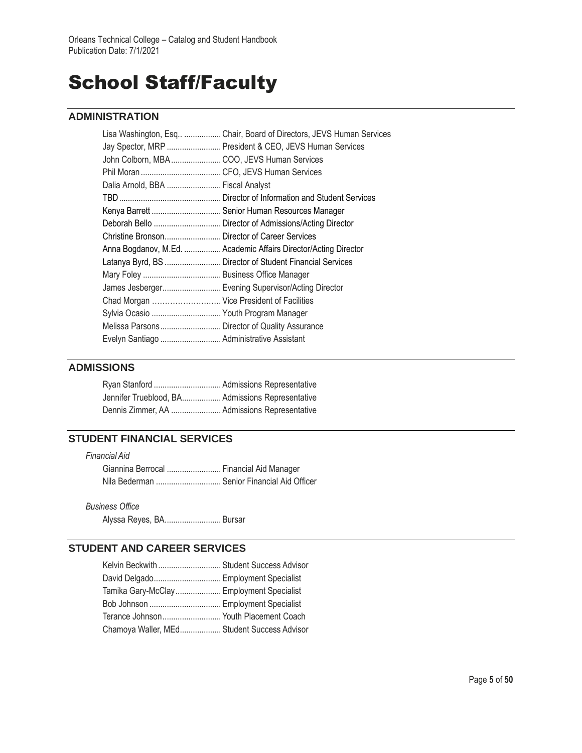# School Staff/Faculty

## ADMINISTRATION

Lisa Washington, Esq.. ................. Chair, Board of Directors, JEVS Human Services
Jay Spector, MRP ......................... President & CEO, JEVS Human Services
John Colborn, MBA....................... COO, JEVS Human Services
Phil Moran..................................... CFO, JEVS Human Services
Dalia Arnold, BBA ......................... Fiscal Analyst
TBD............................................... Director of Information and Student Services
Kenya Barrett ................................ Senior Human Resources Manager
Deborah Bello ............................... Director of Admissions/Acting Director
Christine Bronson.......................... Director of Career Services
Anna Bogdanov, M.Ed. ................. Academic Affairs Director/Acting Director
Latanya Byrd, BS .......................... Director of Student Financial Services
Mary Foley .................................... Business Office Manager
James Jesberger........................... Evening Supervisor/Acting Director
Chad Morgan ……………………. Vice President of Facilities
Sylvia Ocasio ................................ Youth Program Manager
Melissa Parsons............................ Director of Quality Assurance
Evelyn Santiago ............................ Administrative Assistant

## ADMISSIONS

Ryan Stanford ............................... Admissions Representative
Jennifer Trueblood, BA.................. Admissions Representative
Dennis Zimmer, AA ....................... Admissions Representative

## STUDENT FINANCIAL SERVICES

*Financial Aid*

Giannina Berrocal ......................... Financial Aid Manager
Nila Bederman .............................. Senior Financial Aid Officer

*Business Office*

Alyssa Reyes, BA.......................... Bursar

## STUDENT AND CAREER SERVICES

Kelvin Beckwith............................. Student Success Advisor
David Delgado............................... Employment Specialist
Tamika Gary-McClay..................... Employment Specialist
Bob Johnson ................................. Employment Specialist
Terance Johnson........................... Youth Placement Coach
Chamoya Waller, MEd................... Student Success Advisor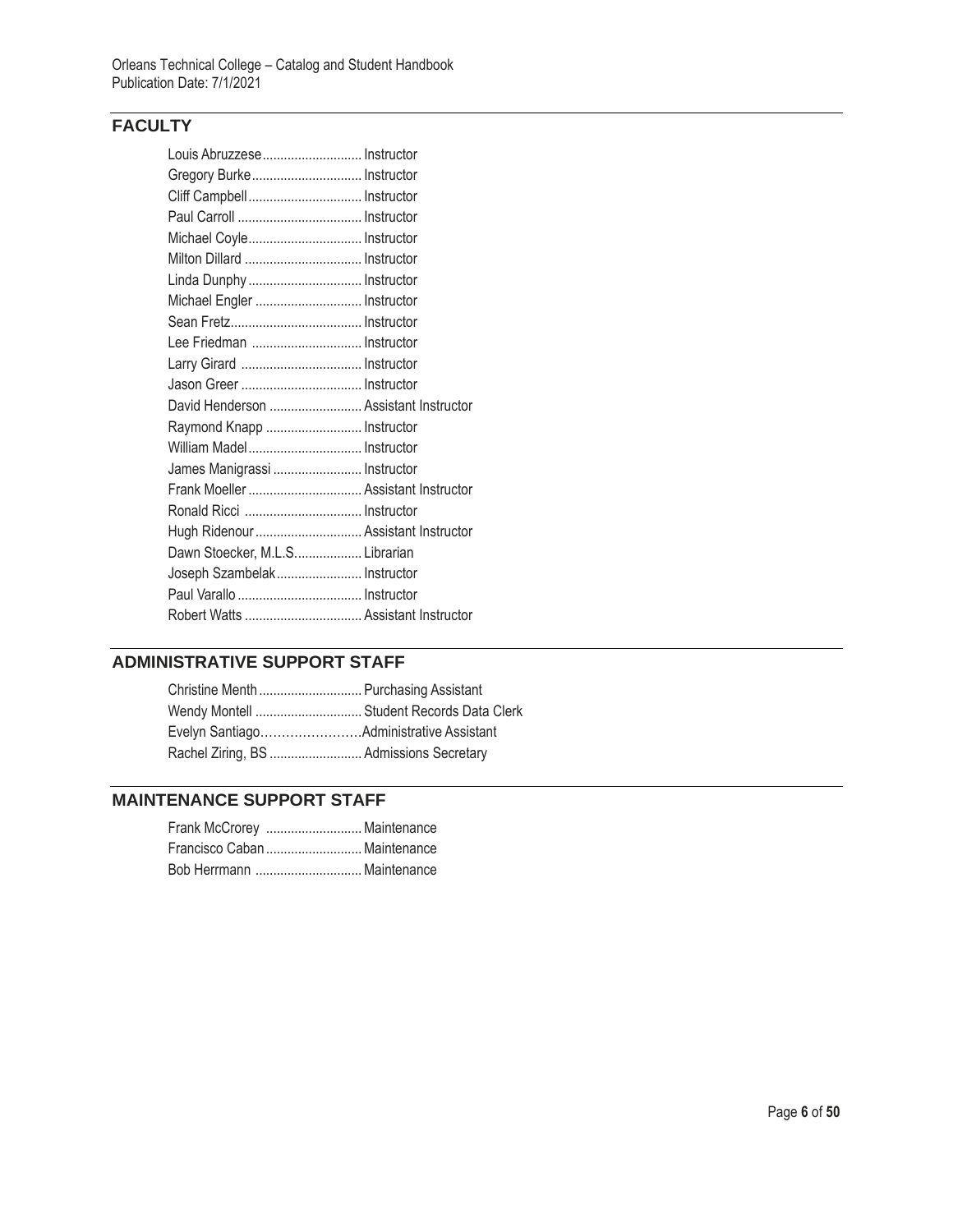## FACULTY

Louis Abruzzese............................ Instructor
Gregory Burke............................... Instructor
Cliff Campbell................................ Instructor
Paul Carroll .................................. Instructor
Michael Coyle................................ Instructor
Milton Dillard ................................ Instructor
Linda Dunphy ................................ Instructor
Michael Engler .............................. Instructor
Sean Fretz..................................... Instructor
Lee Friedman ............................... Instructor
Larry Girard .................................. Instructor
Jason Greer .................................. Instructor
David Henderson .......................... Assistant Instructor
Raymond Knapp ........................... Instructor
William Madel................................ Instructor
James Manigrassi ......................... Instructor
Frank Moeller ................................ Assistant Instructor
Ronald Ricci ................................. Instructor
Hugh Ridenour .............................. Assistant Instructor
Dawn Stoecker, M.L.S................... Librarian
Joseph Szambelak........................ Instructor
Paul Varallo ................................... Instructor
Robert Watts ................................. Assistant Instructor

## ADMINISTRATIVE SUPPORT STAFF

Christine Menth ............................. Purchasing Assistant
Wendy Montell .............................. Student Records Data Clerk
Evelyn Santiago……………………Administrative Assistant
Rachel Ziring, BS .......................... Admissions Secretary

## MAINTENANCE SUPPORT STAFF

Frank McCrorey ........................... Maintenance
Francisco Caban ........................... Maintenance
Bob Herrmann .............................. Maintenance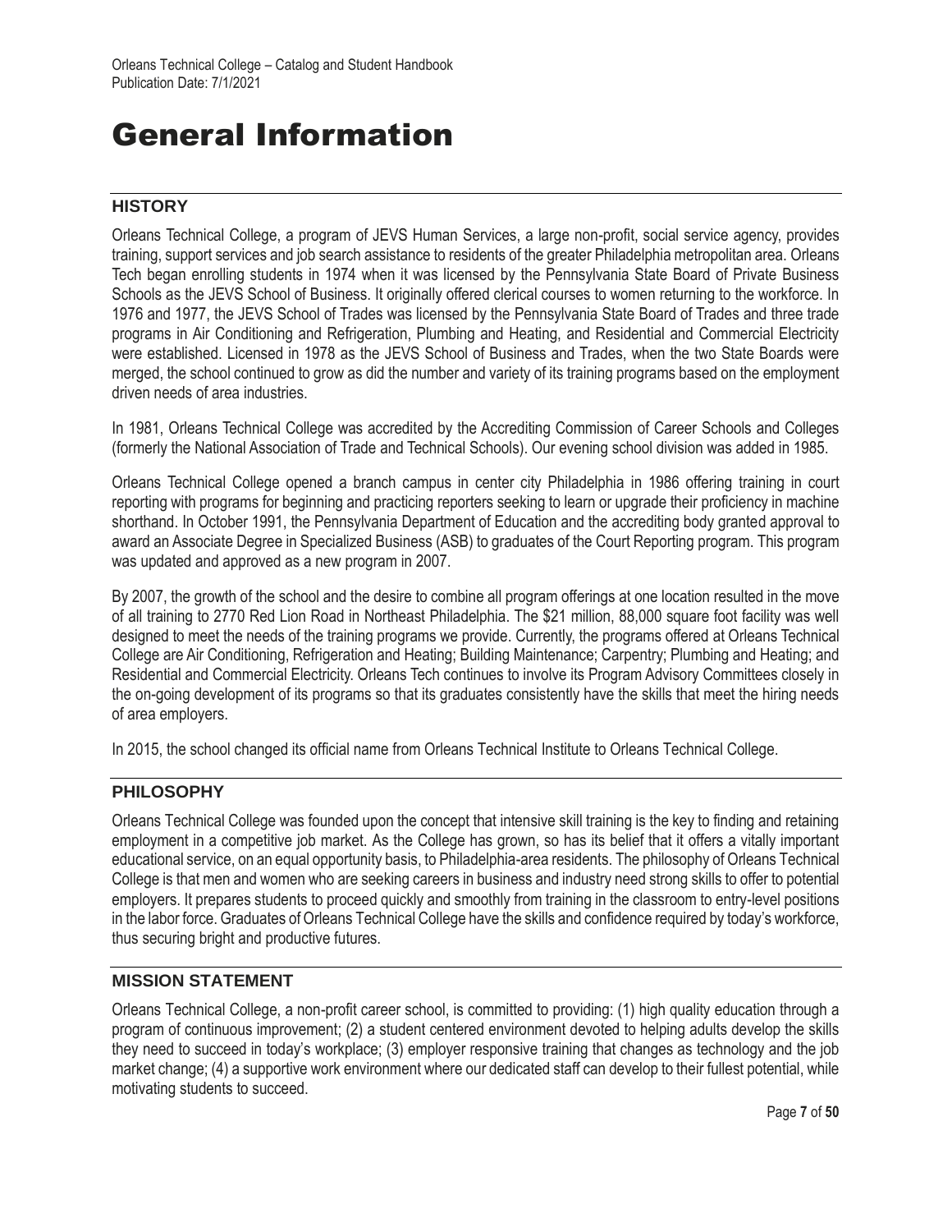# General Information

## HISTORY

Orleans Technical College, a program of JEVS Human Services, a large non-profit, social service agency, provides training, support services and job search assistance to residents of the greater Philadelphia metropolitan area. Orleans Tech began enrolling students in 1974 when it was licensed by the Pennsylvania State Board of Private Business Schools as the JEVS School of Business. It originally offered clerical courses to women returning to the workforce. In 1976 and 1977, the JEVS School of Trades was licensed by the Pennsylvania State Board of Trades and three trade programs in Air Conditioning and Refrigeration, Plumbing and Heating, and Residential and Commercial Electricity were established. Licensed in 1978 as the JEVS School of Business and Trades, when the two State Boards were merged, the school continued to grow as did the number and variety of its training programs based on the employment driven needs of area industries.

In 1981, Orleans Technical College was accredited by the Accrediting Commission of Career Schools and Colleges (formerly the National Association of Trade and Technical Schools). Our evening school division was added in 1985.

Orleans Technical College opened a branch campus in center city Philadelphia in 1986 offering training in court reporting with programs for beginning and practicing reporters seeking to learn or upgrade their proficiency in machine shorthand. In October 1991, the Pennsylvania Department of Education and the accrediting body granted approval to award an Associate Degree in Specialized Business (ASB) to graduates of the Court Reporting program. This program was updated and approved as a new program in 2007.

By 2007, the growth of the school and the desire to combine all program offerings at one location resulted in the move of all training to 2770 Red Lion Road in Northeast Philadelphia. The $21 million, 88,000 square foot facility was well designed to meet the needs of the training programs we provide. Currently, the programs offered at Orleans Technical College are Air Conditioning, Refrigeration and Heating; Building Maintenance; Carpentry; Plumbing and Heating; and Residential and Commercial Electricity. Orleans Tech continues to involve its Program Advisory Committees closely in the on-going development of its programs so that its graduates consistently have the skills that meet the hiring needs of area employers.

In 2015, the school changed its official name from Orleans Technical Institute to Orleans Technical College.

## PHILOSOPHY

Orleans Technical College was founded upon the concept that intensive skill training is the key to finding and retaining employment in a competitive job market. As the College has grown, so has its belief that it offers a vitally important educational service, on an equal opportunity basis, to Philadelphia-area residents. The philosophy of Orleans Technical College is that men and women who are seeking careers in business and industry need strong skills to offer to potential employers. It prepares students to proceed quickly and smoothly from training in the classroom to entry-level positions in the labor force. Graduates of Orleans Technical College have the skills and confidence required by today's workforce, thus securing bright and productive futures.

## MISSION STATEMENT

Orleans Technical College, a non-profit career school, is committed to providing: (1) high quality education through a program of continuous improvement; (2) a student centered environment devoted to helping adults develop the skills they need to succeed in today's workplace; (3) employer responsive training that changes as technology and the job market change; (4) a supportive work environment where our dedicated staff can develop to their fullest potential, while motivating students to succeed.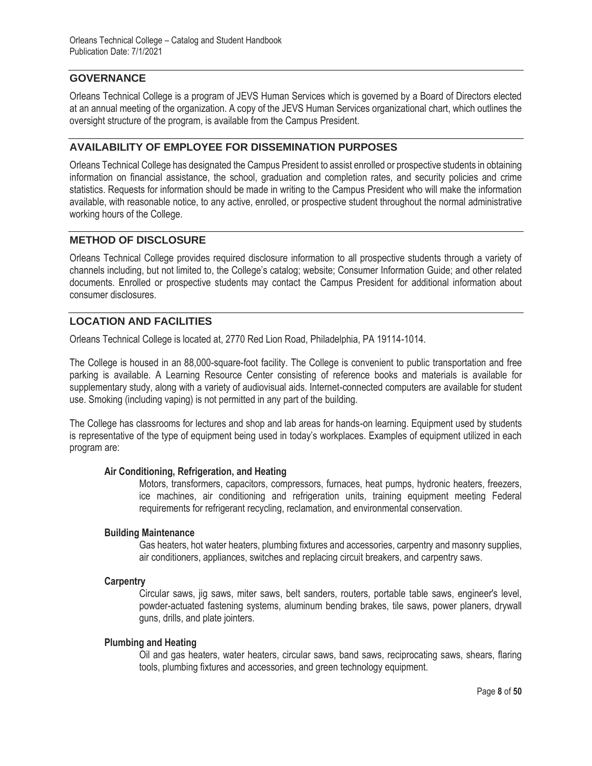## GOVERNANCE

Orleans Technical College is a program of JEVS Human Services which is governed by a Board of Directors elected at an annual meeting of the organization. A copy of the JEVS Human Services organizational chart, which outlines the oversight structure of the program, is available from the Campus President.

## AVAILABILITY OF EMPLOYEE FOR DISSEMINATION PURPOSES

Orleans Technical College has designated the Campus President to assist enrolled or prospective students in obtaining information on financial assistance, the school, graduation and completion rates, and security policies and crime statistics. Requests for information should be made in writing to the Campus President who will make the information available, with reasonable notice, to any active, enrolled, or prospective student throughout the normal administrative working hours of the College.

## METHOD OF DISCLOSURE

Orleans Technical College provides required disclosure information to all prospective students through a variety of channels including, but not limited to, the College's catalog; website; Consumer Information Guide; and other related documents. Enrolled or prospective students may contact the Campus President for additional information about consumer disclosures.

## LOCATION AND FACILITIES

Orleans Technical College is located at, 2770 Red Lion Road, Philadelphia, PA 19114-1014.

The College is housed in an 88,000-square-foot facility. The College is convenient to public transportation and free parking is available. A Learning Resource Center consisting of reference books and materials is available for supplementary study, along with a variety of audiovisual aids. Internet-connected computers are available for student use. Smoking (including vaping) is not permitted in any part of the building.

The College has classrooms for lectures and shop and lab areas for hands-on learning. Equipment used by students is representative of the type of equipment being used in today's workplaces. Examples of equipment utilized in each program are:

**Air Conditioning, Refrigeration, and Heating**

Motors, transformers, capacitors, compressors, furnaces, heat pumps, hydronic heaters, freezers, ice machines, air conditioning and refrigeration units, training equipment meeting Federal requirements for refrigerant recycling, reclamation, and environmental conservation.

**Building Maintenance**

Gas heaters, hot water heaters, plumbing fixtures and accessories, carpentry and masonry supplies, air conditioners, appliances, switches and replacing circuit breakers, and carpentry saws.

**Carpentry**

Circular saws, jig saws, miter saws, belt sanders, routers, portable table saws, engineer's level, powder-actuated fastening systems, aluminum bending brakes, tile saws, power planers, drywall guns, drills, and plate jointers.

**Plumbing and Heating**

Oil and gas heaters, water heaters, circular saws, band saws, reciprocating saws, shears, flaring tools, plumbing fixtures and accessories, and green technology equipment.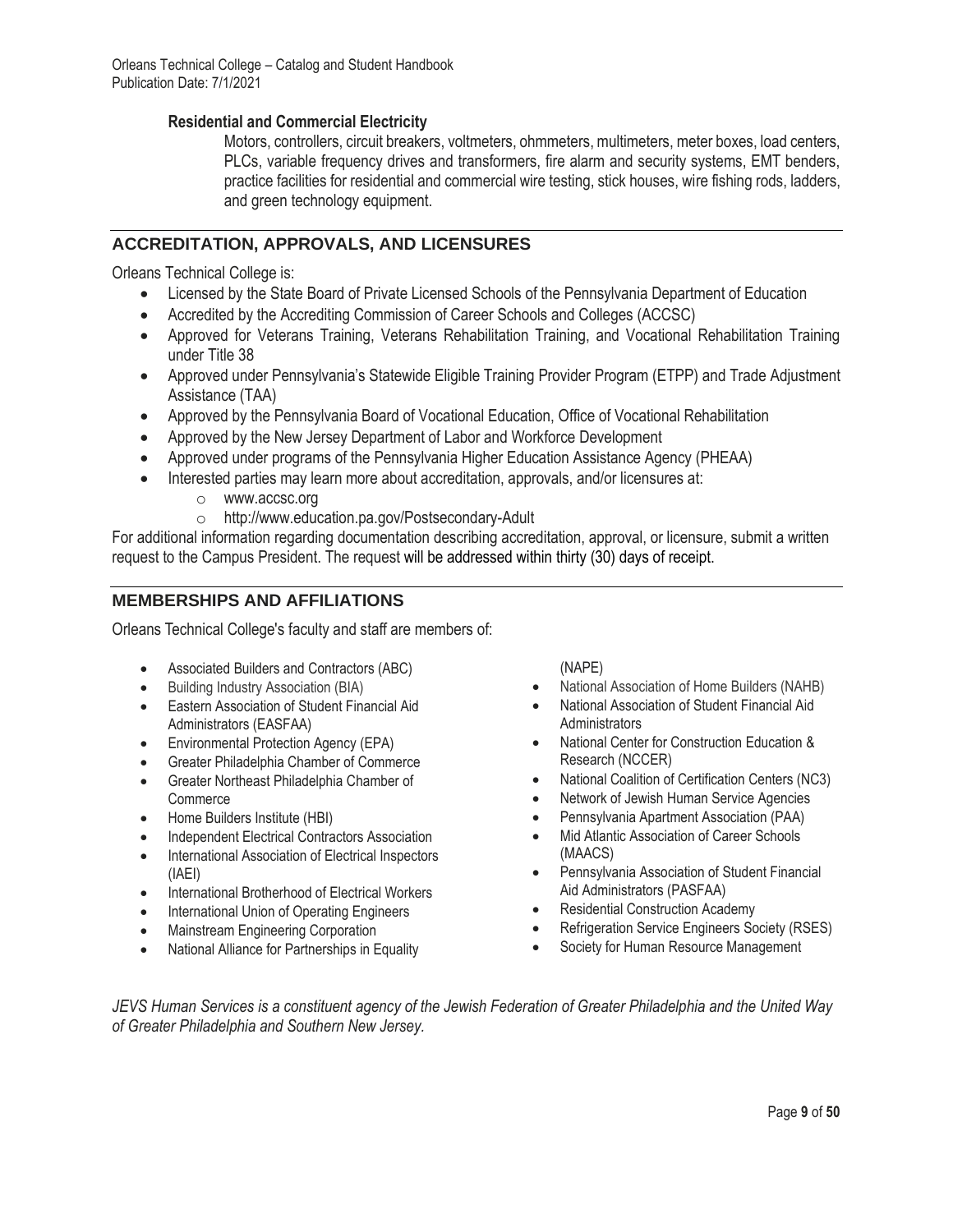### Residential and Commercial Electricity

Motors, controllers, circuit breakers, voltmeters, ohmmeters, multimeters, meter boxes, load centers, PLCs, variable frequency drives and transformers, fire alarm and security systems, EMT benders, practice facilities for residential and commercial wire testing, stick houses, wire fishing rods, ladders, and green technology equipment.

## ACCREDITATION, APPROVALS, AND LICENSURES

Orleans Technical College is:

- Licensed by the State Board of Private Licensed Schools of the Pennsylvania Department of Education
- Accredited by the Accrediting Commission of Career Schools and Colleges (ACCSC)
- Approved for Veterans Training, Veterans Rehabilitation Training, and Vocational Rehabilitation Training under Title 38
- Approved under Pennsylvania's Statewide Eligible Training Provider Program (ETPP) and Trade Adjustment Assistance (TAA)
- Approved by the Pennsylvania Board of Vocational Education, Office of Vocational Rehabilitation
- Approved by the New Jersey Department of Labor and Workforce Development
- Approved under programs of the Pennsylvania Higher Education Assistance Agency (PHEAA)
- Interested parties may learn more about accreditation, approvals, and/or licensures at:
  - www.accsc.org
  - http://www.education.pa.gov/Postsecondary-Adult

For additional information regarding documentation describing accreditation, approval, or licensure, submit a written request to the Campus President. The request will be addressed within thirty (30) days of receipt.

## MEMBERSHIPS AND AFFILIATIONS

Orleans Technical College's faculty and staff are members of:

- Associated Builders and Contractors (ABC)
- Building Industry Association (BIA)
- Eastern Association of Student Financial Aid Administrators (EASFAA)
- Environmental Protection Agency (EPA)
- Greater Philadelphia Chamber of Commerce
- Greater Northeast Philadelphia Chamber of Commerce
- Home Builders Institute (HBI)
- Independent Electrical Contractors Association
- International Association of Electrical Inspectors (IAEI)
- International Brotherhood of Electrical Workers
- International Union of Operating Engineers
- Mainstream Engineering Corporation
- National Alliance for Partnerships in Equality (NAPE)
- National Association of Home Builders (NAHB)
- National Association of Student Financial Aid Administrators
- National Center for Construction Education & Research (NCCER)
- National Coalition of Certification Centers (NC3)
- Network of Jewish Human Service Agencies
- Pennsylvania Apartment Association (PAA)
- Mid Atlantic Association of Career Schools (MAACS)
- Pennsylvania Association of Student Financial Aid Administrators (PASFAA)
- Residential Construction Academy
- Refrigeration Service Engineers Society (RSES)
- Society for Human Resource Management

*JEVS Human Services is a constituent agency of the Jewish Federation of Greater Philadelphia and the United Way of Greater Philadelphia and Southern New Jersey.*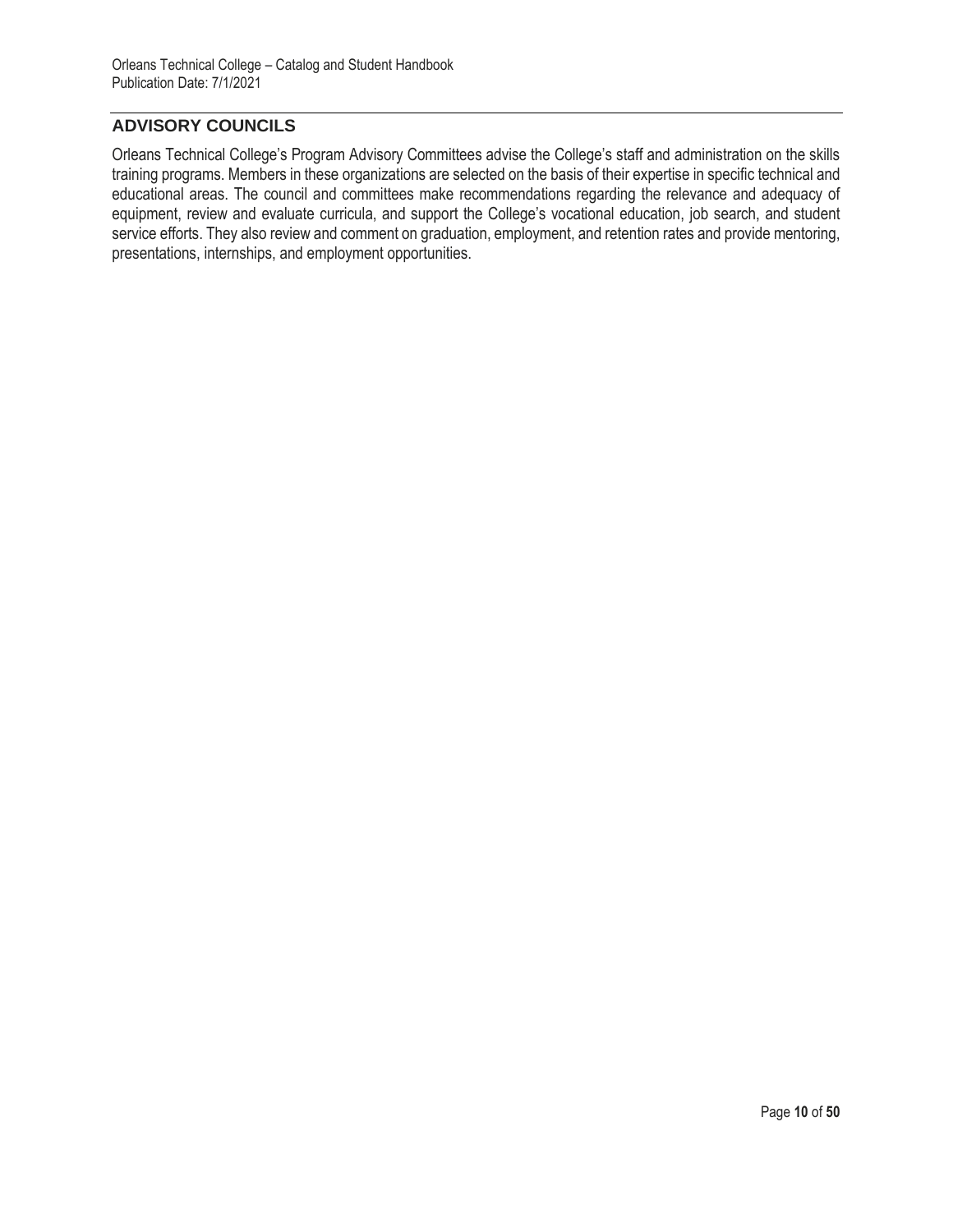## ADVISORY COUNCILS

Orleans Technical College's Program Advisory Committees advise the College's staff and administration on the skills training programs. Members in these organizations are selected on the basis of their expertise in specific technical and educational areas. The council and committees make recommendations regarding the relevance and adequacy of equipment, review and evaluate curricula, and support the College's vocational education, job search, and student service efforts. They also review and comment on graduation, employment, and retention rates and provide mentoring, presentations, internships, and employment opportunities.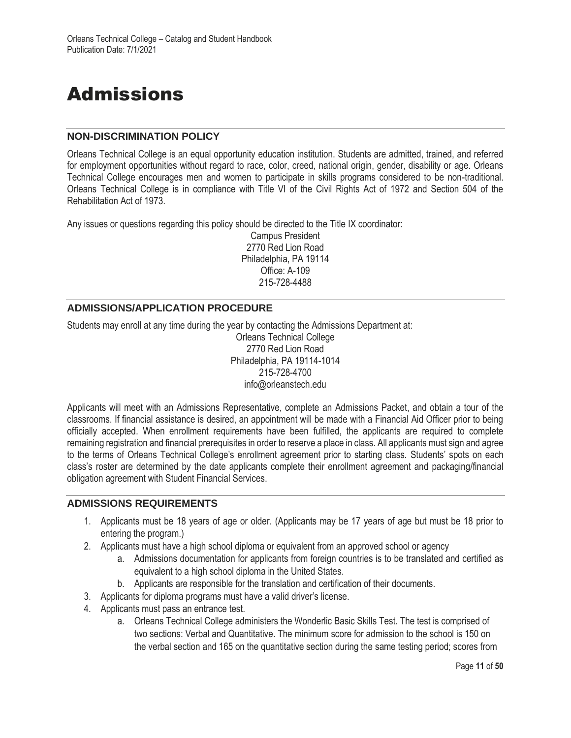# Admissions

## NON-DISCRIMINATION POLICY

Orleans Technical College is an equal opportunity education institution. Students are admitted, trained, and referred for employment opportunities without regard to race, color, creed, national origin, gender, disability or age. Orleans Technical College encourages men and women to participate in skills programs considered to be non-traditional. Orleans Technical College is in compliance with Title VI of the Civil Rights Act of 1972 and Section 504 of the Rehabilitation Act of 1973.

Any issues or questions regarding this policy should be directed to the Title IX coordinator:

Campus President
2770 Red Lion Road
Philadelphia, PA 19114
Office: A-109
215-728-4488

## ADMISSIONS/APPLICATION PROCEDURE

Students may enroll at any time during the year by contacting the Admissions Department at:

Orleans Technical College
2770 Red Lion Road
Philadelphia, PA 19114-1014
215-728-4700
info@orleanstech.edu

Applicants will meet with an Admissions Representative, complete an Admissions Packet, and obtain a tour of the classrooms. If financial assistance is desired, an appointment will be made with a Financial Aid Officer prior to being officially accepted. When enrollment requirements have been fulfilled, the applicants are required to complete remaining registration and financial prerequisites in order to reserve a place in class. All applicants must sign and agree to the terms of Orleans Technical College's enrollment agreement prior to starting class. Students' spots on each class's roster are determined by the date applicants complete their enrollment agreement and packaging/financial obligation agreement with Student Financial Services.

## ADMISSIONS REQUIREMENTS

1. Applicants must be 18 years of age or older. (Applicants may be 17 years of age but must be 18 prior to entering the program.)
2. Applicants must have a high school diploma or equivalent from an approved school or agency
    a. Admissions documentation for applicants from foreign countries is to be translated and certified as equivalent to a high school diploma in the United States.
    b. Applicants are responsible for the translation and certification of their documents.
3. Applicants for diploma programs must have a valid driver's license.
4. Applicants must pass an entrance test.
    a. Orleans Technical College administers the Wonderlic Basic Skills Test. The test is comprised of two sections: Verbal and Quantitative. The minimum score for admission to the school is 150 on the verbal section and 165 on the quantitative section during the same testing period; scores from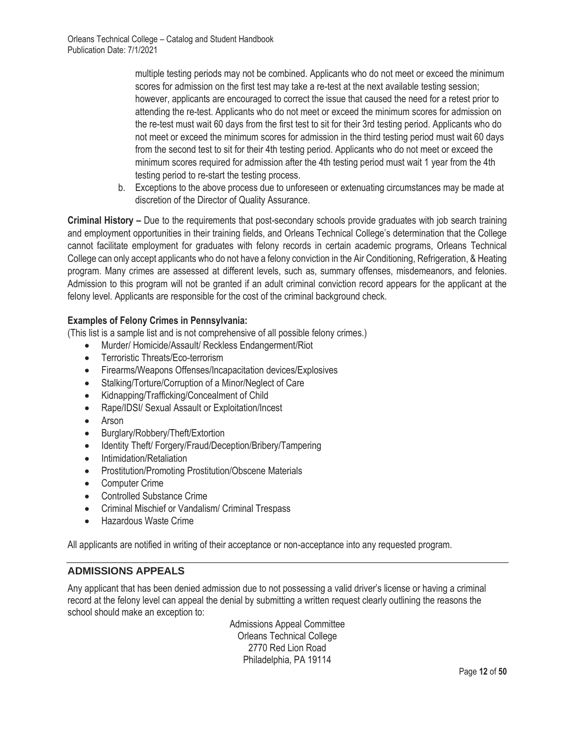multiple testing periods may not be combined. Applicants who do not meet or exceed the minimum scores for admission on the first test may take a re-test at the next available testing session; however, applicants are encouraged to correct the issue that caused the need for a retest prior to attending the re-test. Applicants who do not meet or exceed the minimum scores for admission on the re-test must wait 60 days from the first test to sit for their 3rd testing period. Applicants who do not meet or exceed the minimum scores for admission in the third testing period must wait 60 days from the second test to sit for their 4th testing period. Applicants who do not meet or exceed the minimum scores required for admission after the 4th testing period must wait 1 year from the 4th testing period to re-start the testing process.

b. Exceptions to the above process due to unforeseen or extenuating circumstances may be made at discretion of the Director of Quality Assurance.

**Criminal History –** Due to the requirements that post-secondary schools provide graduates with job search training and employment opportunities in their training fields, and Orleans Technical College's determination that the College cannot facilitate employment for graduates with felony records in certain academic programs, Orleans Technical College can only accept applicants who do not have a felony conviction in the Air Conditioning, Refrigeration, & Heating program. Many crimes are assessed at different levels, such as, summary offenses, misdemeanors, and felonies. Admission to this program will not be granted if an adult criminal conviction record appears for the applicant at the felony level. Applicants are responsible for the cost of the criminal background check.

**Examples of Felony Crimes in Pennsylvania:**

(This list is a sample list and is not comprehensive of all possible felony crimes.)

- Murder/ Homicide/Assault/ Reckless Endangerment/Riot
- Terroristic Threats/Eco-terrorism
- Firearms/Weapons Offenses/Incapacitation devices/Explosives
- Stalking/Torture/Corruption of a Minor/Neglect of Care
- Kidnapping/Trafficking/Concealment of Child
- Rape/IDSI/ Sexual Assault or Exploitation/Incest
- Arson
- Burglary/Robbery/Theft/Extortion
- Identity Theft/ Forgery/Fraud/Deception/Bribery/Tampering
- Intimidation/Retaliation
- Prostitution/Promoting Prostitution/Obscene Materials
- Computer Crime
- Controlled Substance Crime
- Criminal Mischief or Vandalism/ Criminal Trespass
- Hazardous Waste Crime

All applicants are notified in writing of their acceptance or non-acceptance into any requested program.

## ADMISSIONS APPEALS

Any applicant that has been denied admission due to not possessing a valid driver's license or having a criminal record at the felony level can appeal the denial by submitting a written request clearly outlining the reasons the school should make an exception to:

Admissions Appeal Committee
Orleans Technical College
2770 Red Lion Road
Philadelphia, PA 19114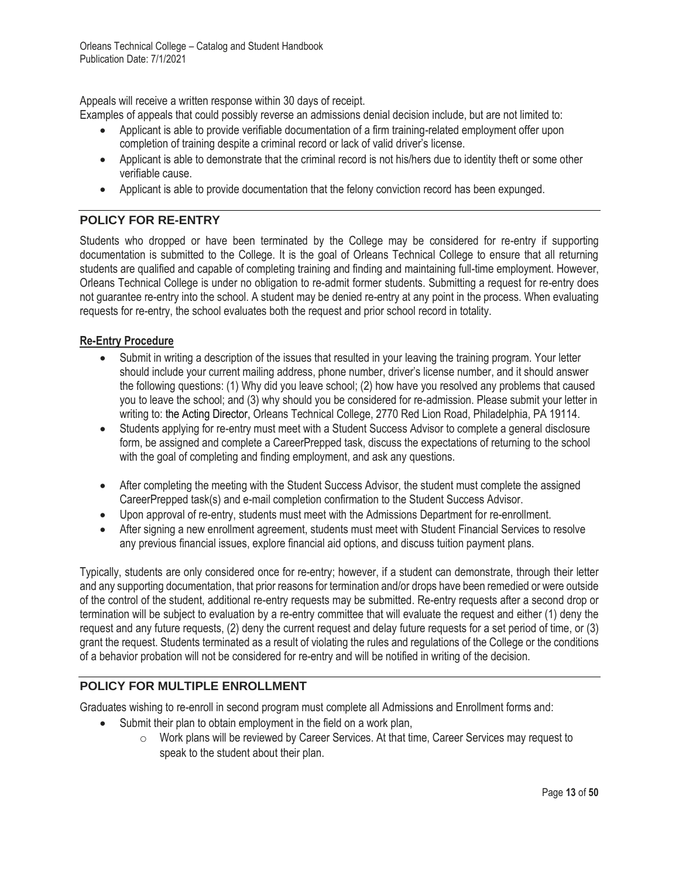Appeals will receive a written response within 30 days of receipt.

Examples of appeals that could possibly reverse an admissions denial decision include, but are not limited to:

- Applicant is able to provide verifiable documentation of a firm training-related employment offer upon completion of training despite a criminal record or lack of valid driver's license.
- Applicant is able to demonstrate that the criminal record is not his/hers due to identity theft or some other verifiable cause.
- Applicant is able to provide documentation that the felony conviction record has been expunged.

## POLICY FOR RE-ENTRY

Students who dropped or have been terminated by the College may be considered for re-entry if supporting documentation is submitted to the College. It is the goal of Orleans Technical College to ensure that all returning students are qualified and capable of completing training and finding and maintaining full-time employment. However, Orleans Technical College is under no obligation to re-admit former students. Submitting a request for re-entry does not guarantee re-entry into the school. A student may be denied re-entry at any point in the process. When evaluating requests for re-entry, the school evaluates both the request and prior school record in totality.

### Re-Entry Procedure

- Submit in writing a description of the issues that resulted in your leaving the training program. Your letter should include your current mailing address, phone number, driver's license number, and it should answer the following questions: (1) Why did you leave school; (2) how have you resolved any problems that caused you to leave the school; and (3) why should you be considered for re-admission. Please submit your letter in writing to: the Acting Director, Orleans Technical College, 2770 Red Lion Road, Philadelphia, PA 19114.
- Students applying for re-entry must meet with a Student Success Advisor to complete a general disclosure form, be assigned and complete a CareerPrepped task, discuss the expectations of returning to the school with the goal of completing and finding employment, and ask any questions.
- After completing the meeting with the Student Success Advisor, the student must complete the assigned CareerPrepped task(s) and e-mail completion confirmation to the Student Success Advisor.
- Upon approval of re-entry, students must meet with the Admissions Department for re-enrollment.
- After signing a new enrollment agreement, students must meet with Student Financial Services to resolve any previous financial issues, explore financial aid options, and discuss tuition payment plans.

Typically, students are only considered once for re-entry; however, if a student can demonstrate, through their letter and any supporting documentation, that prior reasons for termination and/or drops have been remedied or were outside of the control of the student, additional re-entry requests may be submitted. Re-entry requests after a second drop or termination will be subject to evaluation by a re-entry committee that will evaluate the request and either (1) deny the request and any future requests, (2) deny the current request and delay future requests for a set period of time, or (3) grant the request. Students terminated as a result of violating the rules and regulations of the College or the conditions of a behavior probation will not be considered for re-entry and will be notified in writing of the decision.

## POLICY FOR MULTIPLE ENROLLMENT

Graduates wishing to re-enroll in second program must complete all Admissions and Enrollment forms and:

- Submit their plan to obtain employment in the field on a work plan,
    - Work plans will be reviewed by Career Services. At that time, Career Services may request to speak to the student about their plan.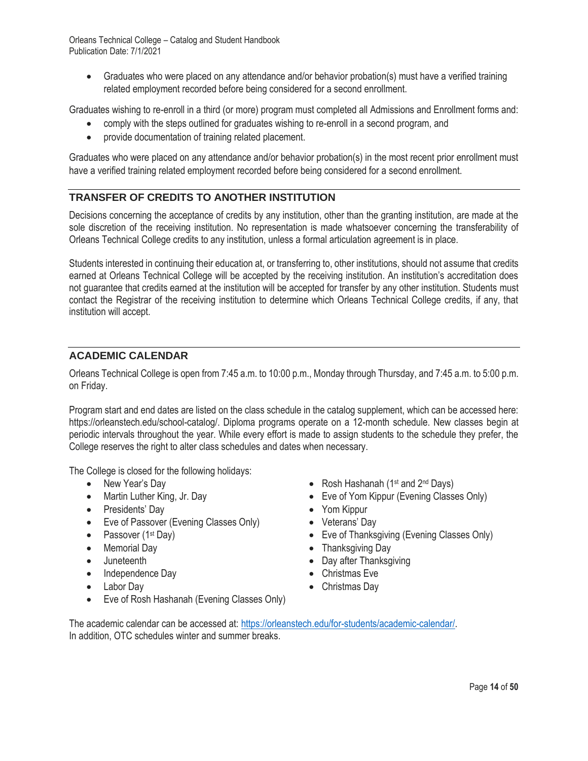- Graduates who were placed on any attendance and/or behavior probation(s) must have a verified training related employment recorded before being considered for a second enrollment.

Graduates wishing to re-enroll in a third (or more) program must completed all Admissions and Enrollment forms and:

- comply with the steps outlined for graduates wishing to re-enroll in a second program, and
- provide documentation of training related placement.

Graduates who were placed on any attendance and/or behavior probation(s) in the most recent prior enrollment must have a verified training related employment recorded before being considered for a second enrollment.

## TRANSFER OF CREDITS TO ANOTHER INSTITUTION

Decisions concerning the acceptance of credits by any institution, other than the granting institution, are made at the sole discretion of the receiving institution. No representation is made whatsoever concerning the transferability of Orleans Technical College credits to any institution, unless a formal articulation agreement is in place.

Students interested in continuing their education at, or transferring to, other institutions, should not assume that credits earned at Orleans Technical College will be accepted by the receiving institution. An institution's accreditation does not guarantee that credits earned at the institution will be accepted for transfer by any other institution. Students must contact the Registrar of the receiving institution to determine which Orleans Technical College credits, if any, that institution will accept.

## ACADEMIC CALENDAR

Orleans Technical College is open from 7:45 a.m. to 10:00 p.m., Monday through Thursday, and 7:45 a.m. to 5:00 p.m. on Friday.

Program start and end dates are listed on the class schedule in the catalog supplement, which can be accessed here: https://orleanstech.edu/school-catalog/. Diploma programs operate on a 12-month schedule. New classes begin at periodic intervals throughout the year. While every effort is made to assign students to the schedule they prefer, the College reserves the right to alter class schedules and dates when necessary.

The College is closed for the following holidays:

- New Year's Day
- Martin Luther King, Jr. Day
- Presidents' Day
- Eve of Passover (Evening Classes Only)
- Passover (1st Day)
- Memorial Day
- Juneteenth
- Independence Day
- Labor Day
- Eve of Rosh Hashanah (Evening Classes Only)
- Rosh Hashanah (1st and 2nd Days)
- Eve of Yom Kippur (Evening Classes Only)
- Yom Kippur
- Veterans' Day
- Eve of Thanksgiving (Evening Classes Only)
- Thanksgiving Day
- Day after Thanksgiving
- Christmas Eve
- Christmas Day

The academic calendar can be accessed at: https://orleanstech.edu/for-students/academic-calendar/.
In addition, OTC schedules winter and summer breaks.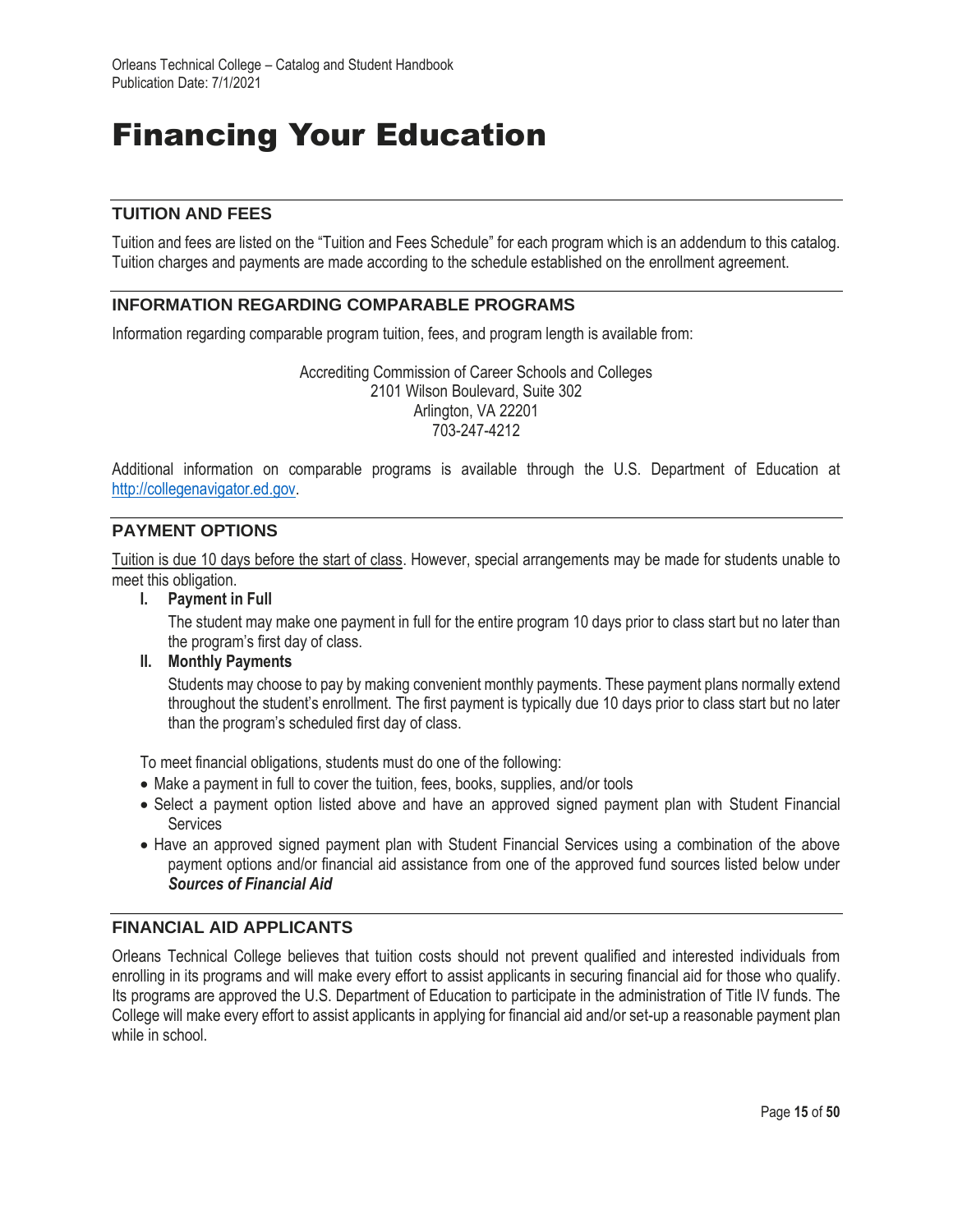# Financing Your Education

## TUITION AND FEES

Tuition and fees are listed on the "Tuition and Fees Schedule" for each program which is an addendum to this catalog. Tuition charges and payments are made according to the schedule established on the enrollment agreement.

## INFORMATION REGARDING COMPARABLE PROGRAMS

Information regarding comparable program tuition, fees, and program length is available from:

Accrediting Commission of Career Schools and Colleges
2101 Wilson Boulevard, Suite 302
Arlington, VA 22201
703-247-4212

Additional information on comparable programs is available through the U.S. Department of Education at http://collegenavigator.ed.gov.

## PAYMENT OPTIONS

Tuition is due 10 days before the start of class. However, special arrangements may be made for students unable to meet this obligation.

I. **Payment in Full**

   The student may make one payment in full for the entire program 10 days prior to class start but no later than the program's first day of class.

II. **Monthly Payments**

   Students may choose to pay by making convenient monthly payments. These payment plans normally extend throughout the student's enrollment. The first payment is typically due 10 days prior to class start but no later than the program's scheduled first day of class.

To meet financial obligations, students must do one of the following:

- Make a payment in full to cover the tuition, fees, books, supplies, and/or tools
- Select a payment option listed above and have an approved signed payment plan with Student Financial Services
- Have an approved signed payment plan with Student Financial Services using a combination of the above payment options and/or financial aid assistance from one of the approved fund sources listed below under ***Sources of Financial Aid***

## FINANCIAL AID APPLICANTS

Orleans Technical College believes that tuition costs should not prevent qualified and interested individuals from enrolling in its programs and will make every effort to assist applicants in securing financial aid for those who qualify. Its programs are approved the U.S. Department of Education to participate in the administration of Title IV funds. The College will make every effort to assist applicants in applying for financial aid and/or set-up a reasonable payment plan while in school.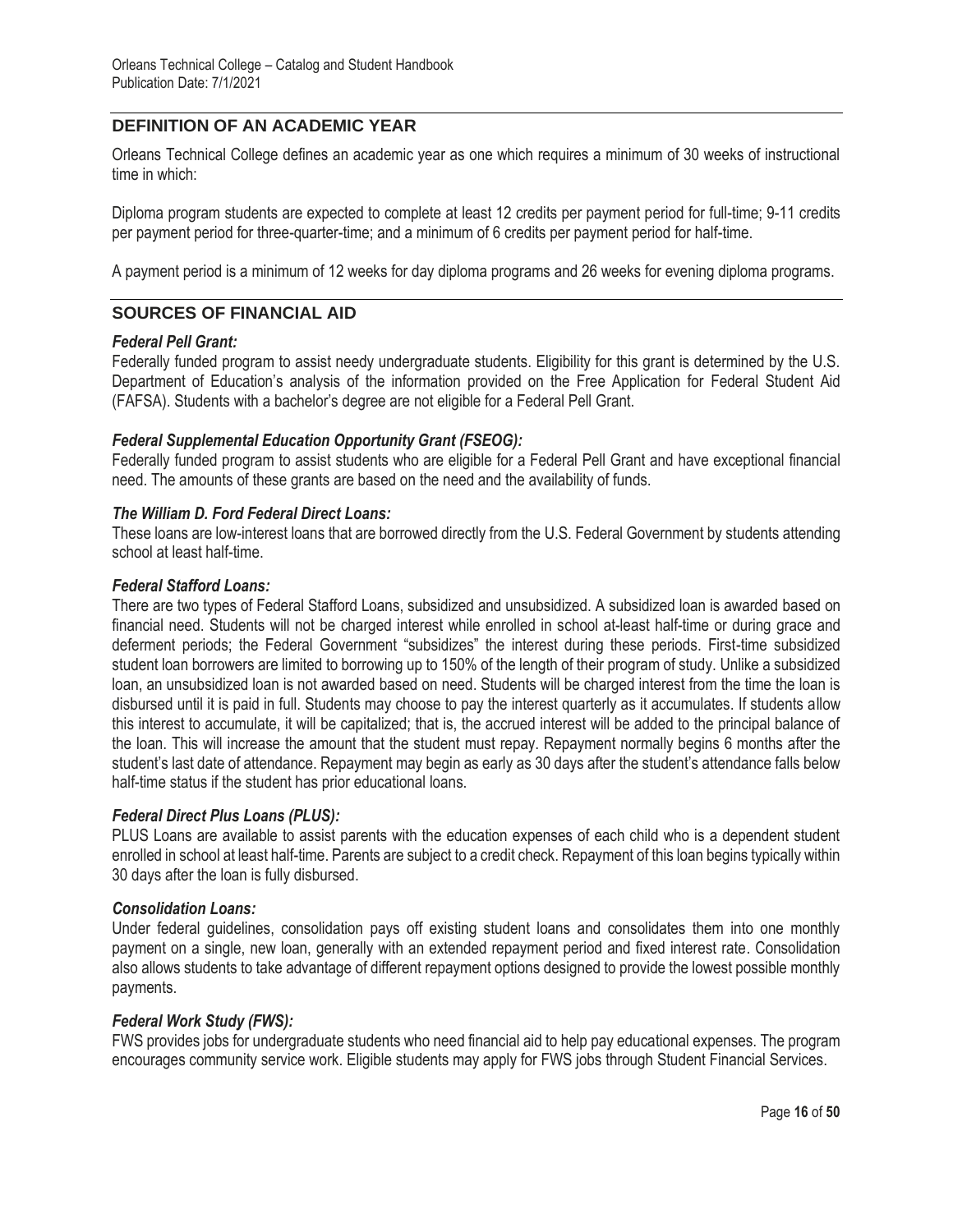## DEFINITION OF AN ACADEMIC YEAR

Orleans Technical College defines an academic year as one which requires a minimum of 30 weeks of instructional time in which:

Diploma program students are expected to complete at least 12 credits per payment period for full-time; 9-11 credits per payment period for three-quarter-time; and a minimum of 6 credits per payment period for half-time.

A payment period is a minimum of 12 weeks for day diploma programs and 26 weeks for evening diploma programs.

## SOURCES OF FINANCIAL AID

***Federal Pell Grant:***

Federally funded program to assist needy undergraduate students. Eligibility for this grant is determined by the U.S. Department of Education's analysis of the information provided on the Free Application for Federal Student Aid (FAFSA). Students with a bachelor's degree are not eligible for a Federal Pell Grant.

***Federal Supplemental Education Opportunity Grant (FSEOG):***

Federally funded program to assist students who are eligible for a Federal Pell Grant and have exceptional financial need. The amounts of these grants are based on the need and the availability of funds.

***The William D. Ford Federal Direct Loans:***

These loans are low-interest loans that are borrowed directly from the U.S. Federal Government by students attending school at least half-time.

***Federal Stafford Loans:***

There are two types of Federal Stafford Loans, subsidized and unsubsidized. A subsidized loan is awarded based on financial need. Students will not be charged interest while enrolled in school at-least half-time or during grace and deferment periods; the Federal Government "subsidizes" the interest during these periods. First-time subsidized student loan borrowers are limited to borrowing up to 150% of the length of their program of study. Unlike a subsidized loan, an unsubsidized loan is not awarded based on need. Students will be charged interest from the time the loan is disbursed until it is paid in full. Students may choose to pay the interest quarterly as it accumulates. If students allow this interest to accumulate, it will be capitalized; that is, the accrued interest will be added to the principal balance of the loan. This will increase the amount that the student must repay. Repayment normally begins 6 months after the student's last date of attendance. Repayment may begin as early as 30 days after the student's attendance falls below half-time status if the student has prior educational loans.

***Federal Direct Plus Loans (PLUS):***

PLUS Loans are available to assist parents with the education expenses of each child who is a dependent student enrolled in school at least half-time. Parents are subject to a credit check. Repayment of this loan begins typically within 30 days after the loan is fully disbursed.

***Consolidation Loans:***

Under federal guidelines, consolidation pays off existing student loans and consolidates them into one monthly payment on a single, new loan, generally with an extended repayment period and fixed interest rate. Consolidation also allows students to take advantage of different repayment options designed to provide the lowest possible monthly payments.

***Federal Work Study (FWS):***

FWS provides jobs for undergraduate students who need financial aid to help pay educational expenses. The program encourages community service work. Eligible students may apply for FWS jobs through Student Financial Services.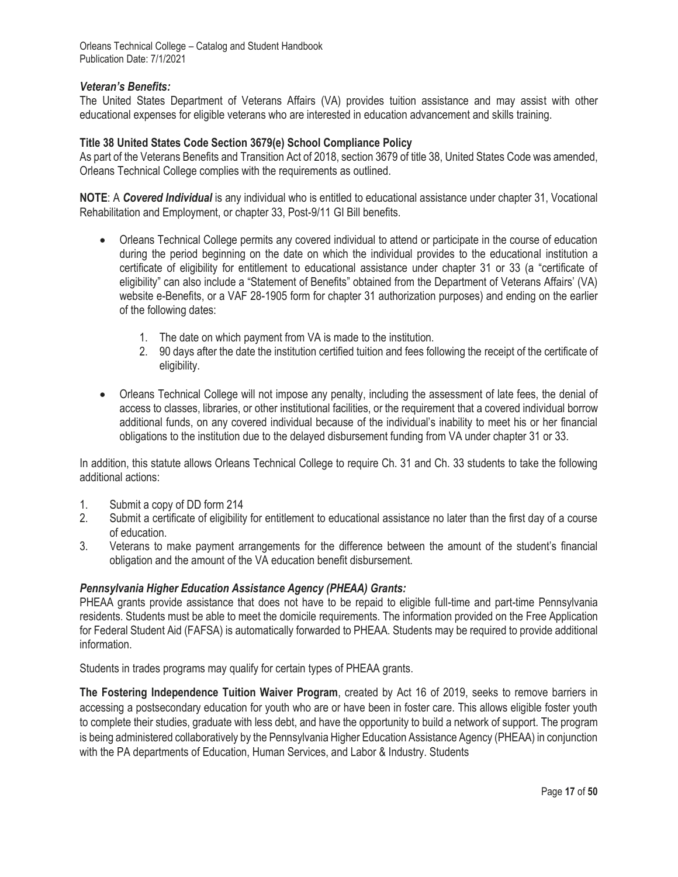### *Veteran's Benefits:*

The United States Department of Veterans Affairs (VA) provides tuition assistance and may assist with other educational expenses for eligible veterans who are interested in education advancement and skills training.

**Title 38 United States Code Section 3679(e) School Compliance Policy**

As part of the Veterans Benefits and Transition Act of 2018, section 3679 of title 38, United States Code was amended, Orleans Technical College complies with the requirements as outlined.

**NOTE**: A ***Covered Individual*** is any individual who is entitled to educational assistance under chapter 31, Vocational Rehabilitation and Employment, or chapter 33, Post-9/11 GI Bill benefits.

- Orleans Technical College permits any covered individual to attend or participate in the course of education during the period beginning on the date on which the individual provides to the educational institution a certificate of eligibility for entitlement to educational assistance under chapter 31 or 33 (a "certificate of eligibility" can also include a "Statement of Benefits" obtained from the Department of Veterans Affairs' (VA) website e-Benefits, or a VAF 28-1905 form for chapter 31 authorization purposes) and ending on the earlier of the following dates:
    1. The date on which payment from VA is made to the institution.
    2. 90 days after the date the institution certified tuition and fees following the receipt of the certificate of eligibility.
- Orleans Technical College will not impose any penalty, including the assessment of late fees, the denial of access to classes, libraries, or other institutional facilities, or the requirement that a covered individual borrow additional funds, on any covered individual because of the individual's inability to meet his or her financial obligations to the institution due to the delayed disbursement funding from VA under chapter 31 or 33.

In addition, this statute allows Orleans Technical College to require Ch. 31 and Ch. 33 students to take the following additional actions:

1. Submit a copy of DD form 214
2. Submit a certificate of eligibility for entitlement to educational assistance no later than the first day of a course of education.
3. Veterans to make payment arrangements for the difference between the amount of the student's financial obligation and the amount of the VA education benefit disbursement.

### *Pennsylvania Higher Education Assistance Agency (PHEAA) Grants:*

PHEAA grants provide assistance that does not have to be repaid to eligible full-time and part-time Pennsylvania residents. Students must be able to meet the domicile requirements. The information provided on the Free Application for Federal Student Aid (FAFSA) is automatically forwarded to PHEAA. Students may be required to provide additional information.

Students in trades programs may qualify for certain types of PHEAA grants.

**The Fostering Independence Tuition Waiver Program**, created by Act 16 of 2019, seeks to remove barriers in accessing a postsecondary education for youth who are or have been in foster care. This allows eligible foster youth to complete their studies, graduate with less debt, and have the opportunity to build a network of support. The program is being administered collaboratively by the Pennsylvania Higher Education Assistance Agency (PHEAA) in conjunction with the PA departments of Education, Human Services, and Labor & Industry. Students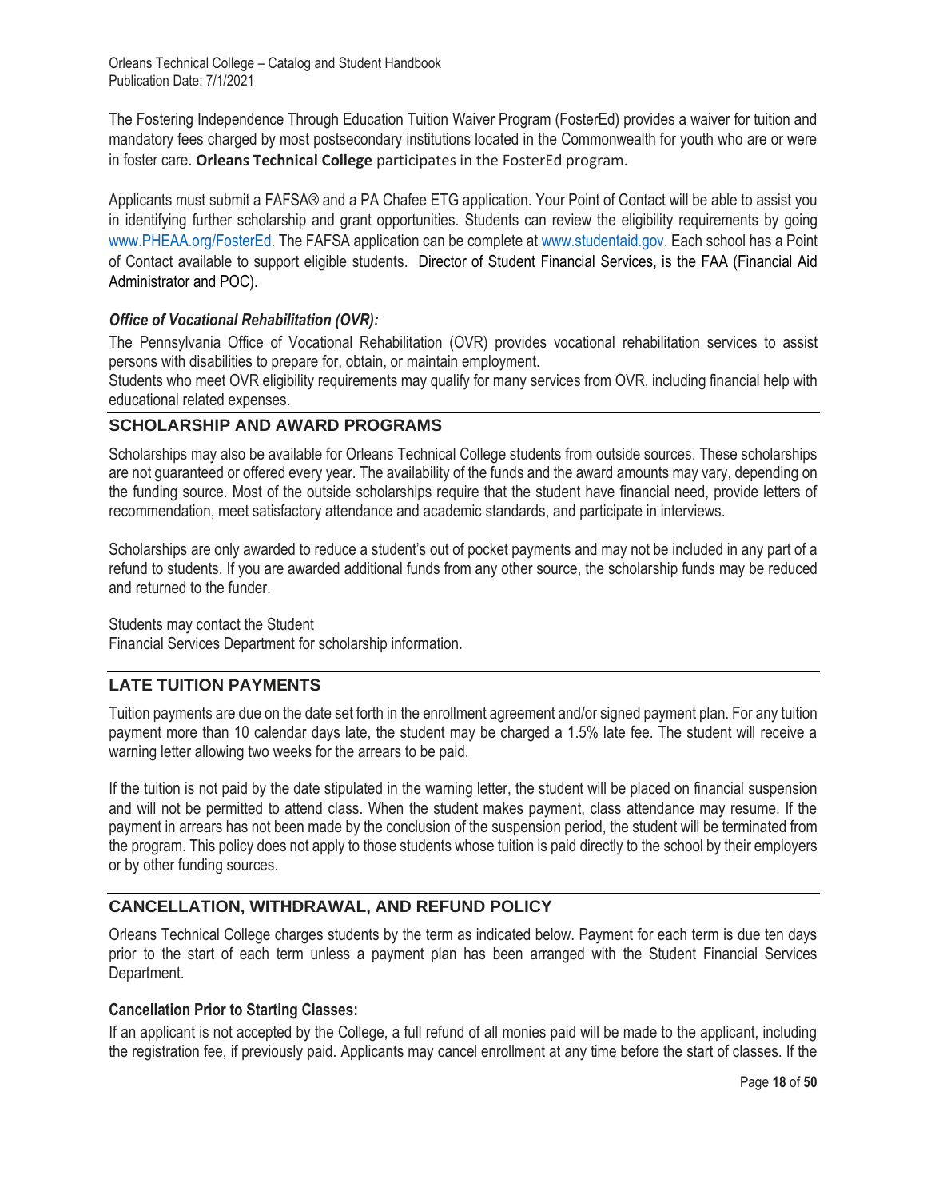The Fostering Independence Through Education Tuition Waiver Program (FosterEd) provides a waiver for tuition and mandatory fees charged by most postsecondary institutions located in the Commonwealth for youth who are or were in foster care. **Orleans Technical College** participates in the FosterEd program.

Applicants must submit a FAFSA® and a PA Chafee ETG application. Your Point of Contact will be able to assist you in identifying further scholarship and grant opportunities. Students can review the eligibility requirements by going www.PHEAA.org/FosterEd. The FAFSA application can be complete at www.studentaid.gov. Each school has a Point of Contact available to support eligible students. Director of Student Financial Services, is the FAA (Financial Aid Administrator and POC).

***Office of Vocational Rehabilitation (OVR):***

The Pennsylvania Office of Vocational Rehabilitation (OVR) provides vocational rehabilitation services to assist persons with disabilities to prepare for, obtain, or maintain employment.

Students who meet OVR eligibility requirements may qualify for many services from OVR, including financial help with educational related expenses.

## SCHOLARSHIP AND AWARD PROGRAMS

Scholarships may also be available for Orleans Technical College students from outside sources. These scholarships are not guaranteed or offered every year. The availability of the funds and the award amounts may vary, depending on the funding source. Most of the outside scholarships require that the student have financial need, provide letters of recommendation, meet satisfactory attendance and academic standards, and participate in interviews.

Scholarships are only awarded to reduce a student's out of pocket payments and may not be included in any part of a refund to students. If you are awarded additional funds from any other source, the scholarship funds may be reduced and returned to the funder.

Students may contact the Student
Financial Services Department for scholarship information.

## LATE TUITION PAYMENTS

Tuition payments are due on the date set forth in the enrollment agreement and/or signed payment plan. For any tuition payment more than 10 calendar days late, the student may be charged a 1.5% late fee. The student will receive a warning letter allowing two weeks for the arrears to be paid.

If the tuition is not paid by the date stipulated in the warning letter, the student will be placed on financial suspension and will not be permitted to attend class. When the student makes payment, class attendance may resume. If the payment in arrears has not been made by the conclusion of the suspension period, the student will be terminated from the program. This policy does not apply to those students whose tuition is paid directly to the school by their employers or by other funding sources.

## CANCELLATION, WITHDRAWAL, AND REFUND POLICY

Orleans Technical College charges students by the term as indicated below. Payment for each term is due ten days prior to the start of each term unless a payment plan has been arranged with the Student Financial Services Department.

**Cancellation Prior to Starting Classes:**

If an applicant is not accepted by the College, a full refund of all monies paid will be made to the applicant, including the registration fee, if previously paid. Applicants may cancel enrollment at any time before the start of classes. If the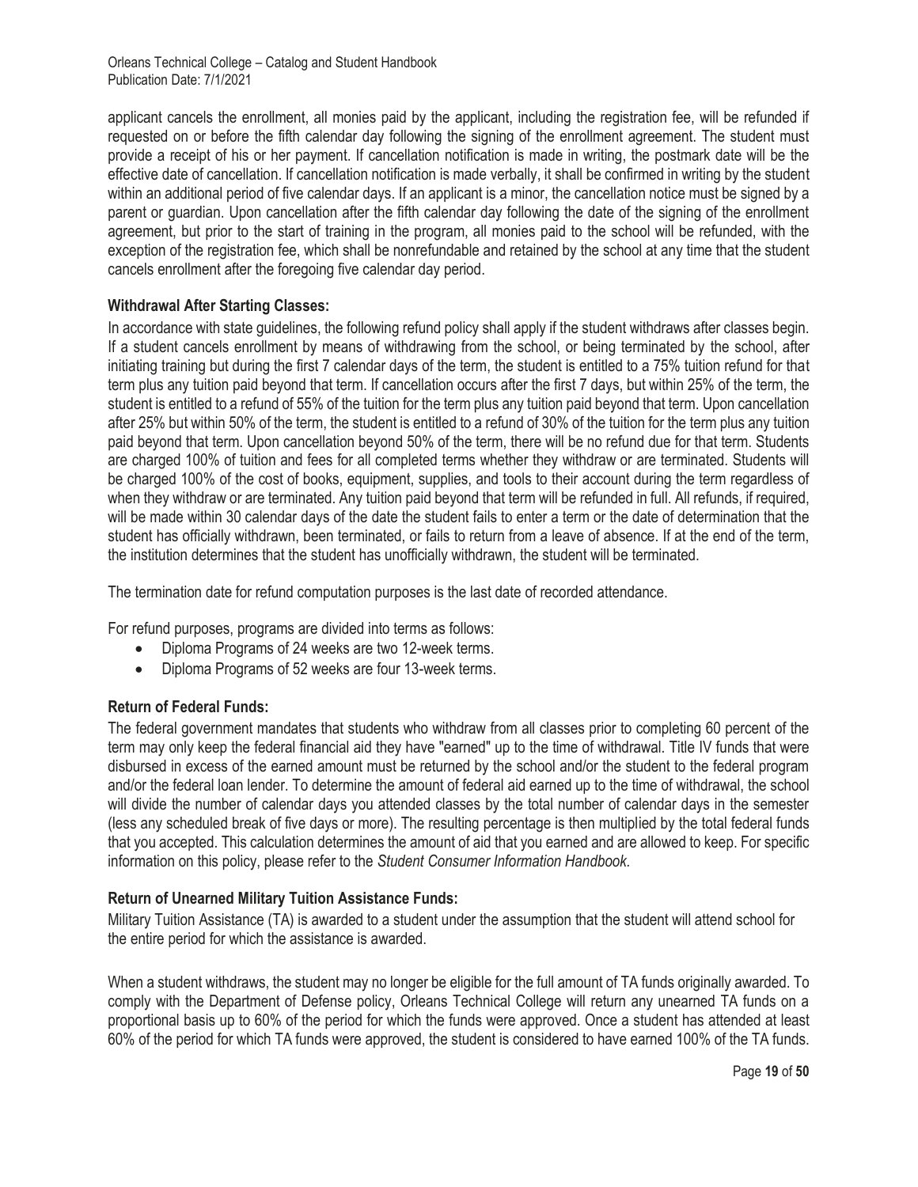applicant cancels the enrollment, all monies paid by the applicant, including the registration fee, will be refunded if requested on or before the fifth calendar day following the signing of the enrollment agreement. The student must provide a receipt of his or her payment. If cancellation notification is made in writing, the postmark date will be the effective date of cancellation. If cancellation notification is made verbally, it shall be confirmed in writing by the student within an additional period of five calendar days. If an applicant is a minor, the cancellation notice must be signed by a parent or guardian. Upon cancellation after the fifth calendar day following the date of the signing of the enrollment agreement, but prior to the start of training in the program, all monies paid to the school will be refunded, with the exception of the registration fee, which shall be nonrefundable and retained by the school at any time that the student cancels enrollment after the foregoing five calendar day period.

**Withdrawal After Starting Classes:**

In accordance with state guidelines, the following refund policy shall apply if the student withdraws after classes begin. If a student cancels enrollment by means of withdrawing from the school, or being terminated by the school, after initiating training but during the first 7 calendar days of the term, the student is entitled to a 75% tuition refund for that term plus any tuition paid beyond that term. If cancellation occurs after the first 7 days, but within 25% of the term, the student is entitled to a refund of 55% of the tuition for the term plus any tuition paid beyond that term. Upon cancellation after 25% but within 50% of the term, the student is entitled to a refund of 30% of the tuition for the term plus any tuition paid beyond that term. Upon cancellation beyond 50% of the term, there will be no refund due for that term. Students are charged 100% of tuition and fees for all completed terms whether they withdraw or are terminated. Students will be charged 100% of the cost of books, equipment, supplies, and tools to their account during the term regardless of when they withdraw or are terminated. Any tuition paid beyond that term will be refunded in full. All refunds, if required, will be made within 30 calendar days of the date the student fails to enter a term or the date of determination that the student has officially withdrawn, been terminated, or fails to return from a leave of absence. If at the end of the term, the institution determines that the student has unofficially withdrawn, the student will be terminated.

The termination date for refund computation purposes is the last date of recorded attendance.

For refund purposes, programs are divided into terms as follows:

- Diploma Programs of 24 weeks are two 12-week terms.
- Diploma Programs of 52 weeks are four 13-week terms.

**Return of Federal Funds:**

The federal government mandates that students who withdraw from all classes prior to completing 60 percent of the term may only keep the federal financial aid they have "earned" up to the time of withdrawal. Title IV funds that were disbursed in excess of the earned amount must be returned by the school and/or the student to the federal program and/or the federal loan lender. To determine the amount of federal aid earned up to the time of withdrawal, the school will divide the number of calendar days you attended classes by the total number of calendar days in the semester (less any scheduled break of five days or more). The resulting percentage is then multiplied by the total federal funds that you accepted. This calculation determines the amount of aid that you earned and are allowed to keep. For specific information on this policy, please refer to the *Student Consumer Information Handbook*.

**Return of Unearned Military Tuition Assistance Funds:**

Military Tuition Assistance (TA) is awarded to a student under the assumption that the student will attend school for the entire period for which the assistance is awarded.

When a student withdraws, the student may no longer be eligible for the full amount of TA funds originally awarded. To comply with the Department of Defense policy, Orleans Technical College will return any unearned TA funds on a proportional basis up to 60% of the period for which the funds were approved. Once a student has attended at least 60% of the period for which TA funds were approved, the student is considered to have earned 100% of the TA funds.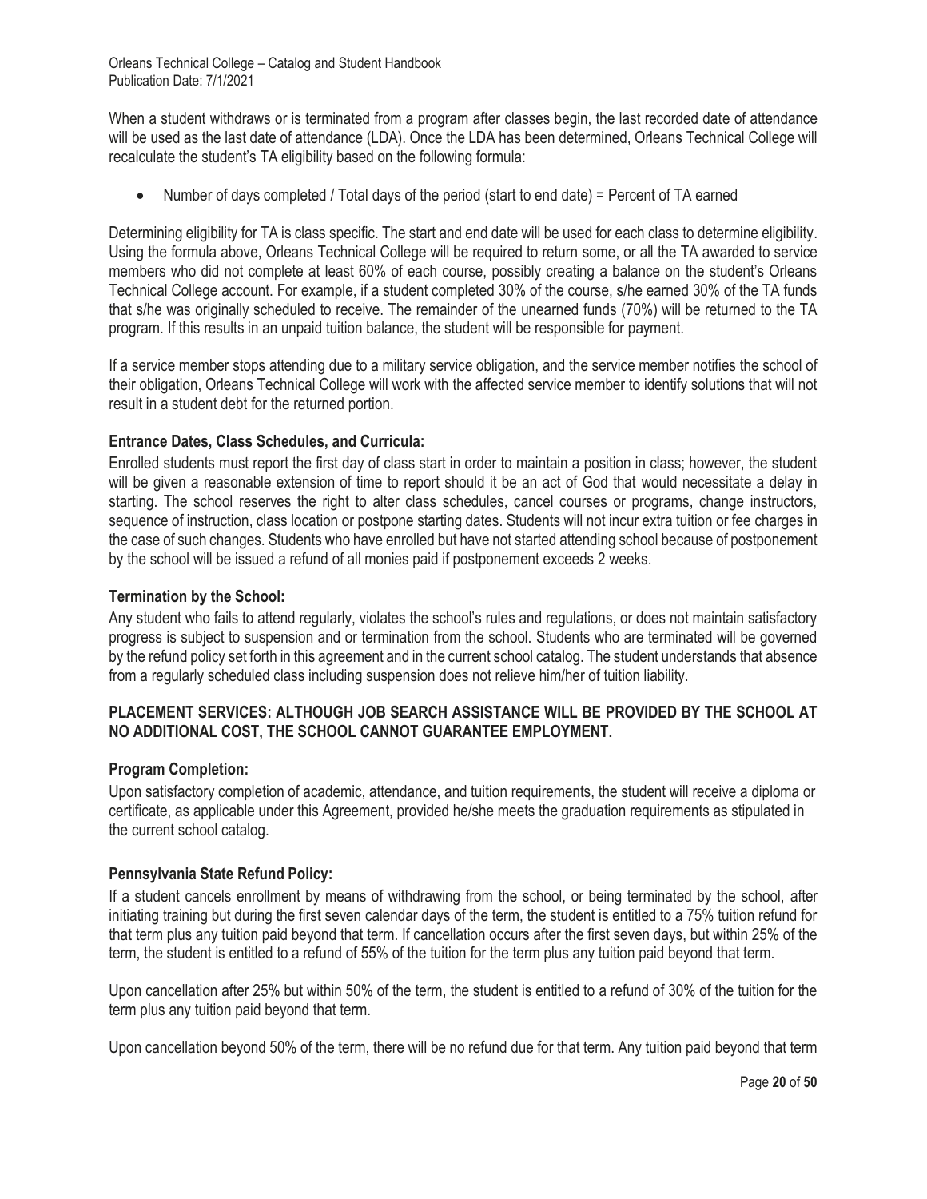When a student withdraws or is terminated from a program after classes begin, the last recorded date of attendance will be used as the last date of attendance (LDA). Once the LDA has been determined, Orleans Technical College will recalculate the student's TA eligibility based on the following formula:

- Number of days completed / Total days of the period (start to end date) = Percent of TA earned

Determining eligibility for TA is class specific. The start and end date will be used for each class to determine eligibility. Using the formula above, Orleans Technical College will be required to return some, or all the TA awarded to service members who did not complete at least 60% of each course, possibly creating a balance on the student's Orleans Technical College account. For example, if a student completed 30% of the course, s/he earned 30% of the TA funds that s/he was originally scheduled to receive. The remainder of the unearned funds (70%) will be returned to the TA program. If this results in an unpaid tuition balance, the student will be responsible for payment.

If a service member stops attending due to a military service obligation, and the service member notifies the school of their obligation, Orleans Technical College will work with the affected service member to identify solutions that will not result in a student debt for the returned portion.

**Entrance Dates, Class Schedules, and Curricula:**

Enrolled students must report the first day of class start in order to maintain a position in class; however, the student will be given a reasonable extension of time to report should it be an act of God that would necessitate a delay in starting. The school reserves the right to alter class schedules, cancel courses or programs, change instructors, sequence of instruction, class location or postpone starting dates. Students will not incur extra tuition or fee charges in the case of such changes. Students who have enrolled but have not started attending school because of postponement by the school will be issued a refund of all monies paid if postponement exceeds 2 weeks.

**Termination by the School:**

Any student who fails to attend regularly, violates the school's rules and regulations, or does not maintain satisfactory progress is subject to suspension and or termination from the school. Students who are terminated will be governed by the refund policy set forth in this agreement and in the current school catalog. The student understands that absence from a regularly scheduled class including suspension does not relieve him/her of tuition liability.

**PLACEMENT SERVICES: ALTHOUGH JOB SEARCH ASSISTANCE WILL BE PROVIDED BY THE SCHOOL AT NO ADDITIONAL COST, THE SCHOOL CANNOT GUARANTEE EMPLOYMENT.**

**Program Completion:**

Upon satisfactory completion of academic, attendance, and tuition requirements, the student will receive a diploma or certificate, as applicable under this Agreement, provided he/she meets the graduation requirements as stipulated in the current school catalog.

**Pennsylvania State Refund Policy:**

If a student cancels enrollment by means of withdrawing from the school, or being terminated by the school, after initiating training but during the first seven calendar days of the term, the student is entitled to a 75% tuition refund for that term plus any tuition paid beyond that term. If cancellation occurs after the first seven days, but within 25% of the term, the student is entitled to a refund of 55% of the tuition for the term plus any tuition paid beyond that term.

Upon cancellation after 25% but within 50% of the term, the student is entitled to a refund of 30% of the tuition for the term plus any tuition paid beyond that term.

Upon cancellation beyond 50% of the term, there will be no refund due for that term. Any tuition paid beyond that term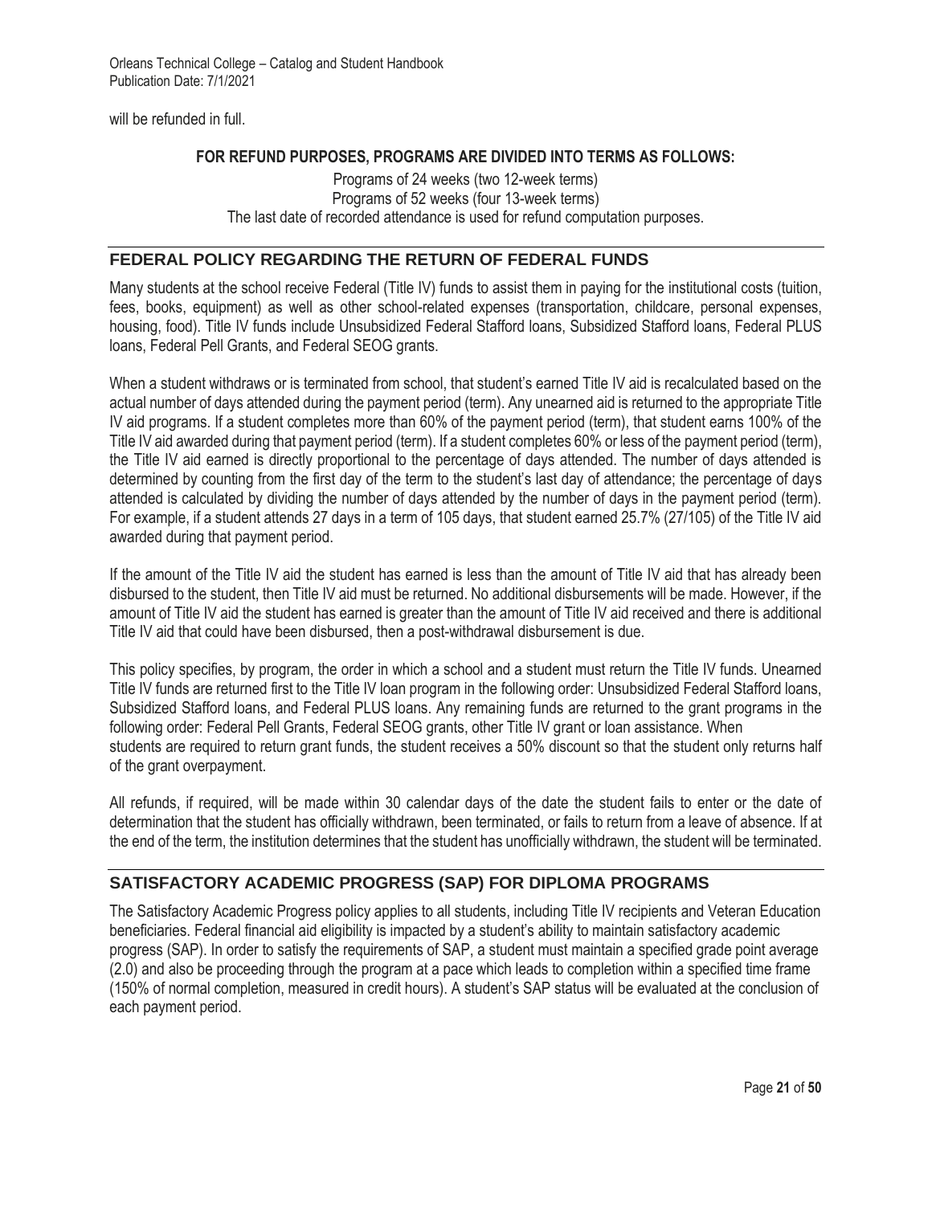will be refunded in full.

**FOR REFUND PURPOSES, PROGRAMS ARE DIVIDED INTO TERMS AS FOLLOWS:**

Programs of 24 weeks (two 12-week terms)
Programs of 52 weeks (four 13-week terms)
The last date of recorded attendance is used for refund computation purposes.

## FEDERAL POLICY REGARDING THE RETURN OF FEDERAL FUNDS

Many students at the school receive Federal (Title IV) funds to assist them in paying for the institutional costs (tuition, fees, books, equipment) as well as other school-related expenses (transportation, childcare, personal expenses, housing, food). Title IV funds include Unsubsidized Federal Stafford loans, Subsidized Stafford loans, Federal PLUS loans, Federal Pell Grants, and Federal SEOG grants.

When a student withdraws or is terminated from school, that student's earned Title IV aid is recalculated based on the actual number of days attended during the payment period (term). Any unearned aid is returned to the appropriate Title IV aid programs. If a student completes more than 60% of the payment period (term), that student earns 100% of the Title IV aid awarded during that payment period (term). If a student completes 60% or less of the payment period (term), the Title IV aid earned is directly proportional to the percentage of days attended. The number of days attended is determined by counting from the first day of the term to the student's last day of attendance; the percentage of days attended is calculated by dividing the number of days attended by the number of days in the payment period (term). For example, if a student attends 27 days in a term of 105 days, that student earned 25.7% (27/105) of the Title IV aid awarded during that payment period.

If the amount of the Title IV aid the student has earned is less than the amount of Title IV aid that has already been disbursed to the student, then Title IV aid must be returned. No additional disbursements will be made. However, if the amount of Title IV aid the student has earned is greater than the amount of Title IV aid received and there is additional Title IV aid that could have been disbursed, then a post-withdrawal disbursement is due.

This policy specifies, by program, the order in which a school and a student must return the Title IV funds. Unearned Title IV funds are returned first to the Title IV loan program in the following order: Unsubsidized Federal Stafford loans, Subsidized Stafford loans, and Federal PLUS loans. Any remaining funds are returned to the grant programs in the following order: Federal Pell Grants, Federal SEOG grants, other Title IV grant or loan assistance. When students are required to return grant funds, the student receives a 50% discount so that the student only returns half of the grant overpayment.

All refunds, if required, will be made within 30 calendar days of the date the student fails to enter or the date of determination that the student has officially withdrawn, been terminated, or fails to return from a leave of absence. If at the end of the term, the institution determines that the student has unofficially withdrawn, the student will be terminated.

## SATISFACTORY ACADEMIC PROGRESS (SAP) FOR DIPLOMA PROGRAMS

The Satisfactory Academic Progress policy applies to all students, including Title IV recipients and Veteran Education beneficiaries. Federal financial aid eligibility is impacted by a student's ability to maintain satisfactory academic progress (SAP). In order to satisfy the requirements of SAP, a student must maintain a specified grade point average (2.0) and also be proceeding through the program at a pace which leads to completion within a specified time frame (150% of normal completion, measured in credit hours). A student's SAP status will be evaluated at the conclusion of each payment period.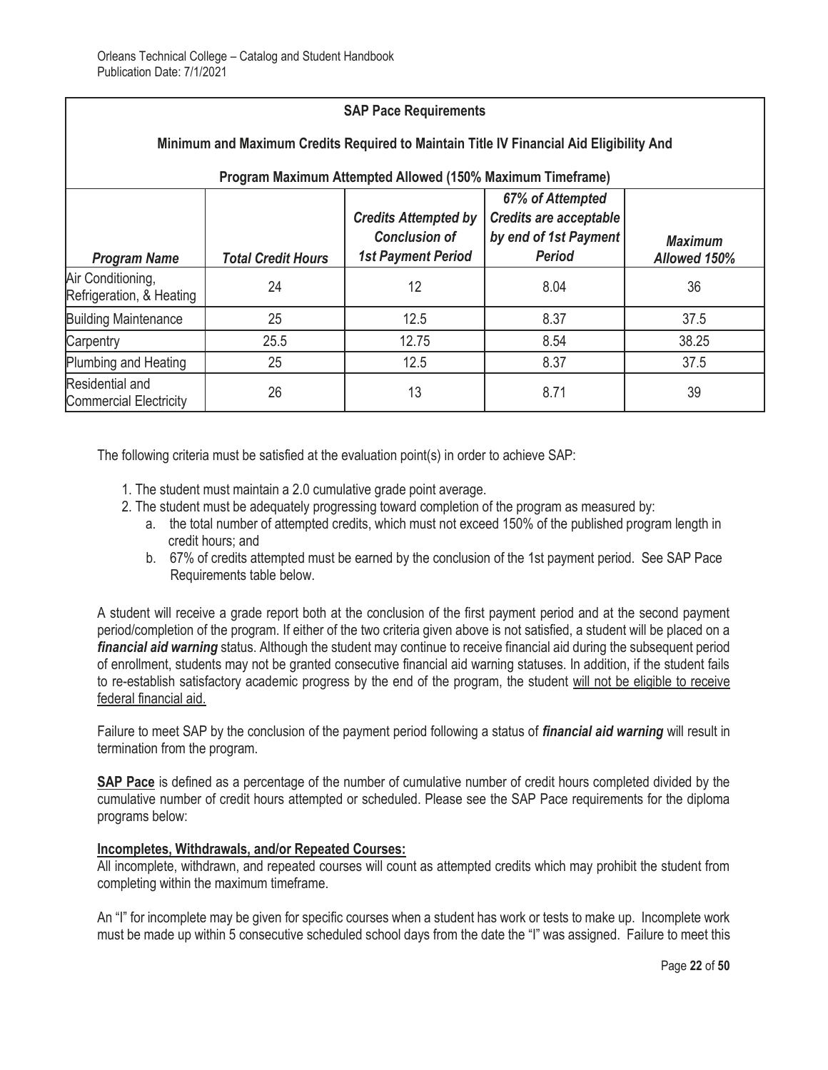| SAP Pace Requirements | | | | |
|---|---|---|---|---|
| **Minimum and Maximum Credits Required to Maintain Title IV Financial Aid Eligibility And Program Maximum Attempted Allowed (150% Maximum Timeframe)** | | | | |
| ***Program Name*** | ***Total Credit Hours*** | ***Credits Attempted by Conclusion of 1st Payment Period*** | ***67% of Attempted Credits are acceptable by end of 1st Payment Period*** | ***Maximum Allowed 150%*** |
| Air Conditioning, Refrigeration, & Heating | 24 | 12 | 8.04 | 36 |
| Building Maintenance | 25 | 12.5 | 8.37 | 37.5 |
| Carpentry | 25.5 | 12.75 | 8.54 | 38.25 |
| Plumbing and Heating | 25 | 12.5 | 8.37 | 37.5 |
| Residential and Commercial Electricity | 26 | 13 | 8.71 | 39 |

The following criteria must be satisfied at the evaluation point(s) in order to achieve SAP:

1. The student must maintain a 2.0 cumulative grade point average.
2. The student must be adequately progressing toward completion of the program as measured by:
   a. the total number of attempted credits, which must not exceed 150% of the published program length in credit hours; and
   b. 67% of credits attempted must be earned by the conclusion of the 1st payment period. See SAP Pace Requirements table below.

A student will receive a grade report both at the conclusion of the first payment period and at the second payment period/completion of the program. If either of the two criteria given above is not satisfied, a student will be placed on a ***financial aid warning*** status. Although the student may continue to receive financial aid during the subsequent period of enrollment, students may not be granted consecutive financial aid warning statuses. In addition, if the student fails to re-establish satisfactory academic progress by the end of the program, the student will not be eligible to receive federal financial aid.

Failure to meet SAP by the conclusion of the payment period following a status of ***financial aid warning*** will result in termination from the program.

**SAP Pace** is defined as a percentage of the number of cumulative number of credit hours completed divided by the cumulative number of credit hours attempted or scheduled. Please see the SAP Pace requirements for the diploma programs below:

**Incompletes, Withdrawals, and/or Repeated Courses:**

All incomplete, withdrawn, and repeated courses will count as attempted credits which may prohibit the student from completing within the maximum timeframe.

An "I" for incomplete may be given for specific courses when a student has work or tests to make up. Incomplete work must be made up within 5 consecutive scheduled school days from the date the "I" was assigned. Failure to meet this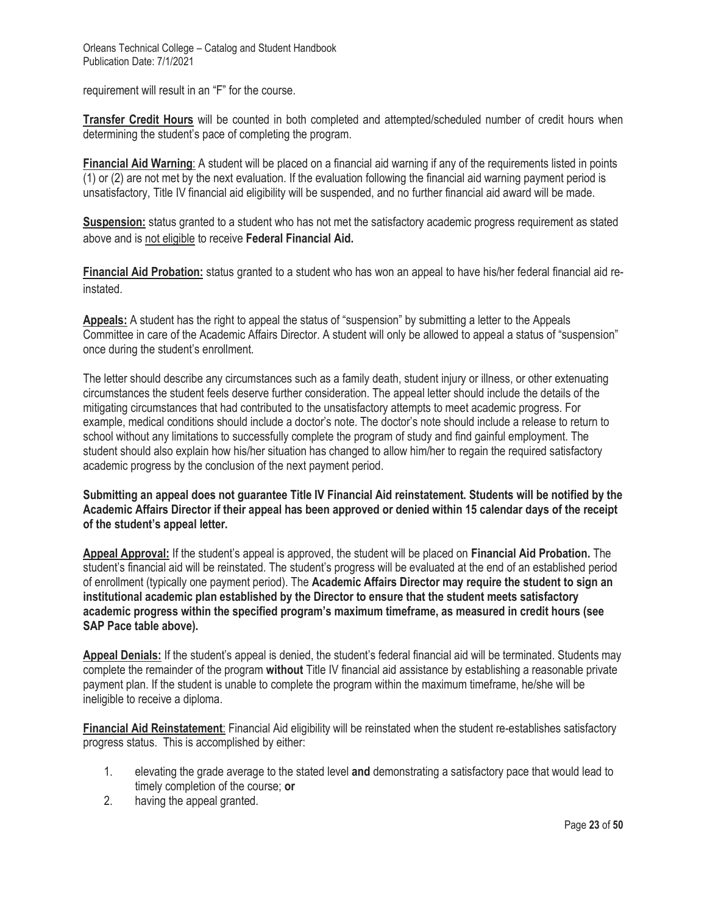requirement will result in an "F" for the course.

**Transfer Credit Hours** will be counted in both completed and attempted/scheduled number of credit hours when determining the student's pace of completing the program.

**Financial Aid Warning**: A student will be placed on a financial aid warning if any of the requirements listed in points (1) or (2) are not met by the next evaluation. If the evaluation following the financial aid warning payment period is unsatisfactory, Title IV financial aid eligibility will be suspended, and no further financial aid award will be made.

**Suspension:** status granted to a student who has not met the satisfactory academic progress requirement as stated above and is not eligible to receive **Federal Financial Aid.**

**Financial Aid Probation:** status granted to a student who has won an appeal to have his/her federal financial aid re-instated.

**Appeals:** A student has the right to appeal the status of "suspension" by submitting a letter to the Appeals Committee in care of the Academic Affairs Director. A student will only be allowed to appeal a status of "suspension" once during the student's enrollment.

The letter should describe any circumstances such as a family death, student injury or illness, or other extenuating circumstances the student feels deserve further consideration. The appeal letter should include the details of the mitigating circumstances that had contributed to the unsatisfactory attempts to meet academic progress. For example, medical conditions should include a doctor's note. The doctor's note should include a release to return to school without any limitations to successfully complete the program of study and find gainful employment. The student should also explain how his/her situation has changed to allow him/her to regain the required satisfactory academic progress by the conclusion of the next payment period.

**Submitting an appeal does not guarantee Title IV Financial Aid reinstatement. Students will be notified by the Academic Affairs Director if their appeal has been approved or denied within 15 calendar days of the receipt of the student's appeal letter.**

**Appeal Approval:** If the student's appeal is approved, the student will be placed on **Financial Aid Probation.** The student's financial aid will be reinstated. The student's progress will be evaluated at the end of an established period of enrollment (typically one payment period). The **Academic Affairs Director may require the student to sign an institutional academic plan established by the Director to ensure that the student meets satisfactory academic progress within the specified program's maximum timeframe, as measured in credit hours (see SAP Pace table above).**

**Appeal Denials:** If the student's appeal is denied, the student's federal financial aid will be terminated. Students may complete the remainder of the program **without** Title IV financial aid assistance by establishing a reasonable private payment plan. If the student is unable to complete the program within the maximum timeframe, he/she will be ineligible to receive a diploma.

**Financial Aid Reinstatement**: Financial Aid eligibility will be reinstated when the student re-establishes satisfactory progress status. This is accomplished by either:

1. elevating the grade average to the stated level **and** demonstrating a satisfactory pace that would lead to timely completion of the course; **or**
2. having the appeal granted.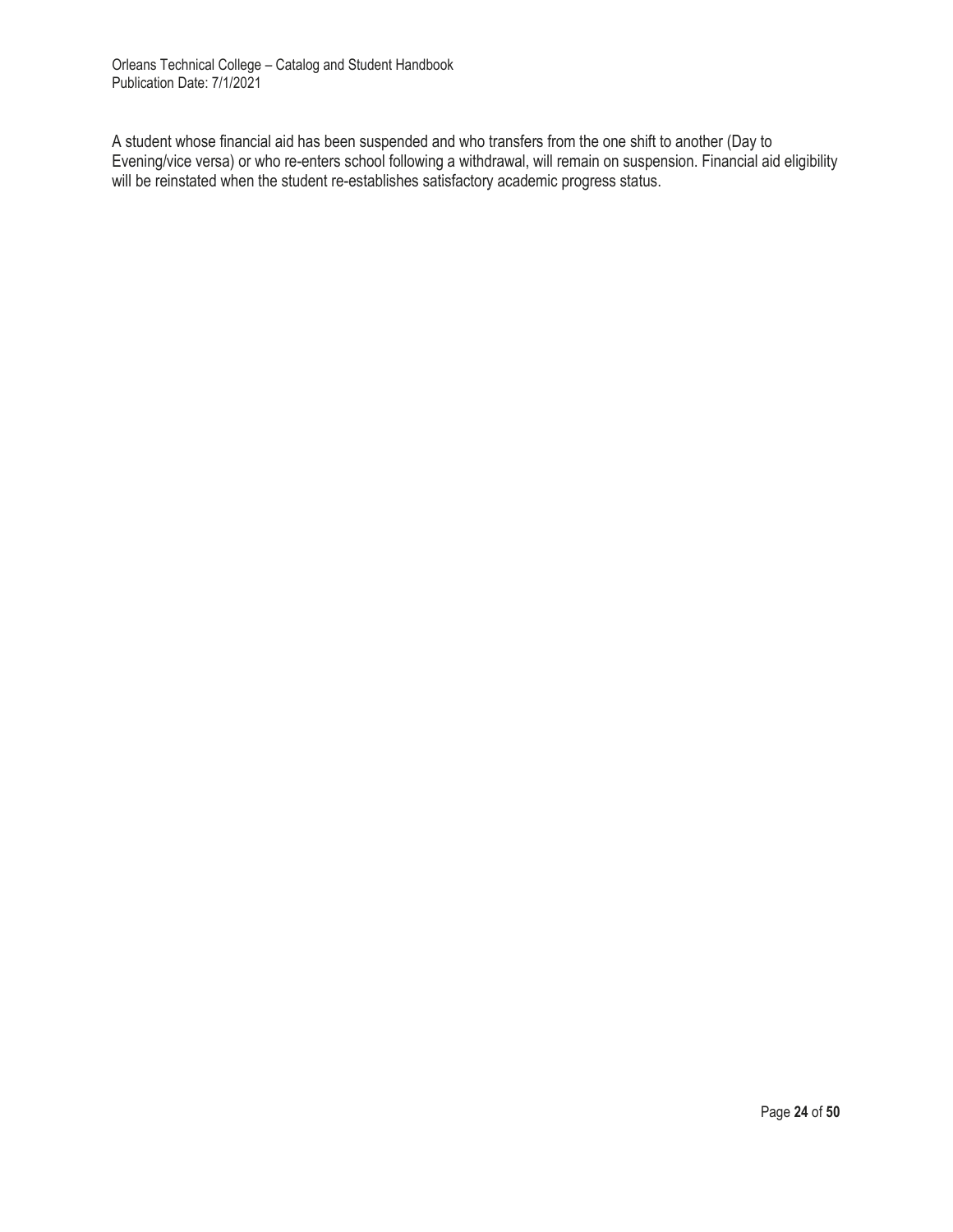A student whose financial aid has been suspended and who transfers from the one shift to another (Day to Evening/vice versa) or who re-enters school following a withdrawal, will remain on suspension. Financial aid eligibility will be reinstated when the student re-establishes satisfactory academic progress status.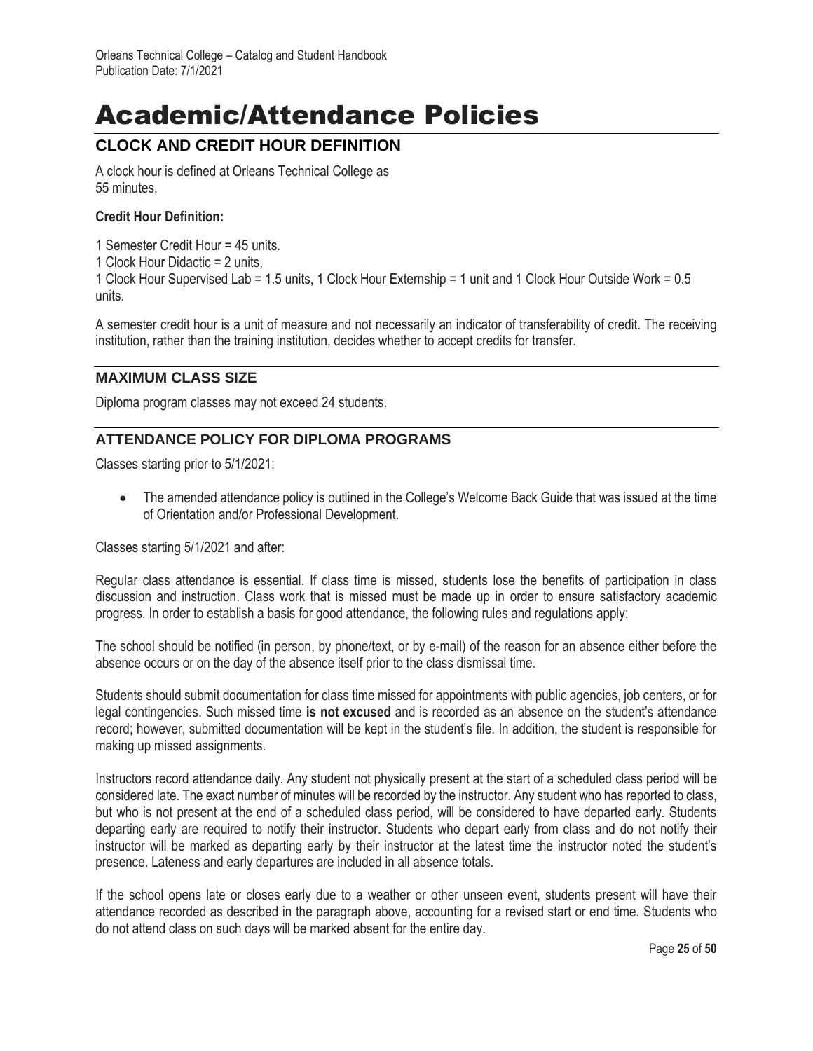# Academic/Attendance Policies

## CLOCK AND CREDIT HOUR DEFINITION

A clock hour is defined at Orleans Technical College as 55 minutes.

**Credit Hour Definition:**

1 Semester Credit Hour = 45 units.

1 Clock Hour Didactic = 2 units,

1 Clock Hour Supervised Lab = 1.5 units, 1 Clock Hour Externship = 1 unit and 1 Clock Hour Outside Work = 0.5 units.

A semester credit hour is a unit of measure and not necessarily an indicator of transferability of credit. The receiving institution, rather than the training institution, decides whether to accept credits for transfer.

## MAXIMUM CLASS SIZE

Diploma program classes may not exceed 24 students.

## ATTENDANCE POLICY FOR DIPLOMA PROGRAMS

Classes starting prior to 5/1/2021:

- The amended attendance policy is outlined in the College's Welcome Back Guide that was issued at the time of Orientation and/or Professional Development.

Classes starting 5/1/2021 and after:

Regular class attendance is essential. If class time is missed, students lose the benefits of participation in class discussion and instruction. Class work that is missed must be made up in order to ensure satisfactory academic progress. In order to establish a basis for good attendance, the following rules and regulations apply:

The school should be notified (in person, by phone/text, or by e-mail) of the reason for an absence either before the absence occurs or on the day of the absence itself prior to the class dismissal time.

Students should submit documentation for class time missed for appointments with public agencies, job centers, or for legal contingencies. Such missed time **is not excused** and is recorded as an absence on the student's attendance record; however, submitted documentation will be kept in the student's file. In addition, the student is responsible for making up missed assignments.

Instructors record attendance daily. Any student not physically present at the start of a scheduled class period will be considered late. The exact number of minutes will be recorded by the instructor. Any student who has reported to class, but who is not present at the end of a scheduled class period, will be considered to have departed early. Students departing early are required to notify their instructor. Students who depart early from class and do not notify their instructor will be marked as departing early by their instructor at the latest time the instructor noted the student's presence. Lateness and early departures are included in all absence totals.

If the school opens late or closes early due to a weather or other unseen event, students present will have their attendance recorded as described in the paragraph above, accounting for a revised start or end time. Students who do not attend class on such days will be marked absent for the entire day.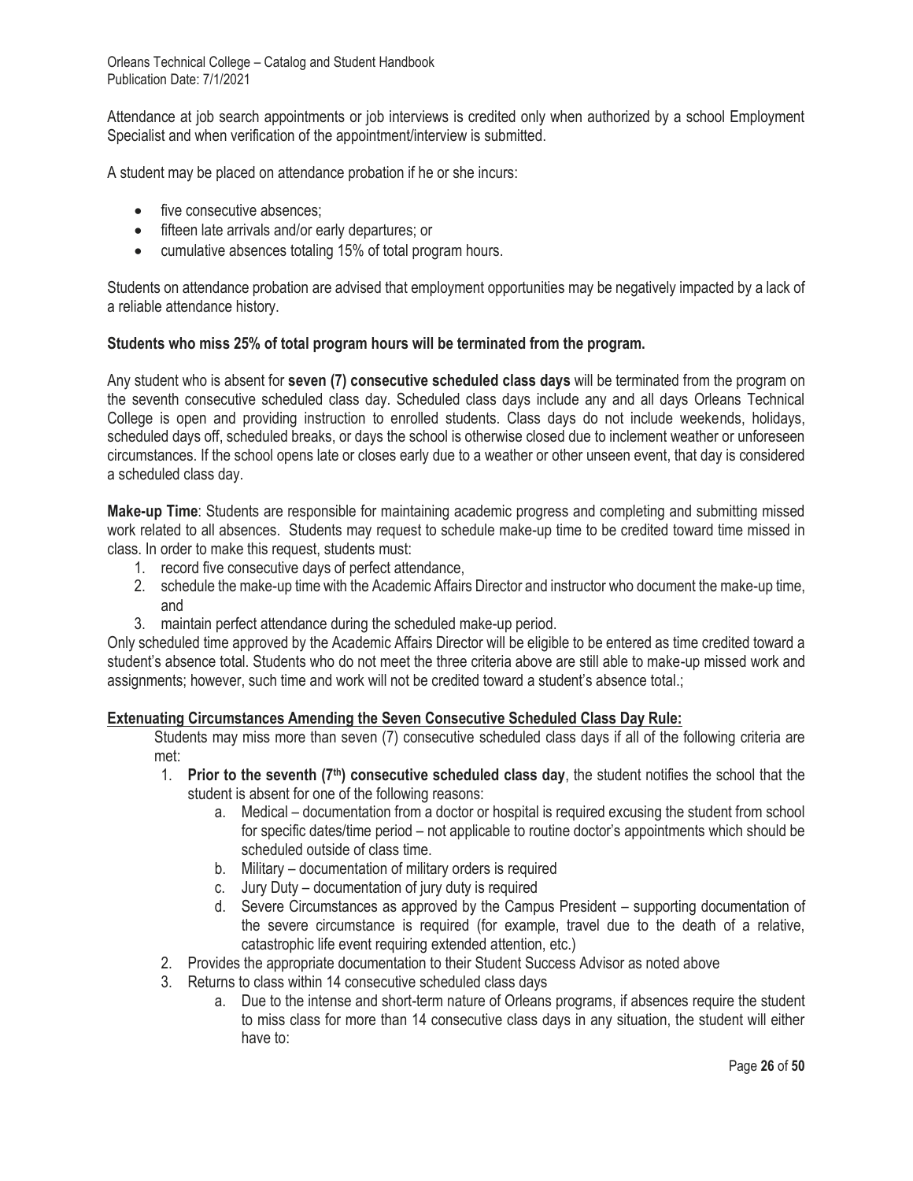Attendance at job search appointments or job interviews is credited only when authorized by a school Employment Specialist and when verification of the appointment/interview is submitted.

A student may be placed on attendance probation if he or she incurs:

- five consecutive absences;
- fifteen late arrivals and/or early departures; or
- cumulative absences totaling 15% of total program hours.

Students on attendance probation are advised that employment opportunities may be negatively impacted by a lack of a reliable attendance history.

**Students who miss 25% of total program hours will be terminated from the program.**

Any student who is absent for **seven (7) consecutive scheduled class days** will be terminated from the program on the seventh consecutive scheduled class day. Scheduled class days include any and all days Orleans Technical College is open and providing instruction to enrolled students. Class days do not include weekends, holidays, scheduled days off, scheduled breaks, or days the school is otherwise closed due to inclement weather or unforeseen circumstances. If the school opens late or closes early due to a weather or other unseen event, that day is considered a scheduled class day.

**Make-up Time**: Students are responsible for maintaining academic progress and completing and submitting missed work related to all absences. Students may request to schedule make-up time to be credited toward time missed in class. In order to make this request, students must:

1. record five consecutive days of perfect attendance,
2. schedule the make-up time with the Academic Affairs Director and instructor who document the make-up time, and
3. maintain perfect attendance during the scheduled make-up period.

Only scheduled time approved by the Academic Affairs Director will be eligible to be entered as time credited toward a student's absence total. Students who do not meet the three criteria above are still able to make-up missed work and assignments; however, such time and work will not be credited toward a student's absence total.;

**Extenuating Circumstances Amending the Seven Consecutive Scheduled Class Day Rule:**

Students may miss more than seven (7) consecutive scheduled class days if all of the following criteria are met:

1. **Prior to the seventh (7th) consecutive scheduled class day**, the student notifies the school that the student is absent for one of the following reasons:
   a. Medical – documentation from a doctor or hospital is required excusing the student from school for specific dates/time period – not applicable to routine doctor's appointments which should be scheduled outside of class time.
   b. Military – documentation of military orders is required
   c. Jury Duty – documentation of jury duty is required
   d. Severe Circumstances as approved by the Campus President – supporting documentation of the severe circumstance is required (for example, travel due to the death of a relative, catastrophic life event requiring extended attention, etc.)
2. Provides the appropriate documentation to their Student Success Advisor as noted above
3. Returns to class within 14 consecutive scheduled class days
   a. Due to the intense and short-term nature of Orleans programs, if absences require the student to miss class for more than 14 consecutive class days in any situation, the student will either have to: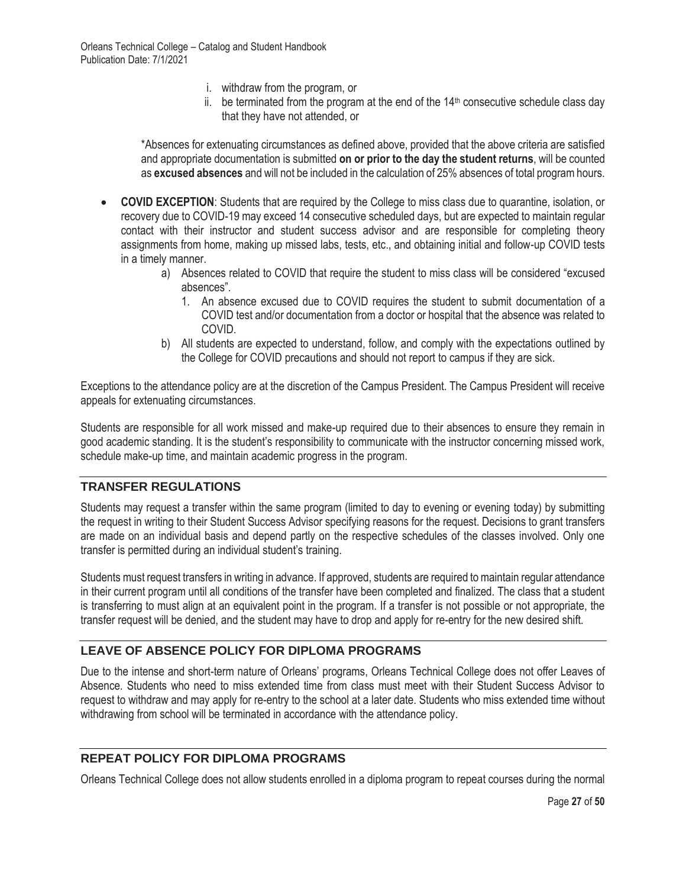i. withdraw from the program, or
ii. be terminated from the program at the end of the 14th consecutive schedule class day that they have not attended, or

\*Absences for extenuating circumstances as defined above, provided that the above criteria are satisfied and appropriate documentation is submitted **on or prior to the day the student returns**, will be counted as **excused absences** and will not be included in the calculation of 25% absences of total program hours.

- **COVID EXCEPTION**: Students that are required by the College to miss class due to quarantine, isolation, or recovery due to COVID-19 may exceed 14 consecutive scheduled days, but are expected to maintain regular contact with their instructor and student success advisor and are responsible for completing theory assignments from home, making up missed labs, tests, etc., and obtaining initial and follow-up COVID tests in a timely manner.
    - a) Absences related to COVID that require the student to miss class will be considered "excused absences".
        1. An absence excused due to COVID requires the student to submit documentation of a COVID test and/or documentation from a doctor or hospital that the absence was related to COVID.
    - b) All students are expected to understand, follow, and comply with the expectations outlined by the College for COVID precautions and should not report to campus if they are sick.

Exceptions to the attendance policy are at the discretion of the Campus President. The Campus President will receive appeals for extenuating circumstances.

Students are responsible for all work missed and make-up required due to their absences to ensure they remain in good academic standing. It is the student's responsibility to communicate with the instructor concerning missed work, schedule make-up time, and maintain academic progress in the program.

## TRANSFER REGULATIONS

Students may request a transfer within the same program (limited to day to evening or evening today) by submitting the request in writing to their Student Success Advisor specifying reasons for the request. Decisions to grant transfers are made on an individual basis and depend partly on the respective schedules of the classes involved. Only one transfer is permitted during an individual student's training.

Students must request transfers in writing in advance. If approved, students are required to maintain regular attendance in their current program until all conditions of the transfer have been completed and finalized. The class that a student is transferring to must align at an equivalent point in the program. If a transfer is not possible or not appropriate, the transfer request will be denied, and the student may have to drop and apply for re-entry for the new desired shift.

## LEAVE OF ABSENCE POLICY FOR DIPLOMA PROGRAMS

Due to the intense and short-term nature of Orleans' programs, Orleans Technical College does not offer Leaves of Absence. Students who need to miss extended time from class must meet with their Student Success Advisor to request to withdraw and may apply for re-entry to the school at a later date. Students who miss extended time without withdrawing from school will be terminated in accordance with the attendance policy.

## REPEAT POLICY FOR DIPLOMA PROGRAMS

Orleans Technical College does not allow students enrolled in a diploma program to repeat courses during the normal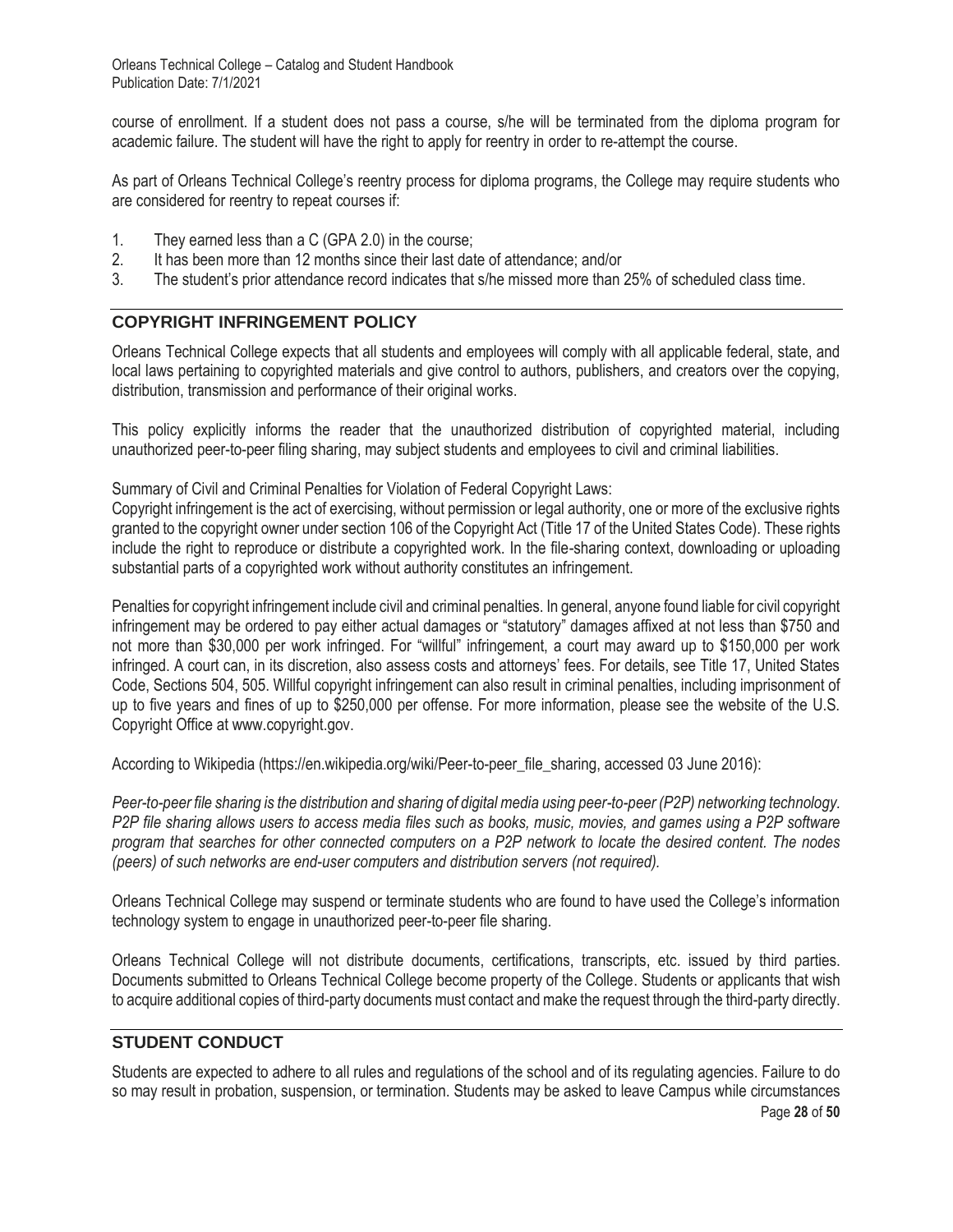course of enrollment. If a student does not pass a course, s/he will be terminated from the diploma program for academic failure. The student will have the right to apply for reentry in order to re-attempt the course.

As part of Orleans Technical College's reentry process for diploma programs, the College may require students who are considered for reentry to repeat courses if:

1. They earned less than a C (GPA 2.0) in the course;
2. It has been more than 12 months since their last date of attendance; and/or
3. The student's prior attendance record indicates that s/he missed more than 25% of scheduled class time.

## COPYRIGHT INFRINGEMENT POLICY

Orleans Technical College expects that all students and employees will comply with all applicable federal, state, and local laws pertaining to copyrighted materials and give control to authors, publishers, and creators over the copying, distribution, transmission and performance of their original works.

This policy explicitly informs the reader that the unauthorized distribution of copyrighted material, including unauthorized peer-to-peer filing sharing, may subject students and employees to civil and criminal liabilities.

Summary of Civil and Criminal Penalties for Violation of Federal Copyright Laws:
Copyright infringement is the act of exercising, without permission or legal authority, one or more of the exclusive rights granted to the copyright owner under section 106 of the Copyright Act (Title 17 of the United States Code). These rights include the right to reproduce or distribute a copyrighted work. In the file-sharing context, downloading or uploading substantial parts of a copyrighted work without authority constitutes an infringement.

Penalties for copyright infringement include civil and criminal penalties. In general, anyone found liable for civil copyright infringement may be ordered to pay either actual damages or "statutory" damages affixed at not less than $750 and not more than $30,000 per work infringed. For "willful" infringement, a court may award up to $150,000 per work infringed. A court can, in its discretion, also assess costs and attorneys' fees. For details, see Title 17, United States Code, Sections 504, 505. Willful copyright infringement can also result in criminal penalties, including imprisonment of up to five years and fines of up to $250,000 per offense. For more information, please see the website of the U.S. Copyright Office at www.copyright.gov.

According to Wikipedia (https://en.wikipedia.org/wiki/Peer-to-peer_file_sharing, accessed 03 June 2016):

*Peer-to-peer file sharing is the distribution and sharing of digital media using peer-to-peer (P2P) networking technology. P2P file sharing allows users to access media files such as books, music, movies, and games using a P2P software program that searches for other connected computers on a P2P network to locate the desired content. The nodes (peers) of such networks are end-user computers and distribution servers (not required).*

Orleans Technical College may suspend or terminate students who are found to have used the College's information technology system to engage in unauthorized peer-to-peer file sharing.

Orleans Technical College will not distribute documents, certifications, transcripts, etc. issued by third parties. Documents submitted to Orleans Technical College become property of the College. Students or applicants that wish to acquire additional copies of third-party documents must contact and make the request through the third-party directly.

## STUDENT CONDUCT

Students are expected to adhere to all rules and regulations of the school and of its regulating agencies. Failure to do so may result in probation, suspension, or termination. Students may be asked to leave Campus while circumstances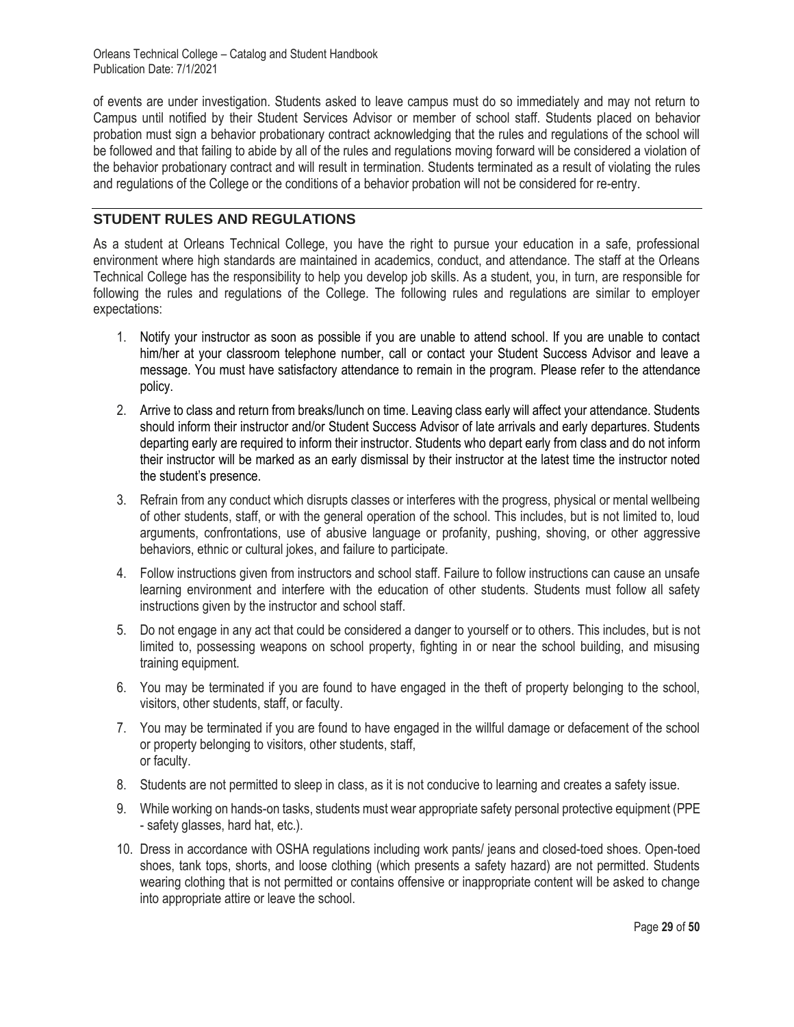of events are under investigation. Students asked to leave campus must do so immediately and may not return to Campus until notified by their Student Services Advisor or member of school staff. Students placed on behavior probation must sign a behavior probationary contract acknowledging that the rules and regulations of the school will be followed and that failing to abide by all of the rules and regulations moving forward will be considered a violation of the behavior probationary contract and will result in termination. Students terminated as a result of violating the rules and regulations of the College or the conditions of a behavior probation will not be considered for re-entry.

## STUDENT RULES AND REGULATIONS

As a student at Orleans Technical College, you have the right to pursue your education in a safe, professional environment where high standards are maintained in academics, conduct, and attendance. The staff at the Orleans Technical College has the responsibility to help you develop job skills. As a student, you, in turn, are responsible for following the rules and regulations of the College. The following rules and regulations are similar to employer expectations:

1. Notify your instructor as soon as possible if you are unable to attend school. If you are unable to contact him/her at your classroom telephone number, call or contact your Student Success Advisor and leave a message. You must have satisfactory attendance to remain in the program. Please refer to the attendance policy.
2. Arrive to class and return from breaks/lunch on time. Leaving class early will affect your attendance. Students should inform their instructor and/or Student Success Advisor of late arrivals and early departures. Students departing early are required to inform their instructor. Students who depart early from class and do not inform their instructor will be marked as an early dismissal by their instructor at the latest time the instructor noted the student's presence.
3. Refrain from any conduct which disrupts classes or interferes with the progress, physical or mental wellbeing of other students, staff, or with the general operation of the school. This includes, but is not limited to, loud arguments, confrontations, use of abusive language or profanity, pushing, shoving, or other aggressive behaviors, ethnic or cultural jokes, and failure to participate.
4. Follow instructions given from instructors and school staff. Failure to follow instructions can cause an unsafe learning environment and interfere with the education of other students. Students must follow all safety instructions given by the instructor and school staff.
5. Do not engage in any act that could be considered a danger to yourself or to others. This includes, but is not limited to, possessing weapons on school property, fighting in or near the school building, and misusing training equipment.
6. You may be terminated if you are found to have engaged in the theft of property belonging to the school, visitors, other students, staff, or faculty.
7. You may be terminated if you are found to have engaged in the willful damage or defacement of the school or property belonging to visitors, other students, staff, or faculty.
8. Students are not permitted to sleep in class, as it is not conducive to learning and creates a safety issue.
9. While working on hands-on tasks, students must wear appropriate safety personal protective equipment (PPE - safety glasses, hard hat, etc.).
10. Dress in accordance with OSHA regulations including work pants/ jeans and closed-toed shoes. Open-toed shoes, tank tops, shorts, and loose clothing (which presents a safety hazard) are not permitted. Students wearing clothing that is not permitted or contains offensive or inappropriate content will be asked to change into appropriate attire or leave the school.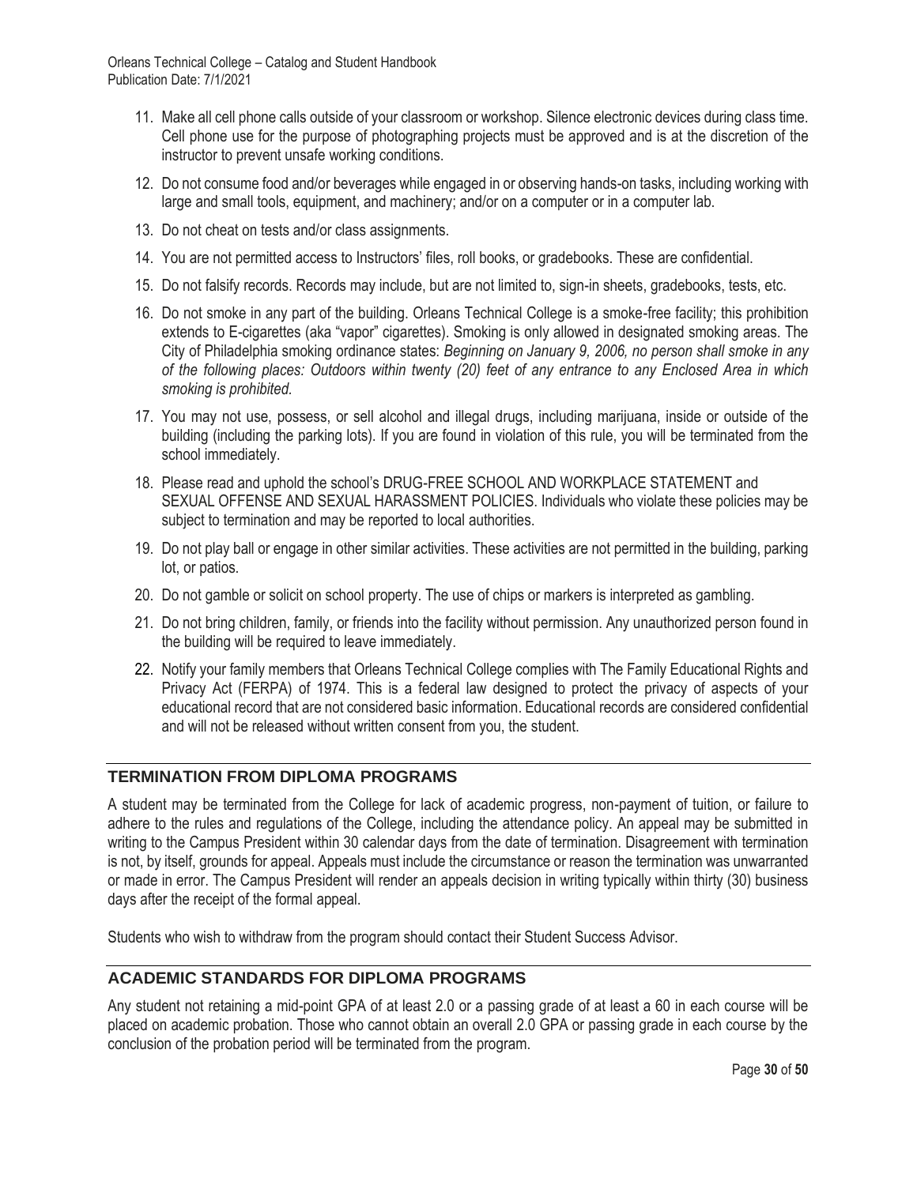11. Make all cell phone calls outside of your classroom or workshop. Silence electronic devices during class time. Cell phone use for the purpose of photographing projects must be approved and is at the discretion of the instructor to prevent unsafe working conditions.
12. Do not consume food and/or beverages while engaged in or observing hands-on tasks, including working with large and small tools, equipment, and machinery; and/or on a computer or in a computer lab.
13. Do not cheat on tests and/or class assignments.
14. You are not permitted access to Instructors' files, roll books, or gradebooks. These are confidential.
15. Do not falsify records. Records may include, but are not limited to, sign-in sheets, gradebooks, tests, etc.
16. Do not smoke in any part of the building. Orleans Technical College is a smoke-free facility; this prohibition extends to E-cigarettes (aka "vapor" cigarettes). Smoking is only allowed in designated smoking areas. The City of Philadelphia smoking ordinance states: *Beginning on January 9, 2006, no person shall smoke in any of the following places: Outdoors within twenty (20) feet of any entrance to any Enclosed Area in which smoking is prohibited.*
17. You may not use, possess, or sell alcohol and illegal drugs, including marijuana, inside or outside of the building (including the parking lots). If you are found in violation of this rule, you will be terminated from the school immediately.
18. Please read and uphold the school's DRUG-FREE SCHOOL AND WORKPLACE STATEMENT and SEXUAL OFFENSE AND SEXUAL HARASSMENT POLICIES. Individuals who violate these policies may be subject to termination and may be reported to local authorities.
19. Do not play ball or engage in other similar activities. These activities are not permitted in the building, parking lot, or patios.
20. Do not gamble or solicit on school property. The use of chips or markers is interpreted as gambling.
21. Do not bring children, family, or friends into the facility without permission. Any unauthorized person found in the building will be required to leave immediately.
22. Notify your family members that Orleans Technical College complies with The Family Educational Rights and Privacy Act (FERPA) of 1974. This is a federal law designed to protect the privacy of aspects of your educational record that are not considered basic information. Educational records are considered confidential and will not be released without written consent from you, the student.

## TERMINATION FROM DIPLOMA PROGRAMS

A student may be terminated from the College for lack of academic progress, non-payment of tuition, or failure to adhere to the rules and regulations of the College, including the attendance policy. An appeal may be submitted in writing to the Campus President within 30 calendar days from the date of termination. Disagreement with termination is not, by itself, grounds for appeal. Appeals must include the circumstance or reason the termination was unwarranted or made in error. The Campus President will render an appeals decision in writing typically within thirty (30) business days after the receipt of the formal appeal.

Students who wish to withdraw from the program should contact their Student Success Advisor.

## ACADEMIC STANDARDS FOR DIPLOMA PROGRAMS

Any student not retaining a mid-point GPA of at least 2.0 or a passing grade of at least a 60 in each course will be placed on academic probation. Those who cannot obtain an overall 2.0 GPA or passing grade in each course by the conclusion of the probation period will be terminated from the program.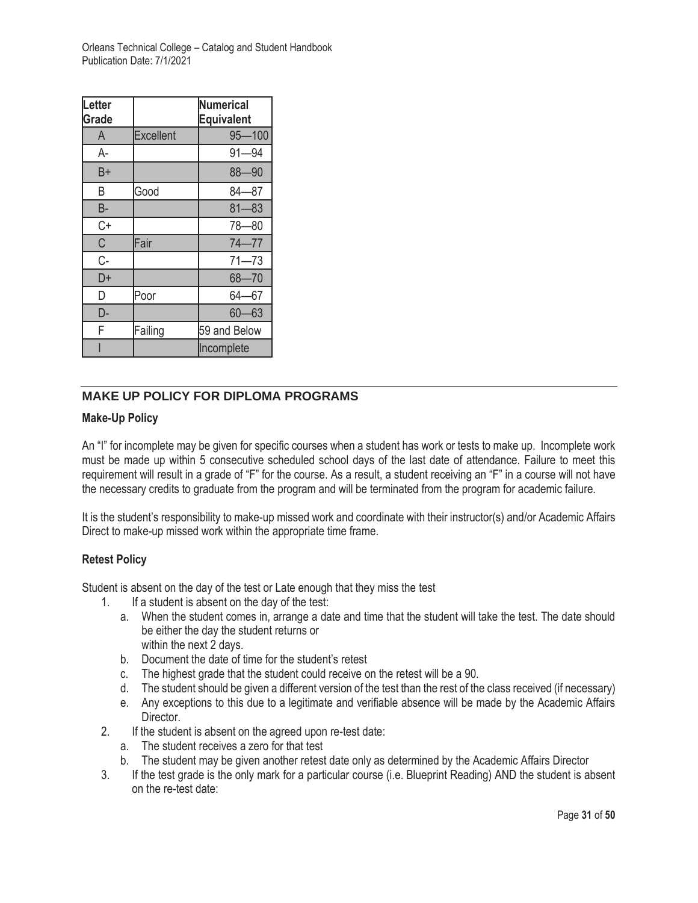| Letter Grade | | Numerical Equivalent |
|---|---|---|
| A | Excellent | 95—100 |
| A- | | 91—94 |
| B+ | | 88—90 |
| B | Good | 84—87 |
| B- | | 81—83 |
| C+ | | 78—80 |
| C | Fair | 74—77 |
| C- | | 71—73 |
| D+ | | 68—70 |
| D | Poor | 64—67 |
| D- | | 60—63 |
| F | Failing | 59 and Below |
| I | | Incomplete |

## MAKE UP POLICY FOR DIPLOMA PROGRAMS

### Make-Up Policy

An "I" for incomplete may be given for specific courses when a student has work or tests to make up. Incomplete work must be made up within 5 consecutive scheduled school days of the last date of attendance. Failure to meet this requirement will result in a grade of "F" for the course. As a result, a student receiving an "F" in a course will not have the necessary credits to graduate from the program and will be terminated from the program for academic failure.

It is the student's responsibility to make-up missed work and coordinate with their instructor(s) and/or Academic Affairs Direct to make-up missed work within the appropriate time frame.

### Retest Policy

Student is absent on the day of the test or Late enough that they miss the test

1. If a student is absent on the day of the test:
   a. When the student comes in, arrange a date and time that the student will take the test. The date should be either the day the student returns or within the next 2 days.
   b. Document the date of time for the student's retest
   c. The highest grade that the student could receive on the retest will be a 90.
   d. The student should be given a different version of the test than the rest of the class received (if necessary)
   e. Any exceptions to this due to a legitimate and verifiable absence will be made by the Academic Affairs Director.
2. If the student is absent on the agreed upon re-test date:
   a. The student receives a zero for that test
   b. The student may be given another retest date only as determined by the Academic Affairs Director
3. If the test grade is the only mark for a particular course (i.e. Blueprint Reading) AND the student is absent on the re-test date: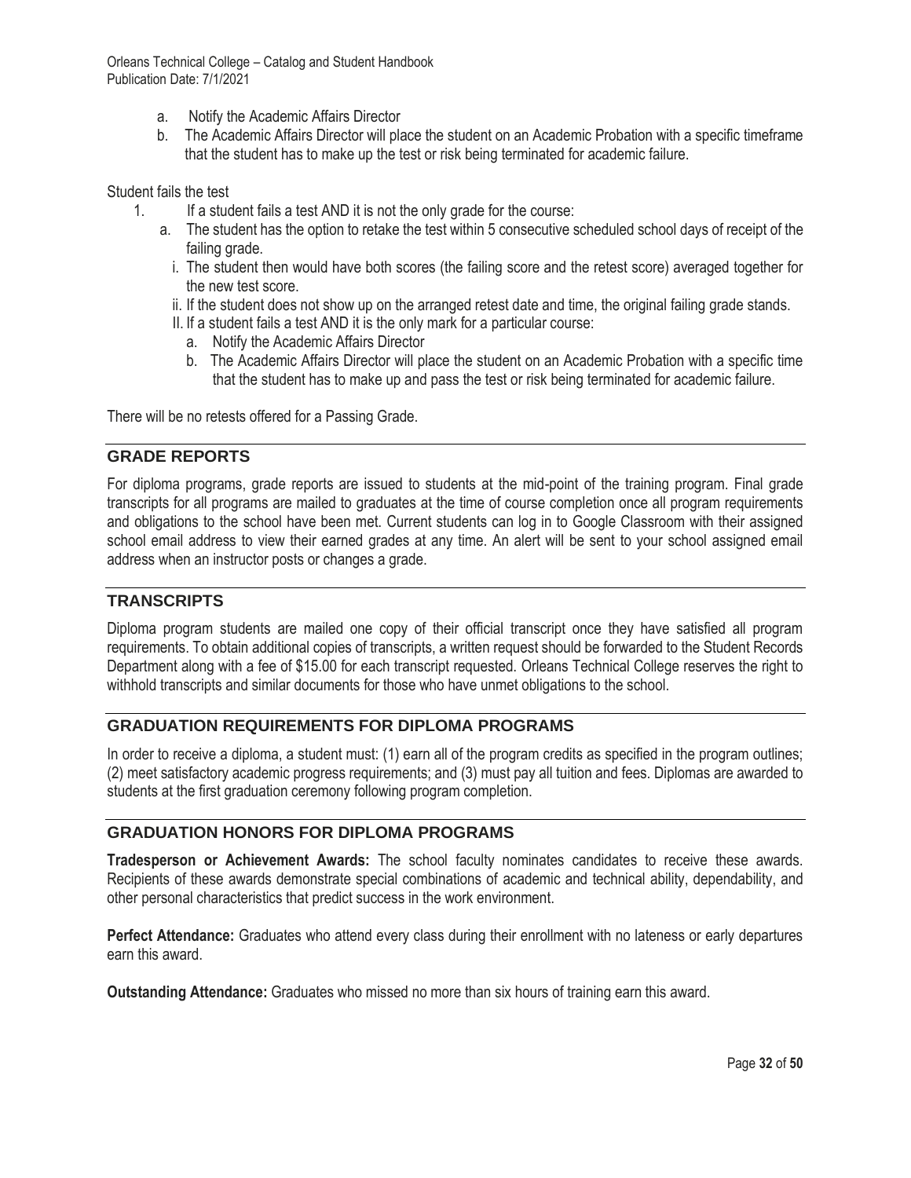a. Notify the Academic Affairs Director
   b. The Academic Affairs Director will place the student on an Academic Probation with a specific timeframe that the student has to make up the test or risk being terminated for academic failure.

Student fails the test

1. If a student fails a test AND it is not the only grade for the course:
   a. The student has the option to retake the test within 5 consecutive scheduled school days of receipt of the failing grade.
      i. The student then would have both scores (the failing score and the retest score) averaged together for the new test score.
      ii. If the student does not show up on the arranged retest date and time, the original failing grade stands.
   II. If a student fails a test AND it is the only mark for a particular course:
      a. Notify the Academic Affairs Director
      b. The Academic Affairs Director will place the student on an Academic Probation with a specific time that the student has to make up and pass the test or risk being terminated for academic failure.

There will be no retests offered for a Passing Grade.

## GRADE REPORTS

For diploma programs, grade reports are issued to students at the mid-point of the training program. Final grade transcripts for all programs are mailed to graduates at the time of course completion once all program requirements and obligations to the school have been met. Current students can log in to Google Classroom with their assigned school email address to view their earned grades at any time. An alert will be sent to your school assigned email address when an instructor posts or changes a grade.

## TRANSCRIPTS

Diploma program students are mailed one copy of their official transcript once they have satisfied all program requirements. To obtain additional copies of transcripts, a written request should be forwarded to the Student Records Department along with a fee of $15.00 for each transcript requested. Orleans Technical College reserves the right to withhold transcripts and similar documents for those who have unmet obligations to the school.

## GRADUATION REQUIREMENTS FOR DIPLOMA PROGRAMS

In order to receive a diploma, a student must: (1) earn all of the program credits as specified in the program outlines; (2) meet satisfactory academic progress requirements; and (3) must pay all tuition and fees. Diplomas are awarded to students at the first graduation ceremony following program completion.

## GRADUATION HONORS FOR DIPLOMA PROGRAMS

**Tradesperson or Achievement Awards:** The school faculty nominates candidates to receive these awards. Recipients of these awards demonstrate special combinations of academic and technical ability, dependability, and other personal characteristics that predict success in the work environment.

**Perfect Attendance:** Graduates who attend every class during their enrollment with no lateness or early departures earn this award.

**Outstanding Attendance:** Graduates who missed no more than six hours of training earn this award.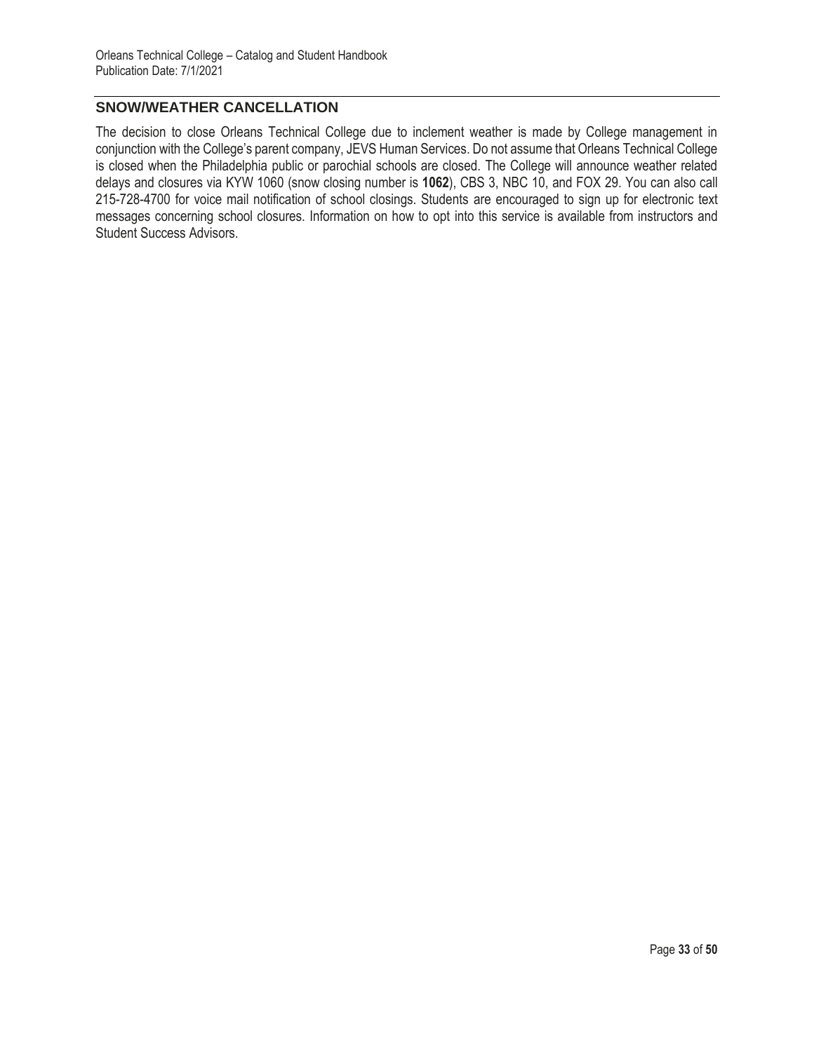## SNOW/WEATHER CANCELLATION

The decision to close Orleans Technical College due to inclement weather is made by College management in conjunction with the College's parent company, JEVS Human Services. Do not assume that Orleans Technical College is closed when the Philadelphia public or parochial schools are closed. The College will announce weather related delays and closures via KYW 1060 (snow closing number is **1062**), CBS 3, NBC 10, and FOX 29. You can also call 215-728-4700 for voice mail notification of school closings. Students are encouraged to sign up for electronic text messages concerning school closures. Information on how to opt into this service is available from instructors and Student Success Advisors.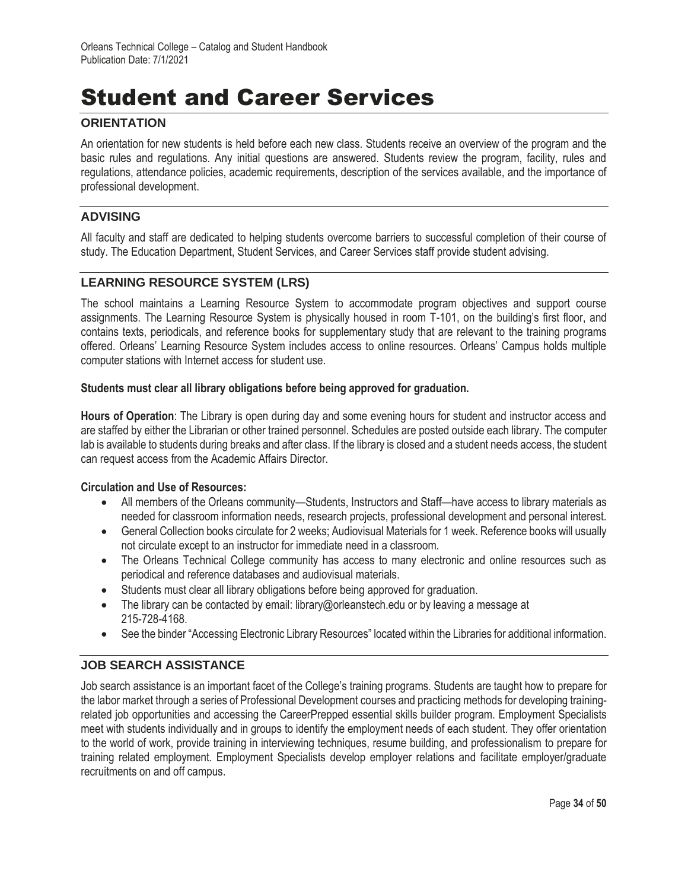# Student and Career Services

## ORIENTATION

An orientation for new students is held before each new class. Students receive an overview of the program and the basic rules and regulations. Any initial questions are answered. Students review the program, facility, rules and regulations, attendance policies, academic requirements, description of the services available, and the importance of professional development.

## ADVISING

All faculty and staff are dedicated to helping students overcome barriers to successful completion of their course of study. The Education Department, Student Services, and Career Services staff provide student advising.

## LEARNING RESOURCE SYSTEM (LRS)

The school maintains a Learning Resource System to accommodate program objectives and support course assignments. The Learning Resource System is physically housed in room T-101, on the building's first floor, and contains texts, periodicals, and reference books for supplementary study that are relevant to the training programs offered. Orleans' Learning Resource System includes access to online resources. Orleans' Campus holds multiple computer stations with Internet access for student use.

**Students must clear all library obligations before being approved for graduation.**

**Hours of Operation**: The Library is open during day and some evening hours for student and instructor access and are staffed by either the Librarian or other trained personnel. Schedules are posted outside each library. The computer lab is available to students during breaks and after class. If the library is closed and a student needs access, the student can request access from the Academic Affairs Director.

**Circulation and Use of Resources:**

- All members of the Orleans community—Students, Instructors and Staff—have access to library materials as needed for classroom information needs, research projects, professional development and personal interest.
- General Collection books circulate for 2 weeks; Audiovisual Materials for 1 week. Reference books will usually not circulate except to an instructor for immediate need in a classroom.
- The Orleans Technical College community has access to many electronic and online resources such as periodical and reference databases and audiovisual materials.
- Students must clear all library obligations before being approved for graduation.
- The library can be contacted by email: library@orleanstech.edu or by leaving a message at 215-728-4168.
- See the binder "Accessing Electronic Library Resources" located within the Libraries for additional information.

## JOB SEARCH ASSISTANCE

Job search assistance is an important facet of the College's training programs. Students are taught how to prepare for the labor market through a series of Professional Development courses and practicing methods for developing training-related job opportunities and accessing the CareerPrepped essential skills builder program. Employment Specialists meet with students individually and in groups to identify the employment needs of each student. They offer orientation to the world of work, provide training in interviewing techniques, resume building, and professionalism to prepare for training related employment. Employment Specialists develop employer relations and facilitate employer/graduate recruitments on and off campus.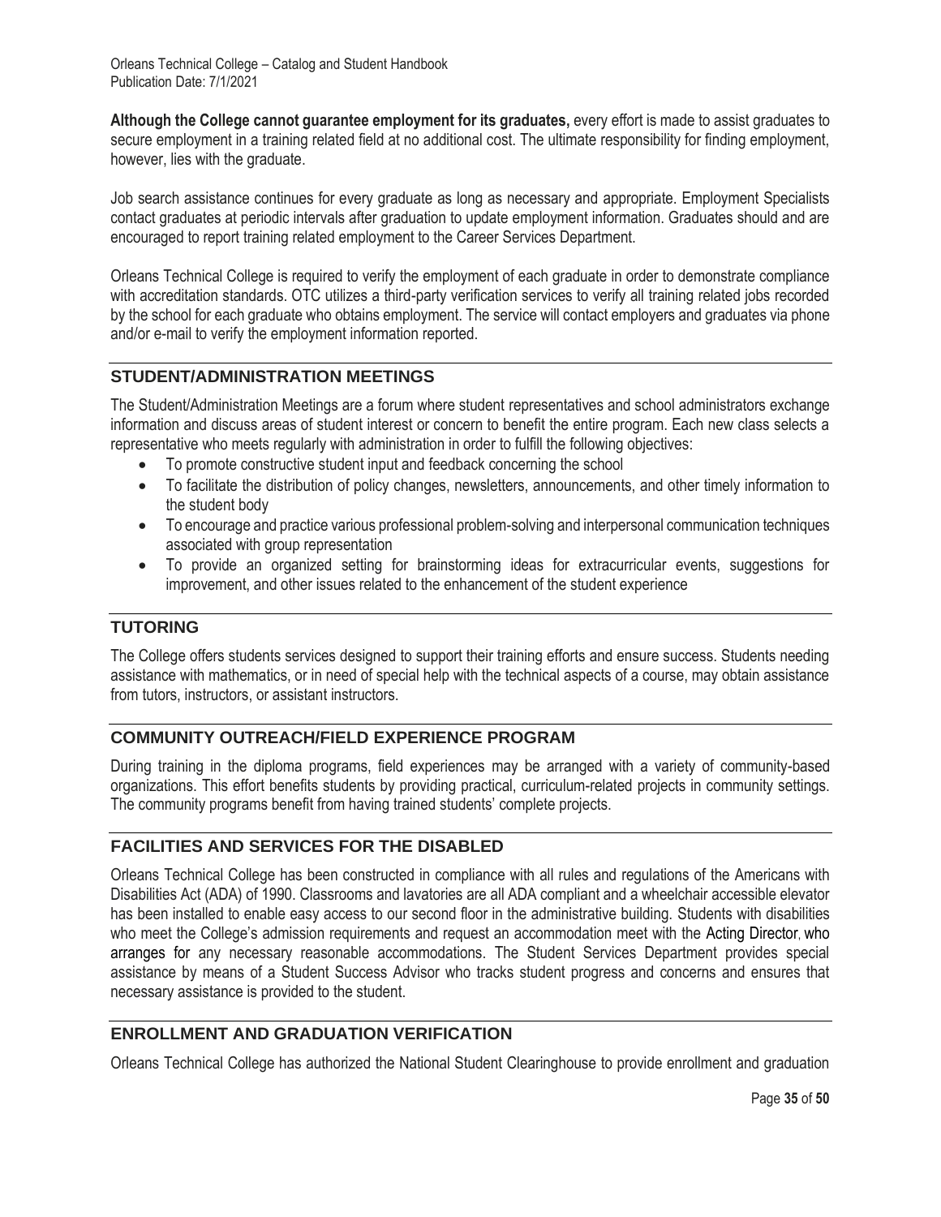**Although the College cannot guarantee employment for its graduates,** every effort is made to assist graduates to secure employment in a training related field at no additional cost. The ultimate responsibility for finding employment, however, lies with the graduate.

Job search assistance continues for every graduate as long as necessary and appropriate. Employment Specialists contact graduates at periodic intervals after graduation to update employment information. Graduates should and are encouraged to report training related employment to the Career Services Department.

Orleans Technical College is required to verify the employment of each graduate in order to demonstrate compliance with accreditation standards. OTC utilizes a third-party verification services to verify all training related jobs recorded by the school for each graduate who obtains employment. The service will contact employers and graduates via phone and/or e-mail to verify the employment information reported.

## STUDENT/ADMINISTRATION MEETINGS

The Student/Administration Meetings are a forum where student representatives and school administrators exchange information and discuss areas of student interest or concern to benefit the entire program. Each new class selects a representative who meets regularly with administration in order to fulfill the following objectives:

- To promote constructive student input and feedback concerning the school
- To facilitate the distribution of policy changes, newsletters, announcements, and other timely information to the student body
- To encourage and practice various professional problem-solving and interpersonal communication techniques associated with group representation
- To provide an organized setting for brainstorming ideas for extracurricular events, suggestions for improvement, and other issues related to the enhancement of the student experience

## TUTORING

The College offers students services designed to support their training efforts and ensure success. Students needing assistance with mathematics, or in need of special help with the technical aspects of a course, may obtain assistance from tutors, instructors, or assistant instructors.

## COMMUNITY OUTREACH/FIELD EXPERIENCE PROGRAM

During training in the diploma programs, field experiences may be arranged with a variety of community-based organizations. This effort benefits students by providing practical, curriculum-related projects in community settings. The community programs benefit from having trained students' complete projects.

## FACILITIES AND SERVICES FOR THE DISABLED

Orleans Technical College has been constructed in compliance with all rules and regulations of the Americans with Disabilities Act (ADA) of 1990. Classrooms and lavatories are all ADA compliant and a wheelchair accessible elevator has been installed to enable easy access to our second floor in the administrative building. Students with disabilities who meet the College's admission requirements and request an accommodation meet with the Acting Director, who arranges for any necessary reasonable accommodations. The Student Services Department provides special assistance by means of a Student Success Advisor who tracks student progress and concerns and ensures that necessary assistance is provided to the student.

## ENROLLMENT AND GRADUATION VERIFICATION

Orleans Technical College has authorized the National Student Clearinghouse to provide enrollment and graduation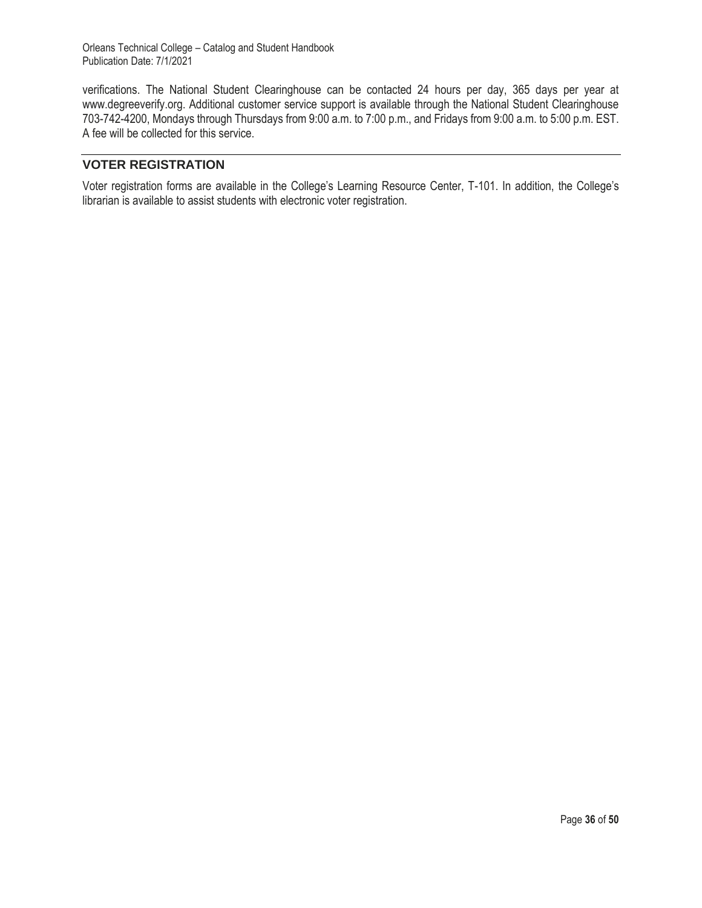verifications. The National Student Clearinghouse can be contacted 24 hours per day, 365 days per year at www.degreeverify.org. Additional customer service support is available through the National Student Clearinghouse 703-742-4200, Mondays through Thursdays from 9:00 a.m. to 7:00 p.m., and Fridays from 9:00 a.m. to 5:00 p.m. EST. A fee will be collected for this service.

## VOTER REGISTRATION

Voter registration forms are available in the College's Learning Resource Center, T-101. In addition, the College's librarian is available to assist students with electronic voter registration.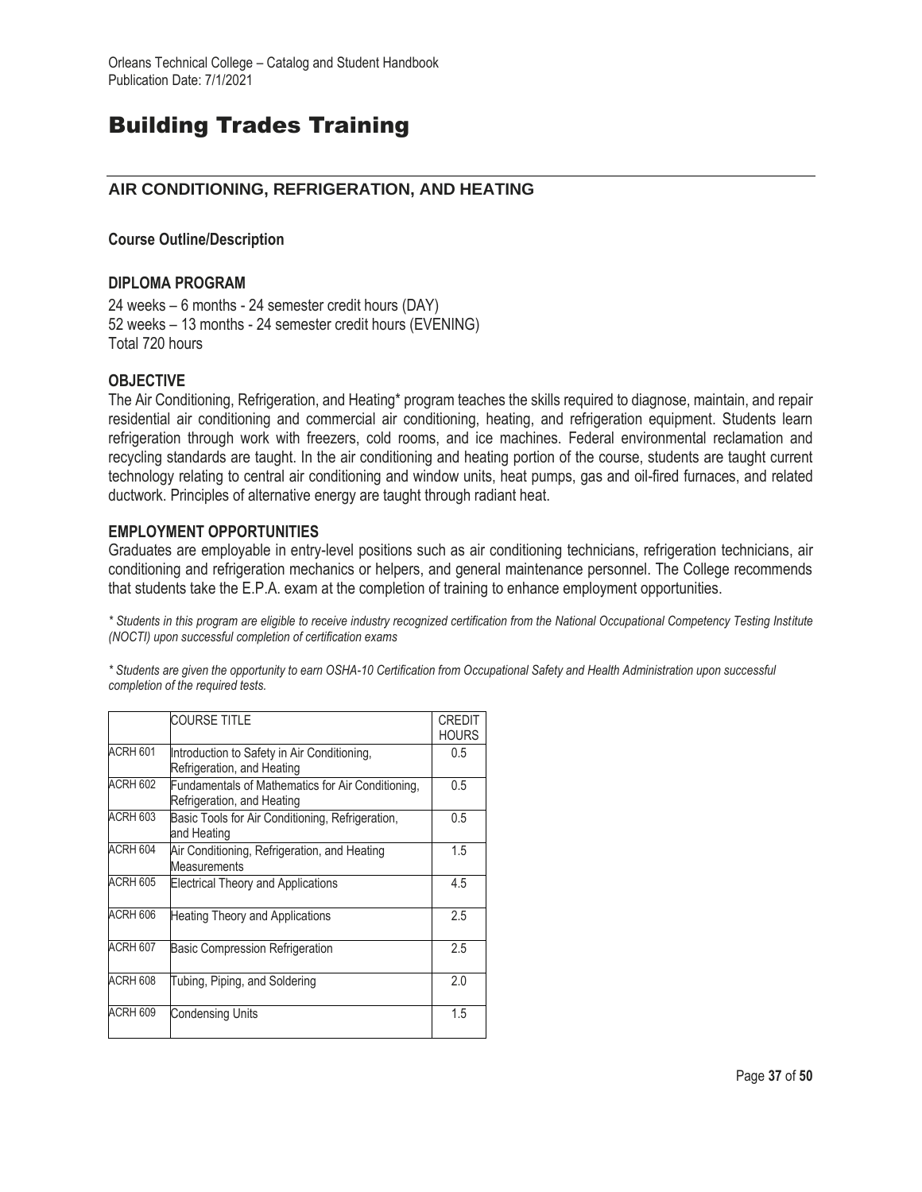# Building Trades Training

## AIR CONDITIONING, REFRIGERATION, AND HEATING

**Course Outline/Description**

### DIPLOMA PROGRAM

24 weeks – 6 months - 24 semester credit hours (DAY)
52 weeks – 13 months - 24 semester credit hours (EVENING)
Total 720 hours

### OBJECTIVE

The Air Conditioning, Refrigeration, and Heating* program teaches the skills required to diagnose, maintain, and repair residential air conditioning and commercial air conditioning, heating, and refrigeration equipment. Students learn refrigeration through work with freezers, cold rooms, and ice machines. Federal environmental reclamation and recycling standards are taught. In the air conditioning and heating portion of the course, students are taught current technology relating to central air conditioning and window units, heat pumps, gas and oil-fired furnaces, and related ductwork. Principles of alternative energy are taught through radiant heat.

### EMPLOYMENT OPPORTUNITIES

Graduates are employable in entry-level positions such as air conditioning technicians, refrigeration technicians, air conditioning and refrigeration mechanics or helpers, and general maintenance personnel. The College recommends that students take the E.P.A. exam at the completion of training to enhance employment opportunities.

*\* Students in this program are eligible to receive industry recognized certification from the National Occupational Competency Testing Institute (NOCTI) upon successful completion of certification exams*

*\* Students are given the opportunity to earn OSHA-10 Certification from Occupational Safety and Health Administration upon successful completion of the required tests.*

| | COURSE TITLE | CREDIT HOURS |
|---|---|---|
| ACRH 601 | Introduction to Safety in Air Conditioning, Refrigeration, and Heating | 0.5 |
| ACRH 602 | Fundamentals of Mathematics for Air Conditioning, Refrigeration, and Heating | 0.5 |
| ACRH 603 | Basic Tools for Air Conditioning, Refrigeration, and Heating | 0.5 |
| ACRH 604 | Air Conditioning, Refrigeration, and Heating Measurements | 1.5 |
| ACRH 605 | Electrical Theory and Applications | 4.5 |
| ACRH 606 | Heating Theory and Applications | 2.5 |
| ACRH 607 | Basic Compression Refrigeration | 2.5 |
| ACRH 608 | Tubing, Piping, and Soldering | 2.0 |
| ACRH 609 | Condensing Units | 1.5 |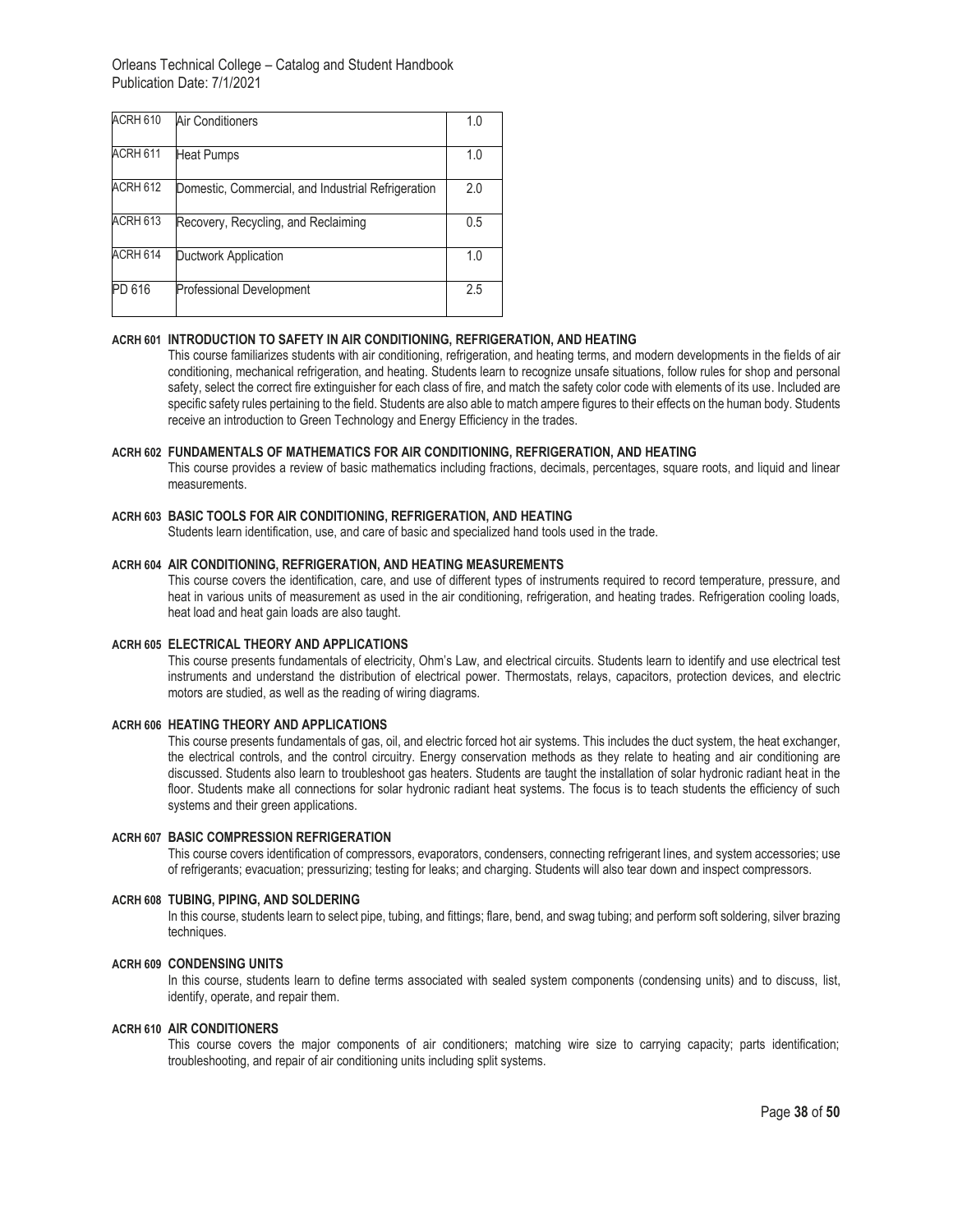| ACRH 610 | Air Conditioners | 1.0 |
|---|---|---|
| ACRH 611 | Heat Pumps | 1.0 |
| ACRH 612 | Domestic, Commercial, and Industrial Refrigeration | 2.0 |
| ACRH 613 | Recovery, Recycling, and Reclaiming | 0.5 |
| ACRH 614 | Ductwork Application | 1.0 |
| PD 616 | Professional Development | 2.5 |

**ACRH 601 INTRODUCTION TO SAFETY IN AIR CONDITIONING, REFRIGERATION, AND HEATING**

This course familiarizes students with air conditioning, refrigeration, and heating terms, and modern developments in the fields of air conditioning, mechanical refrigeration, and heating. Students learn to recognize unsafe situations, follow rules for shop and personal safety, select the correct fire extinguisher for each class of fire, and match the safety color code with elements of its use. Included are specific safety rules pertaining to the field. Students are also able to match ampere figures to their effects on the human body. Students receive an introduction to Green Technology and Energy Efficiency in the trades.

**ACRH 602 FUNDAMENTALS OF MATHEMATICS FOR AIR CONDITIONING, REFRIGERATION, AND HEATING**

This course provides a review of basic mathematics including fractions, decimals, percentages, square roots, and liquid and linear measurements.

**ACRH 603 BASIC TOOLS FOR AIR CONDITIONING, REFRIGERATION, AND HEATING**

Students learn identification, use, and care of basic and specialized hand tools used in the trade.

**ACRH 604 AIR CONDITIONING, REFRIGERATION, AND HEATING MEASUREMENTS**

This course covers the identification, care, and use of different types of instruments required to record temperature, pressure, and heat in various units of measurement as used in the air conditioning, refrigeration, and heating trades. Refrigeration cooling loads, heat load and heat gain loads are also taught.

**ACRH 605 ELECTRICAL THEORY AND APPLICATIONS**

This course presents fundamentals of electricity, Ohm's Law, and electrical circuits. Students learn to identify and use electrical test instruments and understand the distribution of electrical power. Thermostats, relays, capacitors, protection devices, and electric motors are studied, as well as the reading of wiring diagrams.

**ACRH 606 HEATING THEORY AND APPLICATIONS**

This course presents fundamentals of gas, oil, and electric forced hot air systems. This includes the duct system, the heat exchanger, the electrical controls, and the control circuitry. Energy conservation methods as they relate to heating and air conditioning are discussed. Students also learn to troubleshoot gas heaters. Students are taught the installation of solar hydronic radiant heat in the floor. Students make all connections for solar hydronic radiant heat systems. The focus is to teach students the efficiency of such systems and their green applications.

**ACRH 607 BASIC COMPRESSION REFRIGERATION**

This course covers identification of compressors, evaporators, condensers, connecting refrigerant lines, and system accessories; use of refrigerants; evacuation; pressurizing; testing for leaks; and charging. Students will also tear down and inspect compressors.

**ACRH 608 TUBING, PIPING, AND SOLDERING**

In this course, students learn to select pipe, tubing, and fittings; flare, bend, and swag tubing; and perform soft soldering, silver brazing techniques.

**ACRH 609 CONDENSING UNITS**

In this course, students learn to define terms associated with sealed system components (condensing units) and to discuss, list, identify, operate, and repair them.

**ACRH 610 AIR CONDITIONERS**

This course covers the major components of air conditioners; matching wire size to carrying capacity; parts identification; troubleshooting, and repair of air conditioning units including split systems.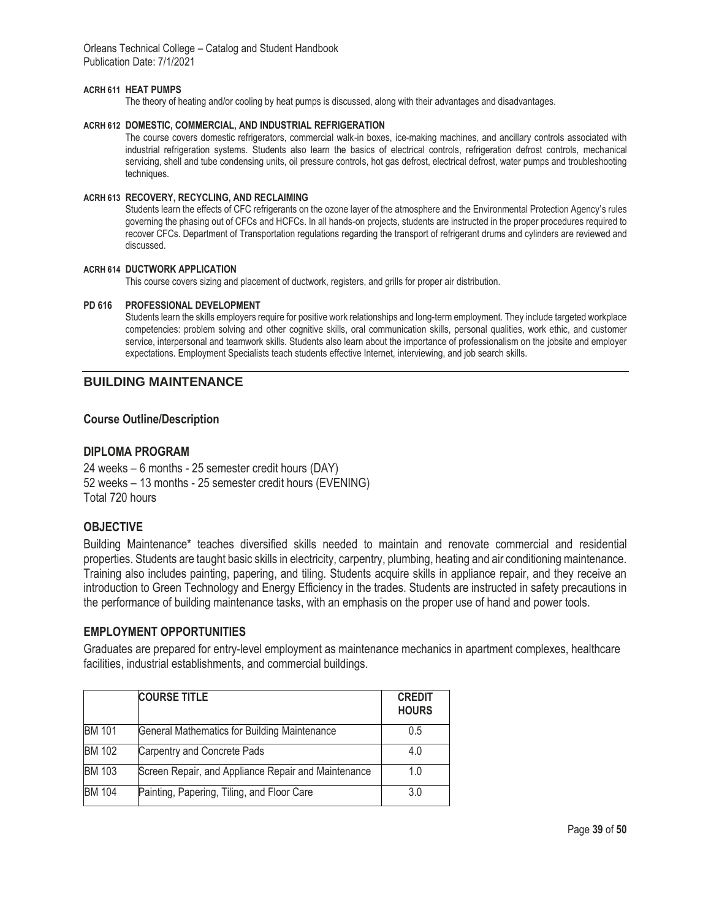**ACRH 611 HEAT PUMPS**

The theory of heating and/or cooling by heat pumps is discussed, along with their advantages and disadvantages.

**ACRH 612 DOMESTIC, COMMERCIAL, AND INDUSTRIAL REFRIGERATION**

The course covers domestic refrigerators, commercial walk-in boxes, ice-making machines, and ancillary controls associated with industrial refrigeration systems. Students also learn the basics of electrical controls, refrigeration defrost controls, mechanical servicing, shell and tube condensing units, oil pressure controls, hot gas defrost, electrical defrost, water pumps and troubleshooting techniques.

**ACRH 613 RECOVERY, RECYCLING, AND RECLAIMING**

Students learn the effects of CFC refrigerants on the ozone layer of the atmosphere and the Environmental Protection Agency's rules governing the phasing out of CFCs and HCFCs. In all hands-on projects, students are instructed in the proper procedures required to recover CFCs. Department of Transportation regulations regarding the transport of refrigerant drums and cylinders are reviewed and discussed.

**ACRH 614 DUCTWORK APPLICATION**

This course covers sizing and placement of ductwork, registers, and grills for proper air distribution.

**PD 616 PROFESSIONAL DEVELOPMENT**

Students learn the skills employers require for positive work relationships and long-term employment. They include targeted workplace competencies: problem solving and other cognitive skills, oral communication skills, personal qualities, work ethic, and customer service, interpersonal and teamwork skills. Students also learn about the importance of professionalism on the jobsite and employer expectations. Employment Specialists teach students effective Internet, interviewing, and job search skills.

---

## BUILDING MAINTENANCE

### Course Outline/Description

### DIPLOMA PROGRAM

24 weeks – 6 months - 25 semester credit hours (DAY)
52 weeks – 13 months - 25 semester credit hours (EVENING)
Total 720 hours

### OBJECTIVE

Building Maintenance* teaches diversified skills needed to maintain and renovate commercial and residential properties. Students are taught basic skills in electricity, carpentry, plumbing, heating and air conditioning maintenance. Training also includes painting, papering, and tiling. Students acquire skills in appliance repair, and they receive an introduction to Green Technology and Energy Efficiency in the trades. Students are instructed in safety precautions in the performance of building maintenance tasks, with an emphasis on the proper use of hand and power tools.

### EMPLOYMENT OPPORTUNITIES

Graduates are prepared for entry-level employment as maintenance mechanics in apartment complexes, healthcare facilities, industrial establishments, and commercial buildings.

| | COURSE TITLE | CREDIT HOURS |
|---|---|---|
| BM 101 | General Mathematics for Building Maintenance | 0.5 |
| BM 102 | Carpentry and Concrete Pads | 4.0 |
| BM 103 | Screen Repair, and Appliance Repair and Maintenance | 1.0 |
| BM 104 | Painting, Papering, Tiling, and Floor Care | 3.0 |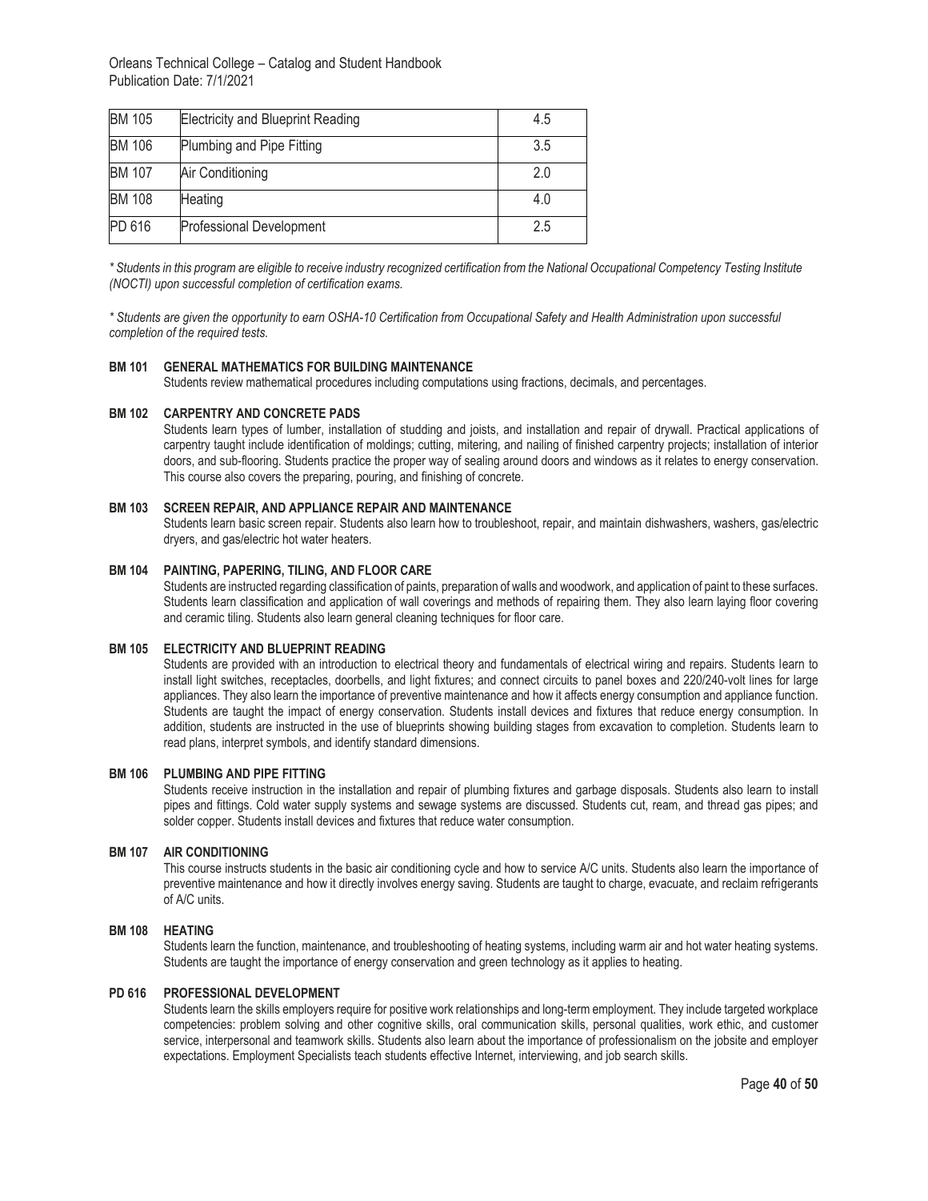| BM 105 | Electricity and Blueprint Reading | 4.5 |
|---|---|---|
| BM 106 | Plumbing and Pipe Fitting | 3.5 |
| BM 107 | Air Conditioning | 2.0 |
| BM 108 | Heating | 4.0 |
| PD 616 | Professional Development | 2.5 |

*\* Students in this program are eligible to receive industry recognized certification from the National Occupational Competency Testing Institute (NOCTI) upon successful completion of certification exams.*

*\* Students are given the opportunity to earn OSHA-10 Certification from Occupational Safety and Health Administration upon successful completion of the required tests.*

**BM 101 GENERAL MATHEMATICS FOR BUILDING MAINTENANCE**

Students review mathematical procedures including computations using fractions, decimals, and percentages.

**BM 102 CARPENTRY AND CONCRETE PADS**

Students learn types of lumber, installation of studding and joists, and installation and repair of drywall. Practical applications of carpentry taught include identification of moldings; cutting, mitering, and nailing of finished carpentry projects; installation of interior doors, and sub-flooring. Students practice the proper way of sealing around doors and windows as it relates to energy conservation. This course also covers the preparing, pouring, and finishing of concrete.

**BM 103 SCREEN REPAIR, AND APPLIANCE REPAIR AND MAINTENANCE**

Students learn basic screen repair. Students also learn how to troubleshoot, repair, and maintain dishwashers, washers, gas/electric dryers, and gas/electric hot water heaters.

**BM 104 PAINTING, PAPERING, TILING, AND FLOOR CARE**

Students are instructed regarding classification of paints, preparation of walls and woodwork, and application of paint to these surfaces. Students learn classification and application of wall coverings and methods of repairing them. They also learn laying floor covering and ceramic tiling. Students also learn general cleaning techniques for floor care.

**BM 105 ELECTRICITY AND BLUEPRINT READING**

Students are provided with an introduction to electrical theory and fundamentals of electrical wiring and repairs. Students learn to install light switches, receptacles, doorbells, and light fixtures; and connect circuits to panel boxes and 220/240-volt lines for large appliances. They also learn the importance of preventive maintenance and how it affects energy consumption and appliance function. Students are taught the impact of energy conservation. Students install devices and fixtures that reduce energy consumption. In addition, students are instructed in the use of blueprints showing building stages from excavation to completion. Students learn to read plans, interpret symbols, and identify standard dimensions.

**BM 106 PLUMBING AND PIPE FITTING**

Students receive instruction in the installation and repair of plumbing fixtures and garbage disposals. Students also learn to install pipes and fittings. Cold water supply systems and sewage systems are discussed. Students cut, ream, and thread gas pipes; and solder copper. Students install devices and fixtures that reduce water consumption.

**BM 107 AIR CONDITIONING**

This course instructs students in the basic air conditioning cycle and how to service A/C units. Students also learn the importance of preventive maintenance and how it directly involves energy saving. Students are taught to charge, evacuate, and reclaim refrigerants of A/C units.

**BM 108 HEATING**

Students learn the function, maintenance, and troubleshooting of heating systems, including warm air and hot water heating systems. Students are taught the importance of energy conservation and green technology as it applies to heating.

**PD 616 PROFESSIONAL DEVELOPMENT**

Students learn the skills employers require for positive work relationships and long-term employment. They include targeted workplace competencies: problem solving and other cognitive skills, oral communication skills, personal qualities, work ethic, and customer service, interpersonal and teamwork skills. Students also learn about the importance of professionalism on the jobsite and employer expectations. Employment Specialists teach students effective Internet, interviewing, and job search skills.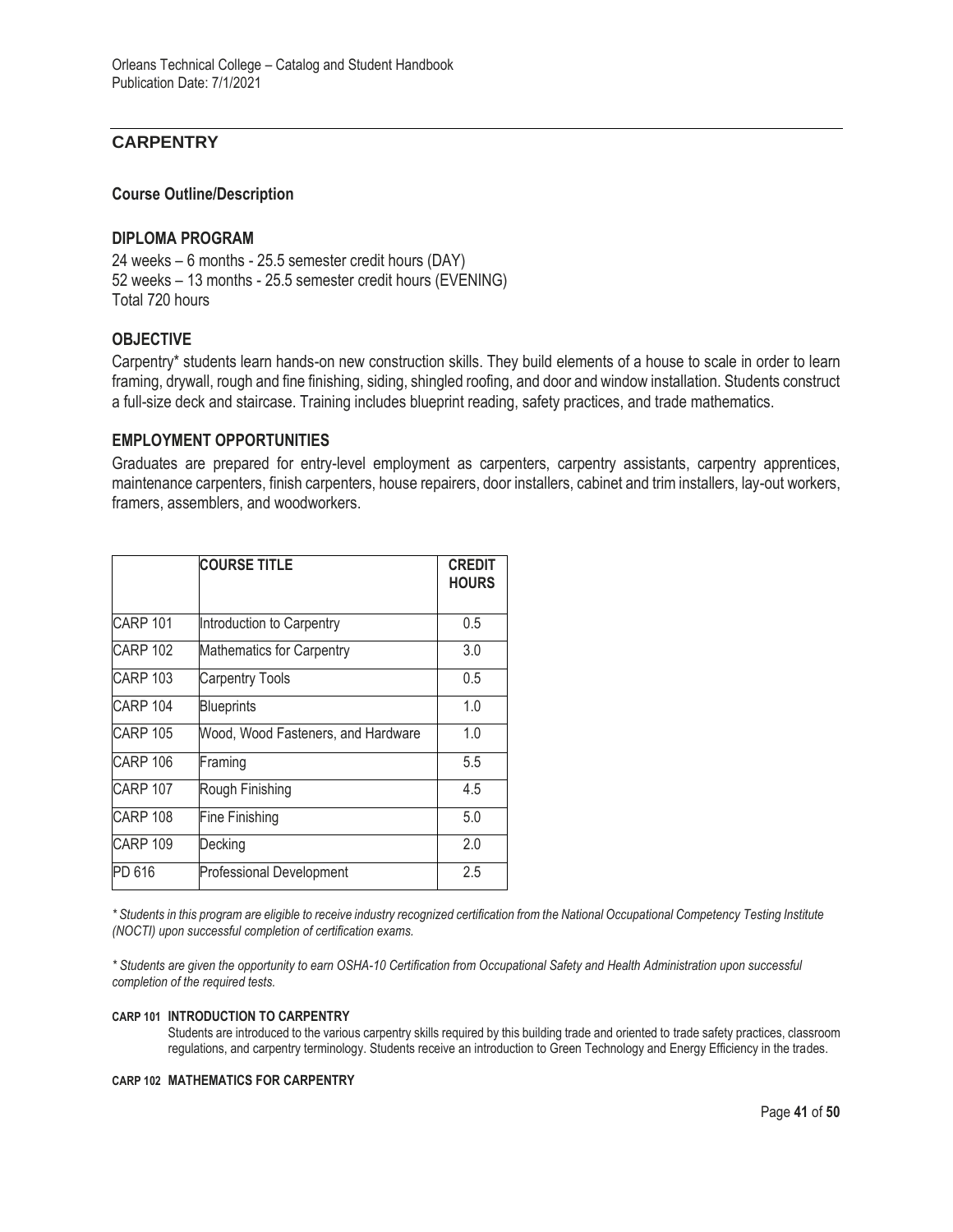## CARPENTRY

### Course Outline/Description

### DIPLOMA PROGRAM

24 weeks – 6 months - 25.5 semester credit hours (DAY)
52 weeks – 13 months - 25.5 semester credit hours (EVENING)
Total 720 hours

### OBJECTIVE

Carpentry* students learn hands-on new construction skills. They build elements of a house to scale in order to learn framing, drywall, rough and fine finishing, siding, shingled roofing, and door and window installation. Students construct a full-size deck and staircase. Training includes blueprint reading, safety practices, and trade mathematics.

### EMPLOYMENT OPPORTUNITIES

Graduates are prepared for entry-level employment as carpenters, carpentry assistants, carpentry apprentices, maintenance carpenters, finish carpenters, house repairers, door installers, cabinet and trim installers, lay-out workers, framers, assemblers, and woodworkers.

| | COURSE TITLE | CREDIT HOURS |
|---|---|---|
| CARP 101 | Introduction to Carpentry | 0.5 |
| CARP 102 | Mathematics for Carpentry | 3.0 |
| CARP 103 | Carpentry Tools | 0.5 |
| CARP 104 | Blueprints | 1.0 |
| CARP 105 | Wood, Wood Fasteners, and Hardware | 1.0 |
| CARP 106 | Framing | 5.5 |
| CARP 107 | Rough Finishing | 4.5 |
| CARP 108 | Fine Finishing | 5.0 |
| CARP 109 | Decking | 2.0 |
| PD 616 | Professional Development | 2.5 |

*\* Students in this program are eligible to receive industry recognized certification from the National Occupational Competency Testing Institute (NOCTI) upon successful completion of certification exams.*

*\* Students are given the opportunity to earn OSHA-10 Certification from Occupational Safety and Health Administration upon successful completion of the required tests.*

**CARP 101 INTRODUCTION TO CARPENTRY**

Students are introduced to the various carpentry skills required by this building trade and oriented to trade safety practices, classroom regulations, and carpentry terminology. Students receive an introduction to Green Technology and Energy Efficiency in the trades.

**CARP 102 MATHEMATICS FOR CARPENTRY**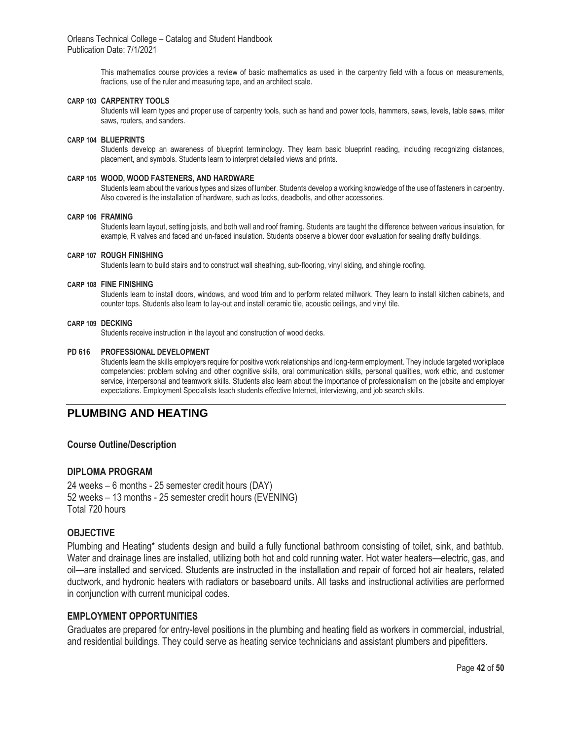This mathematics course provides a review of basic mathematics as used in the carpentry field with a focus on measurements, fractions, use of the ruler and measuring tape, and an architect scale.

**CARP 103 CARPENTRY TOOLS**

Students will learn types and proper use of carpentry tools, such as hand and power tools, hammers, saws, levels, table saws, miter saws, routers, and sanders.

**CARP 104 BLUEPRINTS**

Students develop an awareness of blueprint terminology. They learn basic blueprint reading, including recognizing distances, placement, and symbols. Students learn to interpret detailed views and prints.

**CARP 105 WOOD, WOOD FASTENERS, AND HARDWARE**

Students learn about the various types and sizes of lumber. Students develop a working knowledge of the use of fasteners in carpentry. Also covered is the installation of hardware, such as locks, deadbolts, and other accessories.

**CARP 106 FRAMING**

Students learn layout, setting joists, and both wall and roof framing. Students are taught the difference between various insulation, for example, R valves and faced and un-faced insulation. Students observe a blower door evaluation for sealing drafty buildings.

**CARP 107 ROUGH FINISHING**

Students learn to build stairs and to construct wall sheathing, sub-flooring, vinyl siding, and shingle roofing.

**CARP 108 FINE FINISHING**

Students learn to install doors, windows, and wood trim and to perform related millwork. They learn to install kitchen cabinets, and counter tops. Students also learn to lay-out and install ceramic tile, acoustic ceilings, and vinyl tile.

**CARP 109 DECKING**

Students receive instruction in the layout and construction of wood decks.

**PD 616 PROFESSIONAL DEVELOPMENT**

Students learn the skills employers require for positive work relationships and long-term employment. They include targeted workplace competencies: problem solving and other cognitive skills, oral communication skills, personal qualities, work ethic, and customer service, interpersonal and teamwork skills. Students also learn about the importance of professionalism on the jobsite and employer expectations. Employment Specialists teach students effective Internet, interviewing, and job search skills.

## PLUMBING AND HEATING

### Course Outline/Description

### DIPLOMA PROGRAM

24 weeks – 6 months - 25 semester credit hours (DAY)
52 weeks – 13 months - 25 semester credit hours (EVENING)
Total 720 hours

### OBJECTIVE

Plumbing and Heating* students design and build a fully functional bathroom consisting of toilet, sink, and bathtub. Water and drainage lines are installed, utilizing both hot and cold running water. Hot water heaters—electric, gas, and oil—are installed and serviced. Students are instructed in the installation and repair of forced hot air heaters, related ductwork, and hydronic heaters with radiators or baseboard units. All tasks and instructional activities are performed in conjunction with current municipal codes.

### EMPLOYMENT OPPORTUNITIES

Graduates are prepared for entry-level positions in the plumbing and heating field as workers in commercial, industrial, and residential buildings. They could serve as heating service technicians and assistant plumbers and pipefitters.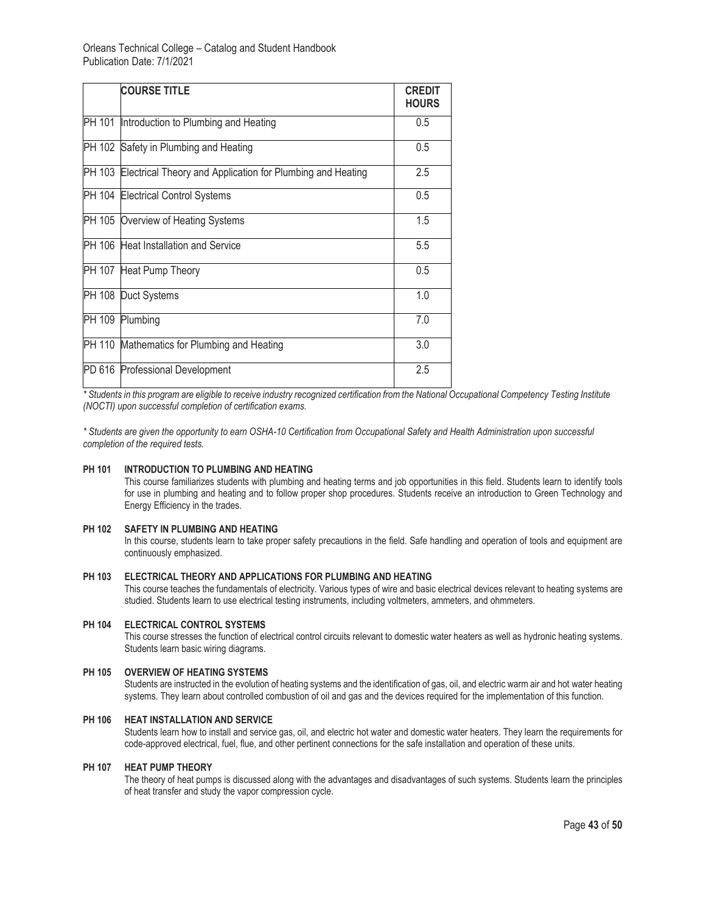| | COURSE TITLE | CREDIT HOURS |
|---|---|---|
| PH 101 | Introduction to Plumbing and Heating | 0.5 |
| PH 102 | Safety in Plumbing and Heating | 0.5 |
| PH 103 | Electrical Theory and Application for Plumbing and Heating | 2.5 |
| PH 104 | Electrical Control Systems | 0.5 |
| PH 105 | Overview of Heating Systems | 1.5 |
| PH 106 | Heat Installation and Service | 5.5 |
| PH 107 | Heat Pump Theory | 0.5 |
| PH 108 | Duct Systems | 1.0 |
| PH 109 | Plumbing | 7.0 |
| PH 110 | Mathematics for Plumbing and Heating | 3.0 |
| PD 616 | Professional Development | 2.5 |

*\* Students in this program are eligible to receive industry recognized certification from the National Occupational Competency Testing Institute (NOCTI) upon successful completion of certification exams.*

*\* Students are given the opportunity to earn OSHA-10 Certification from Occupational Safety and Health Administration upon successful completion of the required tests.*

**PH 101 INTRODUCTION TO PLUMBING AND HEATING**

This course familiarizes students with plumbing and heating terms and job opportunities in this field. Students learn to identify tools for use in plumbing and heating and to follow proper shop procedures. Students receive an introduction to Green Technology and Energy Efficiency in the trades.

**PH 102 SAFETY IN PLUMBING AND HEATING**

In this course, students learn to take proper safety precautions in the field. Safe handling and operation of tools and equipment are continuously emphasized.

**PH 103 ELECTRICAL THEORY AND APPLICATIONS FOR PLUMBING AND HEATING**

This course teaches the fundamentals of electricity. Various types of wire and basic electrical devices relevant to heating systems are studied. Students learn to use electrical testing instruments, including voltmeters, ammeters, and ohmmeters.

**PH 104 ELECTRICAL CONTROL SYSTEMS**

This course stresses the function of electrical control circuits relevant to domestic water heaters as well as hydronic heating systems. Students learn basic wiring diagrams.

**PH 105 OVERVIEW OF HEATING SYSTEMS**

Students are instructed in the evolution of heating systems and the identification of gas, oil, and electric warm air and hot water heating systems. They learn about controlled combustion of oil and gas and the devices required for the implementation of this function.

**PH 106 HEAT INSTALLATION AND SERVICE**

Students learn how to install and service gas, oil, and electric hot water and domestic water heaters. They learn the requirements for code-approved electrical, fuel, flue, and other pertinent connections for the safe installation and operation of these units.

**PH 107 HEAT PUMP THEORY**

The theory of heat pumps is discussed along with the advantages and disadvantages of such systems. Students learn the principles of heat transfer and study the vapor compression cycle.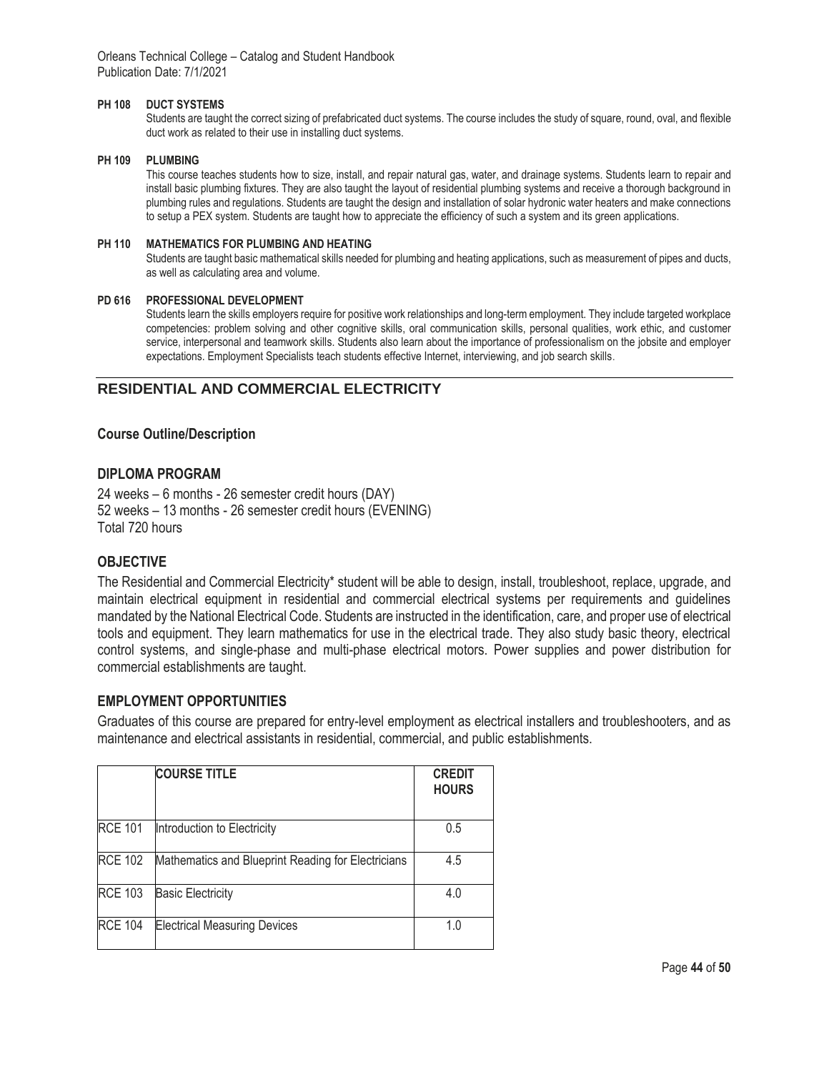**PH 108 DUCT SYSTEMS**

Students are taught the correct sizing of prefabricated duct systems. The course includes the study of square, round, oval, and flexible duct work as related to their use in installing duct systems.

**PH 109 PLUMBING**

This course teaches students how to size, install, and repair natural gas, water, and drainage systems. Students learn to repair and install basic plumbing fixtures. They are also taught the layout of residential plumbing systems and receive a thorough background in plumbing rules and regulations. Students are taught the design and installation of solar hydronic water heaters and make connections to setup a PEX system. Students are taught how to appreciate the efficiency of such a system and its green applications.

**PH 110 MATHEMATICS FOR PLUMBING AND HEATING**

Students are taught basic mathematical skills needed for plumbing and heating applications, such as measurement of pipes and ducts, as well as calculating area and volume.

**PD 616 PROFESSIONAL DEVELOPMENT**

Students learn the skills employers require for positive work relationships and long-term employment. They include targeted workplace competencies: problem solving and other cognitive skills, oral communication skills, personal qualities, work ethic, and customer service, interpersonal and teamwork skills. Students also learn about the importance of professionalism on the jobsite and employer expectations. Employment Specialists teach students effective Internet, interviewing, and job search skills.

---

## RESIDENTIAL AND COMMERCIAL ELECTRICITY

### Course Outline/Description

### DIPLOMA PROGRAM

24 weeks – 6 months - 26 semester credit hours (DAY)
52 weeks – 13 months - 26 semester credit hours (EVENING)
Total 720 hours

### OBJECTIVE

The Residential and Commercial Electricity* student will be able to design, install, troubleshoot, replace, upgrade, and maintain electrical equipment in residential and commercial electrical systems per requirements and guidelines mandated by the National Electrical Code. Students are instructed in the identification, care, and proper use of electrical tools and equipment. They learn mathematics for use in the electrical trade. They also study basic theory, electrical control systems, and single-phase and multi-phase electrical motors. Power supplies and power distribution for commercial establishments are taught.

### EMPLOYMENT OPPORTUNITIES

Graduates of this course are prepared for entry-level employment as electrical installers and troubleshooters, and as maintenance and electrical assistants in residential, commercial, and public establishments.

| | COURSE TITLE | CREDIT HOURS |
|---|---|---|
| RCE 101 | Introduction to Electricity | 0.5 |
| RCE 102 | Mathematics and Blueprint Reading for Electricians | 4.5 |
| RCE 103 | Basic Electricity | 4.0 |
| RCE 104 | Electrical Measuring Devices | 1.0 |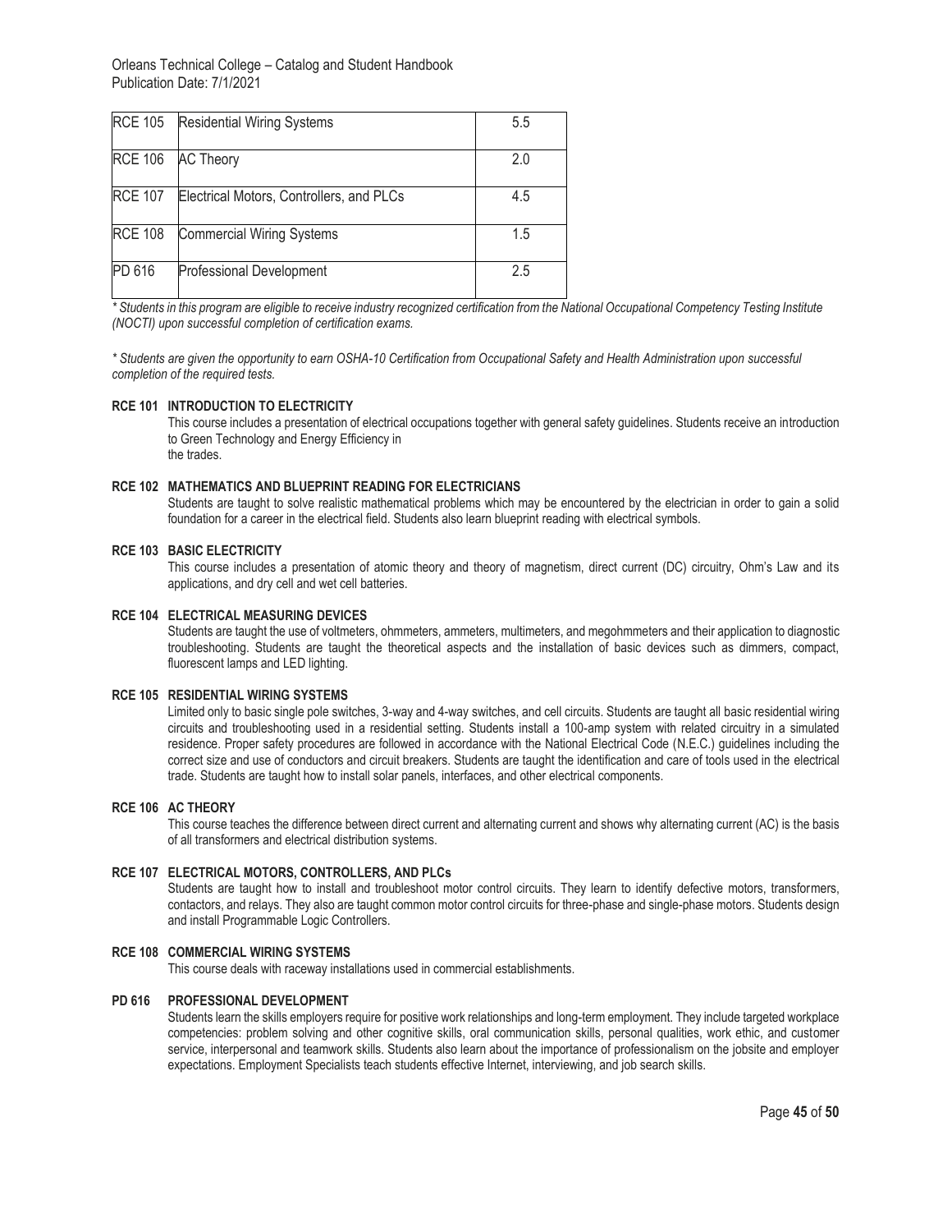| RCE 105 | Residential Wiring Systems | 5.5 |
|---|---|---|
| RCE 106 | AC Theory | 2.0 |
| RCE 107 | Electrical Motors, Controllers, and PLCs | 4.5 |
| RCE 108 | Commercial Wiring Systems | 1.5 |
| PD 616 | Professional Development | 2.5 |

*\* Students in this program are eligible to receive industry recognized certification from the National Occupational Competency Testing Institute (NOCTI) upon successful completion of certification exams.*

*\* Students are given the opportunity to earn OSHA-10 Certification from Occupational Safety and Health Administration upon successful completion of the required tests.*

**RCE 101 INTRODUCTION TO ELECTRICITY**

This course includes a presentation of electrical occupations together with general safety guidelines. Students receive an introduction to Green Technology and Energy Efficiency in the trades.

**RCE 102 MATHEMATICS AND BLUEPRINT READING FOR ELECTRICIANS**

Students are taught to solve realistic mathematical problems which may be encountered by the electrician in order to gain a solid foundation for a career in the electrical field. Students also learn blueprint reading with electrical symbols.

**RCE 103 BASIC ELECTRICITY**

This course includes a presentation of atomic theory and theory of magnetism, direct current (DC) circuitry, Ohm's Law and its applications, and dry cell and wet cell batteries.

**RCE 104 ELECTRICAL MEASURING DEVICES**

Students are taught the use of voltmeters, ohmmeters, ammeters, multimeters, and megohmmeters and their application to diagnostic troubleshooting. Students are taught the theoretical aspects and the installation of basic devices such as dimmers, compact, fluorescent lamps and LED lighting.

**RCE 105 RESIDENTIAL WIRING SYSTEMS**

Limited only to basic single pole switches, 3-way and 4-way switches, and cell circuits. Students are taught all basic residential wiring circuits and troubleshooting used in a residential setting. Students install a 100-amp system with related circuitry in a simulated residence. Proper safety procedures are followed in accordance with the National Electrical Code (N.E.C.) guidelines including the correct size and use of conductors and circuit breakers. Students are taught the identification and care of tools used in the electrical trade. Students are taught how to install solar panels, interfaces, and other electrical components.

**RCE 106 AC THEORY**

This course teaches the difference between direct current and alternating current and shows why alternating current (AC) is the basis of all transformers and electrical distribution systems.

**RCE 107 ELECTRICAL MOTORS, CONTROLLERS, AND PLCs**

Students are taught how to install and troubleshoot motor control circuits. They learn to identify defective motors, transformers, contactors, and relays. They also are taught common motor control circuits for three-phase and single-phase motors. Students design and install Programmable Logic Controllers.

**RCE 108 COMMERCIAL WIRING SYSTEMS**

This course deals with raceway installations used in commercial establishments.

**PD 616 PROFESSIONAL DEVELOPMENT**

Students learn the skills employers require for positive work relationships and long-term employment. They include targeted workplace competencies: problem solving and other cognitive skills, oral communication skills, personal qualities, work ethic, and customer service, interpersonal and teamwork skills. Students also learn about the importance of professionalism on the jobsite and employer expectations. Employment Specialists teach students effective Internet, interviewing, and job search skills.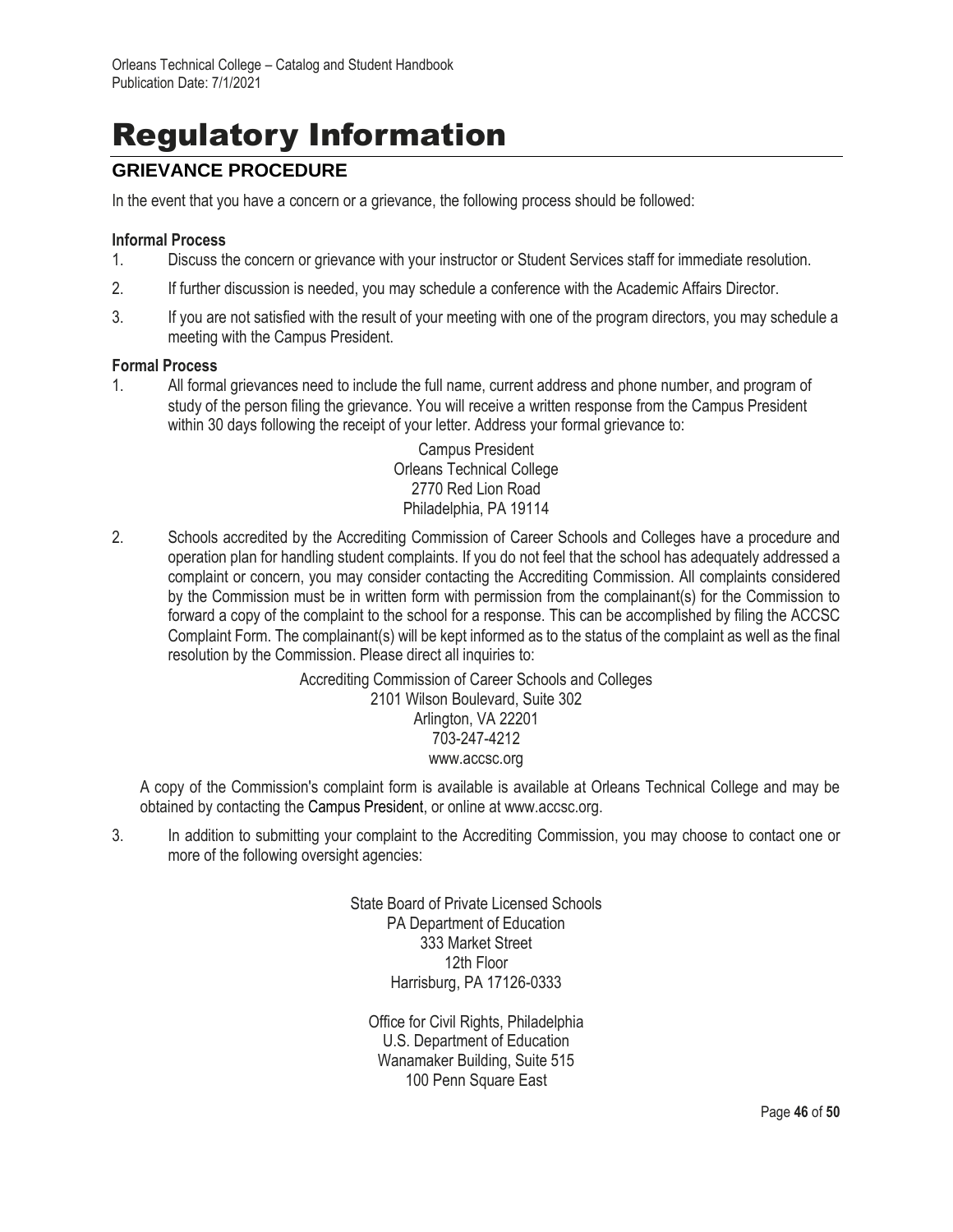# Regulatory Information

## GRIEVANCE PROCEDURE

In the event that you have a concern or a grievance, the following process should be followed:

**Informal Process**

1. Discuss the concern or grievance with your instructor or Student Services staff for immediate resolution.
2. If further discussion is needed, you may schedule a conference with the Academic Affairs Director.
3. If you are not satisfied with the result of your meeting with one of the program directors, you may schedule a meeting with the Campus President.

**Formal Process**

1. All formal grievances need to include the full name, current address and phone number, and program of study of the person filing the grievance. You will receive a written response from the Campus President within 30 days following the receipt of your letter. Address your formal grievance to:

   Campus President
   Orleans Technical College
   2770 Red Lion Road
   Philadelphia, PA 19114

2. Schools accredited by the Accrediting Commission of Career Schools and Colleges have a procedure and operation plan for handling student complaints. If you do not feel that the school has adequately addressed a complaint or concern, you may consider contacting the Accrediting Commission. All complaints considered by the Commission must be in written form with permission from the complainant(s) for the Commission to forward a copy of the complaint to the school for a response. This can be accomplished by filing the ACCSC Complaint Form. The complainant(s) will be kept informed as to the status of the complaint as well as the final resolution by the Commission. Please direct all inquiries to:

   Accrediting Commission of Career Schools and Colleges
   2101 Wilson Boulevard, Suite 302
   Arlington, VA 22201
   703-247-4212
   www.accsc.org

   A copy of the Commission's complaint form is available is available at Orleans Technical College and may be obtained by contacting the Campus President, or online at www.accsc.org.

3. In addition to submitting your complaint to the Accrediting Commission, you may choose to contact one or more of the following oversight agencies:

   State Board of Private Licensed Schools
   PA Department of Education
   333 Market Street
   12th Floor
   Harrisburg, PA 17126-0333

   Office for Civil Rights, Philadelphia
   U.S. Department of Education
   Wanamaker Building, Suite 515
   100 Penn Square East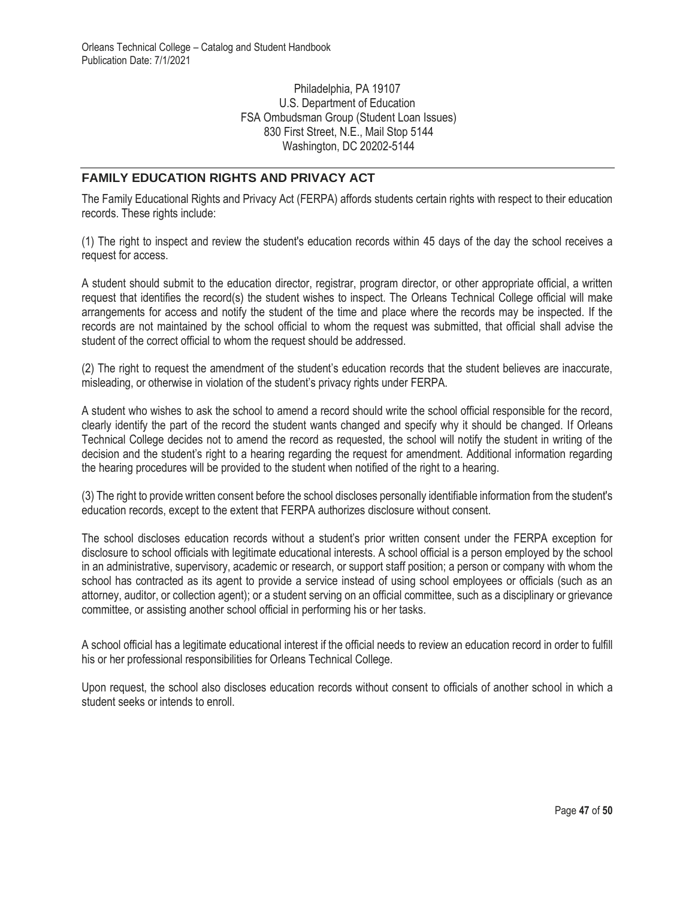Philadelphia, PA 19107
U.S. Department of Education
FSA Ombudsman Group (Student Loan Issues)
830 First Street, N.E., Mail Stop 5144
Washington, DC 20202-5144

## FAMILY EDUCATION RIGHTS AND PRIVACY ACT

The Family Educational Rights and Privacy Act (FERPA) affords students certain rights with respect to their education records. These rights include:

(1) The right to inspect and review the student's education records within 45 days of the day the school receives a request for access.

A student should submit to the education director, registrar, program director, or other appropriate official, a written request that identifies the record(s) the student wishes to inspect. The Orleans Technical College official will make arrangements for access and notify the student of the time and place where the records may be inspected. If the records are not maintained by the school official to whom the request was submitted, that official shall advise the student of the correct official to whom the request should be addressed.

(2) The right to request the amendment of the student's education records that the student believes are inaccurate, misleading, or otherwise in violation of the student's privacy rights under FERPA.

A student who wishes to ask the school to amend a record should write the school official responsible for the record, clearly identify the part of the record the student wants changed and specify why it should be changed. If Orleans Technical College decides not to amend the record as requested, the school will notify the student in writing of the decision and the student's right to a hearing regarding the request for amendment. Additional information regarding the hearing procedures will be provided to the student when notified of the right to a hearing.

(3) The right to provide written consent before the school discloses personally identifiable information from the student's education records, except to the extent that FERPA authorizes disclosure without consent.

The school discloses education records without a student's prior written consent under the FERPA exception for disclosure to school officials with legitimate educational interests. A school official is a person employed by the school in an administrative, supervisory, academic or research, or support staff position; a person or company with whom the school has contracted as its agent to provide a service instead of using school employees or officials (such as an attorney, auditor, or collection agent); or a student serving on an official committee, such as a disciplinary or grievance committee, or assisting another school official in performing his or her tasks.

A school official has a legitimate educational interest if the official needs to review an education record in order to fulfill his or her professional responsibilities for Orleans Technical College.

Upon request, the school also discloses education records without consent to officials of another school in which a student seeks or intends to enroll.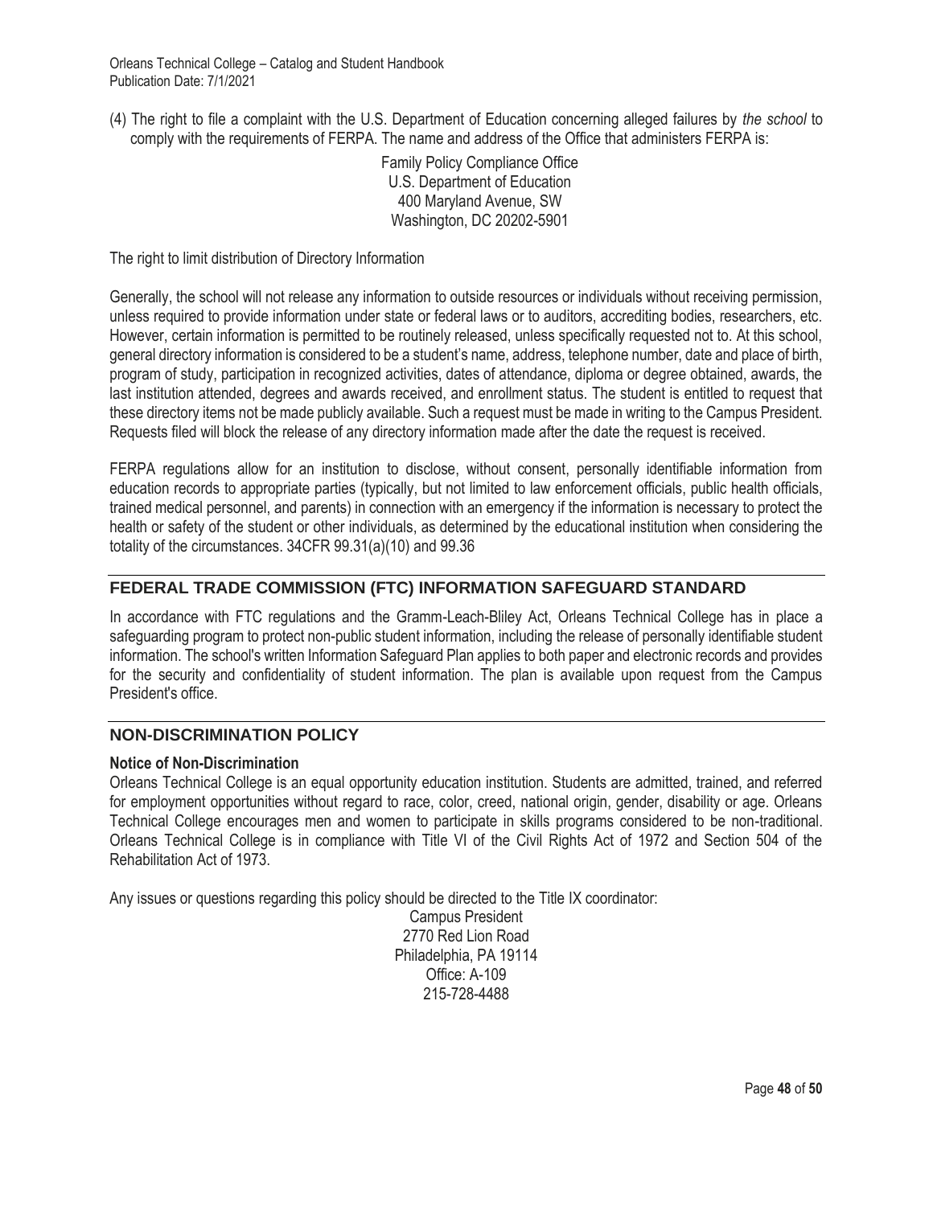(4) The right to file a complaint with the U.S. Department of Education concerning alleged failures by *the school* to comply with the requirements of FERPA. The name and address of the Office that administers FERPA is:

Family Policy Compliance Office
U.S. Department of Education
400 Maryland Avenue, SW
Washington, DC 20202-5901

The right to limit distribution of Directory Information

Generally, the school will not release any information to outside resources or individuals without receiving permission, unless required to provide information under state or federal laws or to auditors, accrediting bodies, researchers, etc. However, certain information is permitted to be routinely released, unless specifically requested not to. At this school, general directory information is considered to be a student's name, address, telephone number, date and place of birth, program of study, participation in recognized activities, dates of attendance, diploma or degree obtained, awards, the last institution attended, degrees and awards received, and enrollment status. The student is entitled to request that these directory items not be made publicly available. Such a request must be made in writing to the Campus President. Requests filed will block the release of any directory information made after the date the request is received.

FERPA regulations allow for an institution to disclose, without consent, personally identifiable information from education records to appropriate parties (typically, but not limited to law enforcement officials, public health officials, trained medical personnel, and parents) in connection with an emergency if the information is necessary to protect the health or safety of the student or other individuals, as determined by the educational institution when considering the totality of the circumstances. 34CFR 99.31(a)(10) and 99.36

## FEDERAL TRADE COMMISSION (FTC) INFORMATION SAFEGUARD STANDARD

In accordance with FTC regulations and the Gramm-Leach-Bliley Act, Orleans Technical College has in place a safeguarding program to protect non-public student information, including the release of personally identifiable student information. The school's written Information Safeguard Plan applies to both paper and electronic records and provides for the security and confidentiality of student information. The plan is available upon request from the Campus President's office.

## NON-DISCRIMINATION POLICY

**Notice of Non-Discrimination**

Orleans Technical College is an equal opportunity education institution. Students are admitted, trained, and referred for employment opportunities without regard to race, color, creed, national origin, gender, disability or age. Orleans Technical College encourages men and women to participate in skills programs considered to be non-traditional. Orleans Technical College is in compliance with Title VI of the Civil Rights Act of 1972 and Section 504 of the Rehabilitation Act of 1973.

Any issues or questions regarding this policy should be directed to the Title IX coordinator:

Campus President
2770 Red Lion Road
Philadelphia, PA 19114
Office: A-109
215-728-4488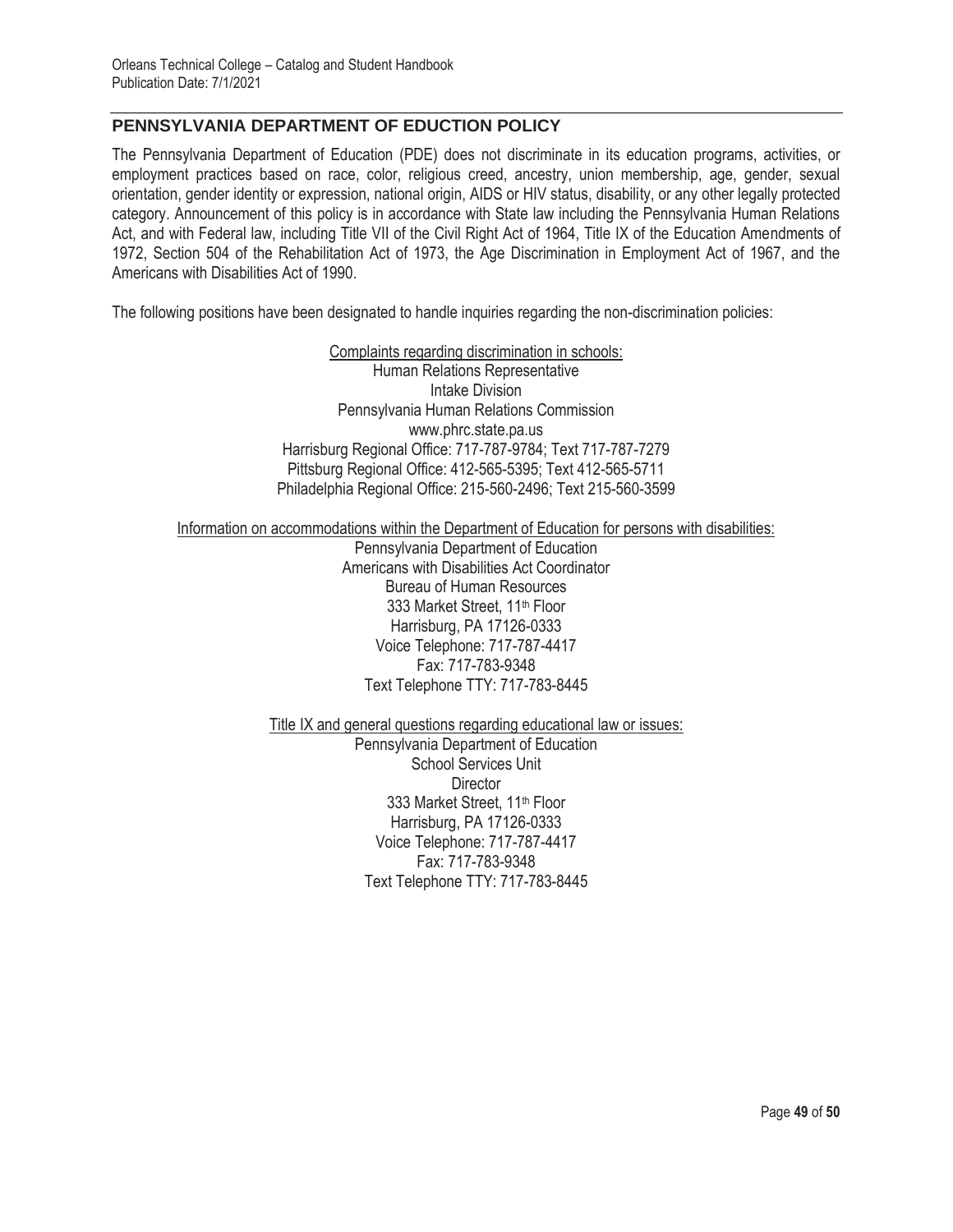## PENNSYLVANIA DEPARTMENT OF EDUCTION POLICY

The Pennsylvania Department of Education (PDE) does not discriminate in its education programs, activities, or employment practices based on race, color, religious creed, ancestry, union membership, age, gender, sexual orientation, gender identity or expression, national origin, AIDS or HIV status, disability, or any other legally protected category. Announcement of this policy is in accordance with State law including the Pennsylvania Human Relations Act, and with Federal law, including Title VII of the Civil Right Act of 1964, Title IX of the Education Amendments of 1972, Section 504 of the Rehabilitation Act of 1973, the Age Discrimination in Employment Act of 1967, and the Americans with Disabilities Act of 1990.

The following positions have been designated to handle inquiries regarding the non-discrimination policies:

<u>Complaints regarding discrimination in schools:</u>
Human Relations Representative
Intake Division
Pennsylvania Human Relations Commission
www.phrc.state.pa.us
Harrisburg Regional Office: 717-787-9784; Text 717-787-7279
Pittsburg Regional Office: 412-565-5395; Text 412-565-5711
Philadelphia Regional Office: 215-560-2496; Text 215-560-3599

<u>Information on accommodations within the Department of Education for persons with disabilities:</u>
Pennsylvania Department of Education
Americans with Disabilities Act Coordinator
Bureau of Human Resources
333 Market Street, 11th Floor
Harrisburg, PA 17126-0333
Voice Telephone: 717-787-4417
Fax: 717-783-9348
Text Telephone TTY: 717-783-8445

<u>Title IX and general questions regarding educational law or issues:</u>
Pennsylvania Department of Education
School Services Unit
Director
333 Market Street, 11th Floor
Harrisburg, PA 17126-0333
Voice Telephone: 717-787-4417
Fax: 717-783-9348
Text Telephone TTY: 717-783-8445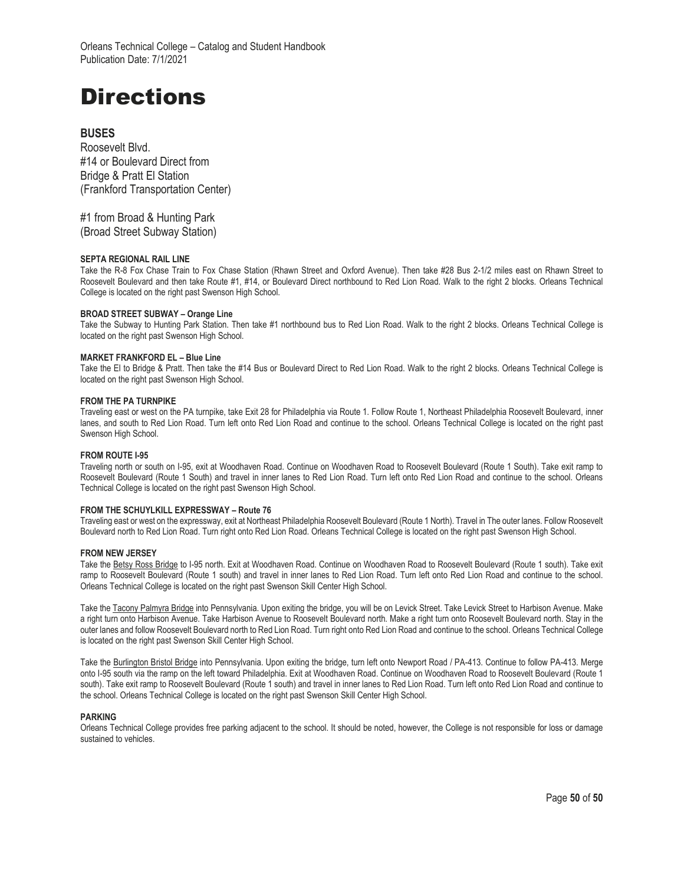# Directions

## BUSES

Roosevelt Blvd.
#14 or Boulevard Direct from
Bridge & Pratt El Station
(Frankford Transportation Center)

#1 from Broad & Hunting Park
(Broad Street Subway Station)

**SEPTA REGIONAL RAIL LINE**

Take the R-8 Fox Chase Train to Fox Chase Station (Rhawn Street and Oxford Avenue). Then take #28 Bus 2-1/2 miles east on Rhawn Street to Roosevelt Boulevard and then take Route #1, #14, or Boulevard Direct northbound to Red Lion Road. Walk to the right 2 blocks. Orleans Technical College is located on the right past Swenson High School.

**BROAD STREET SUBWAY – Orange Line**

Take the Subway to Hunting Park Station. Then take #1 northbound bus to Red Lion Road. Walk to the right 2 blocks. Orleans Technical College is located on the right past Swenson High School.

**MARKET FRANKFORD EL – Blue Line**

Take the El to Bridge & Pratt. Then take the #14 Bus or Boulevard Direct to Red Lion Road. Walk to the right 2 blocks. Orleans Technical College is located on the right past Swenson High School.

**FROM THE PA TURNPIKE**

Traveling east or west on the PA turnpike, take Exit 28 for Philadelphia via Route 1. Follow Route 1, Northeast Philadelphia Roosevelt Boulevard, inner lanes, and south to Red Lion Road. Turn left onto Red Lion Road and continue to the school. Orleans Technical College is located on the right past Swenson High School.

**FROM ROUTE I-95**

Traveling north or south on I-95, exit at Woodhaven Road. Continue on Woodhaven Road to Roosevelt Boulevard (Route 1 South). Take exit ramp to Roosevelt Boulevard (Route 1 South) and travel in inner lanes to Red Lion Road. Turn left onto Red Lion Road and continue to the school. Orleans Technical College is located on the right past Swenson High School.

**FROM THE SCHUYLKILL EXPRESSWAY – Route 76**

Traveling east or west on the expressway, exit at Northeast Philadelphia Roosevelt Boulevard (Route 1 North). Travel in The outer lanes. Follow Roosevelt Boulevard north to Red Lion Road. Turn right onto Red Lion Road. Orleans Technical College is located on the right past Swenson High School.

**FROM NEW JERSEY**

Take the Betsy Ross Bridge to I-95 north. Exit at Woodhaven Road. Continue on Woodhaven Road to Roosevelt Boulevard (Route 1 south). Take exit ramp to Roosevelt Boulevard (Route 1 south) and travel in inner lanes to Red Lion Road. Turn left onto Red Lion Road and continue to the school. Orleans Technical College is located on the right past Swenson Skill Center High School.

Take the Tacony Palmyra Bridge into Pennsylvania. Upon exiting the bridge, you will be on Levick Street. Take Levick Street to Harbison Avenue. Make a right turn onto Harbison Avenue. Take Harbison Avenue to Roosevelt Boulevard north. Make a right turn onto Roosevelt Boulevard north. Stay in the outer lanes and follow Roosevelt Boulevard north to Red Lion Road. Turn right onto Red Lion Road and continue to the school. Orleans Technical College is located on the right past Swenson Skill Center High School.

Take the Burlington Bristol Bridge into Pennsylvania. Upon exiting the bridge, turn left onto Newport Road / PA-413. Continue to follow PA-413. Merge onto I-95 south via the ramp on the left toward Philadelphia. Exit at Woodhaven Road. Continue on Woodhaven Road to Roosevelt Boulevard (Route 1 south). Take exit ramp to Roosevelt Boulevard (Route 1 south) and travel in inner lanes to Red Lion Road. Turn left onto Red Lion Road and continue to the school. Orleans Technical College is located on the right past Swenson Skill Center High School.

**PARKING**

Orleans Technical College provides free parking adjacent to the school. It should be noted, however, the College is not responsible for loss or damage sustained to vehicles.